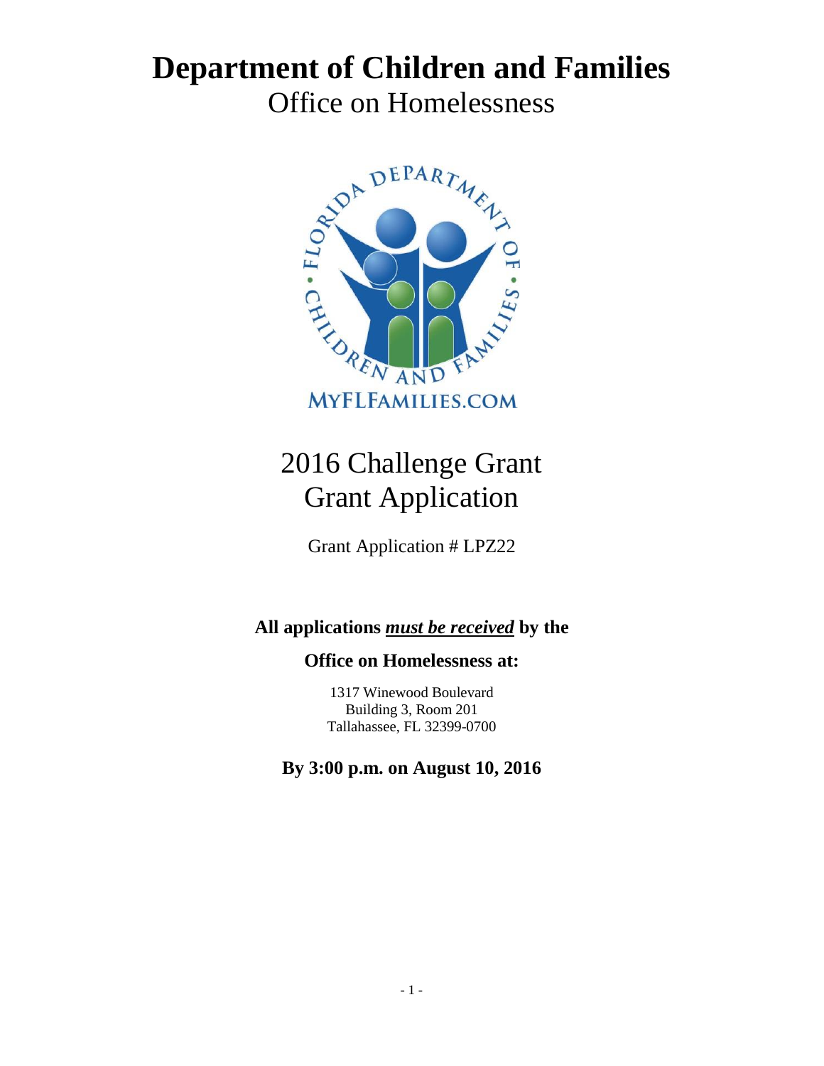# Department of Children and Families

Office on Homelessness

2016 Challenge Grant
Grant Application

Grant Application # LPZ22

**All applications *must be received* by the**

**Office on Homelessness at:**

1317 Winewood Boulevard
Building 3, Room 201
Tallahassee, FL 32399-0700

**By 3:00 p.m. on August 10, 2016**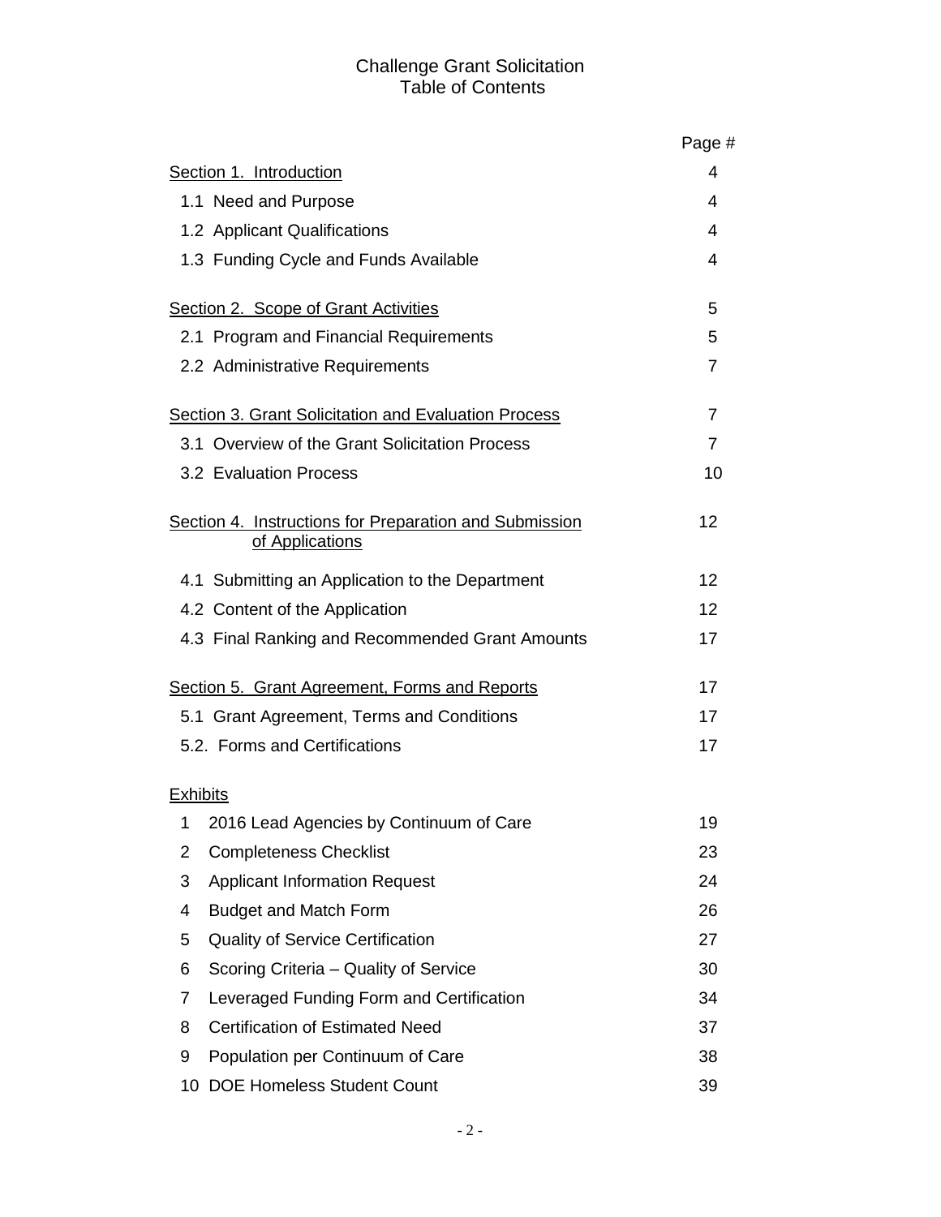# Challenge Grant Solicitation
## Table of Contents

| | Page # |
|---|---|
| Section 1. Introduction | 4 |
| 1.1 Need and Purpose | 4 |
| 1.2 Applicant Qualifications | 4 |
| 1.3 Funding Cycle and Funds Available | 4 |
| Section 2. Scope of Grant Activities | 5 |
| 2.1 Program and Financial Requirements | 5 |
| 2.2 Administrative Requirements | 7 |
| Section 3. Grant Solicitation and Evaluation Process | 7 |
| 3.1 Overview of the Grant Solicitation Process | 7 |
| 3.2 Evaluation Process | 10 |
| Section 4. Instructions for Preparation and Submission of Applications | 12 |
| 4.1 Submitting an Application to the Department | 12 |
| 4.2 Content of the Application | 12 |
| 4.3 Final Ranking and Recommended Grant Amounts | 17 |
| Section 5. Grant Agreement, Forms and Reports | 17 |
| 5.1 Grant Agreement, Terms and Conditions | 17 |
| 5.2. Forms and Certifications | 17 |
| Exhibits | |
| 1 2016 Lead Agencies by Continuum of Care | 19 |
| 2 Completeness Checklist | 23 |
| 3 Applicant Information Request | 24 |
| 4 Budget and Match Form | 26 |
| 5 Quality of Service Certification | 27 |
| 6 Scoring Criteria – Quality of Service | 30 |
| 7 Leveraged Funding Form and Certification | 34 |
| 8 Certification of Estimated Need | 37 |
| 9 Population per Continuum of Care | 38 |
| 10 DOE Homeless Student Count | 39 |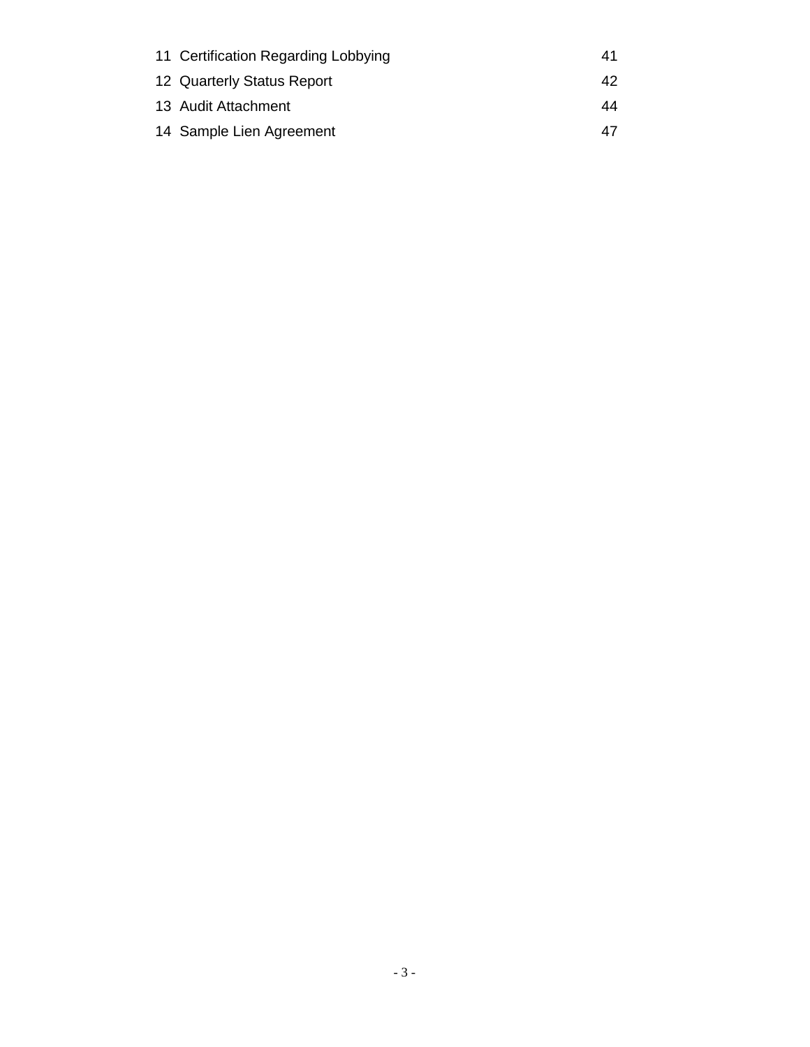| | |
|---|---|
| 11 Certification Regarding Lobbying | 41 |
| 12 Quarterly Status Report | 42 |
| 13 Audit Attachment | 44 |
| 14 Sample Lien Agreement | 47 |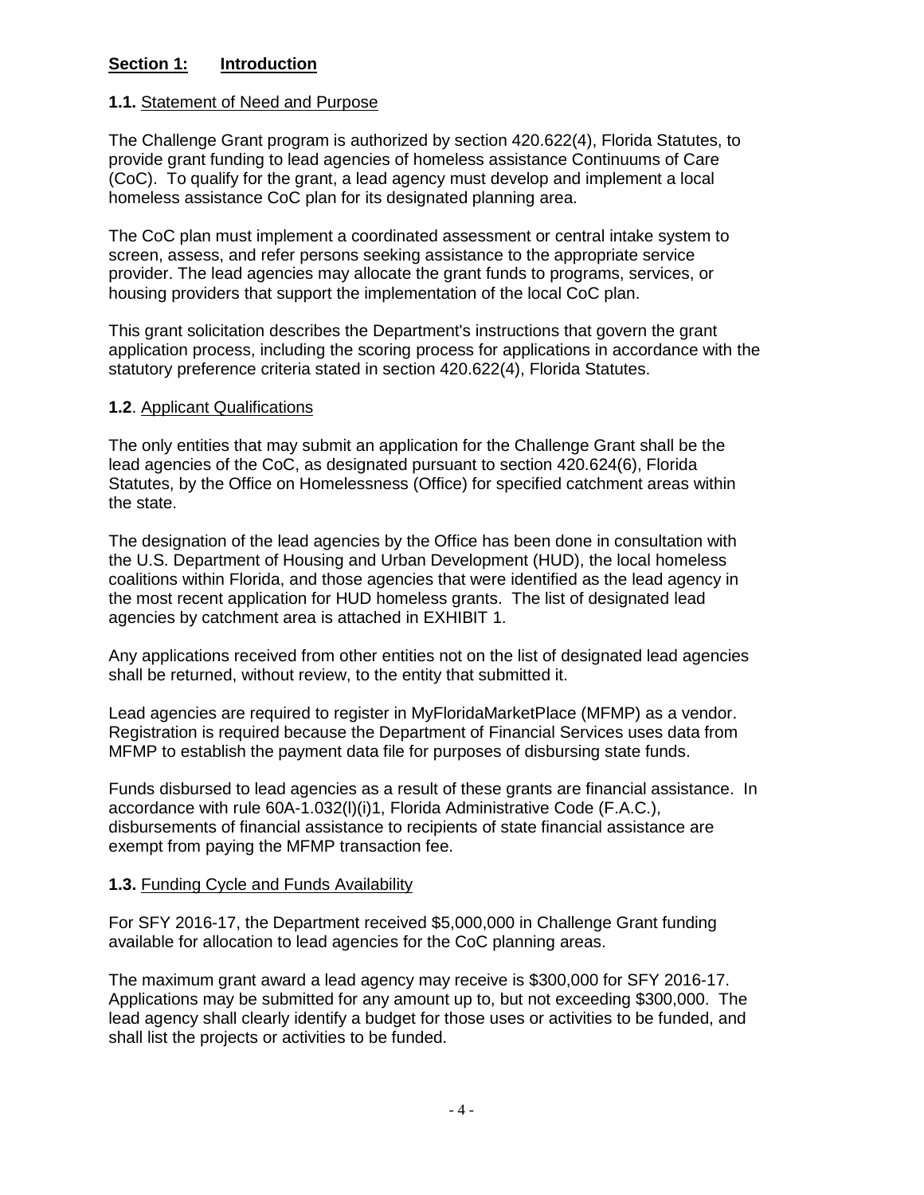## Section 1: Introduction

**1.1.** Statement of Need and Purpose

The Challenge Grant program is authorized by section 420.622(4), Florida Statutes, to provide grant funding to lead agencies of homeless assistance Continuums of Care (CoC). To qualify for the grant, a lead agency must develop and implement a local homeless assistance CoC plan for its designated planning area.

The CoC plan must implement a coordinated assessment or central intake system to screen, assess, and refer persons seeking assistance to the appropriate service provider. The lead agencies may allocate the grant funds to programs, services, or housing providers that support the implementation of the local CoC plan.

This grant solicitation describes the Department's instructions that govern the grant application process, including the scoring process for applications in accordance with the statutory preference criteria stated in section 420.622(4), Florida Statutes.

**1.2**. Applicant Qualifications

The only entities that may submit an application for the Challenge Grant shall be the lead agencies of the CoC, as designated pursuant to section 420.624(6), Florida Statutes, by the Office on Homelessness (Office) for specified catchment areas within the state.

The designation of the lead agencies by the Office has been done in consultation with the U.S. Department of Housing and Urban Development (HUD), the local homeless coalitions within Florida, and those agencies that were identified as the lead agency in the most recent application for HUD homeless grants. The list of designated lead agencies by catchment area is attached in EXHIBIT 1.

Any applications received from other entities not on the list of designated lead agencies shall be returned, without review, to the entity that submitted it.

Lead agencies are required to register in MyFloridaMarketPlace (MFMP) as a vendor. Registration is required because the Department of Financial Services uses data from MFMP to establish the payment data file for purposes of disbursing state funds.

Funds disbursed to lead agencies as a result of these grants are financial assistance. In accordance with rule 60A-1.032(l)(i)1, Florida Administrative Code (F.A.C.), disbursements of financial assistance to recipients of state financial assistance are exempt from paying the MFMP transaction fee.

**1.3.** Funding Cycle and Funds Availability

For SFY 2016-17, the Department received $5,000,000 in Challenge Grant funding available for allocation to lead agencies for the CoC planning areas.

The maximum grant award a lead agency may receive is $300,000 for SFY 2016-17. Applications may be submitted for any amount up to, but not exceeding $300,000. The lead agency shall clearly identify a budget for those uses or activities to be funded, and shall list the projects or activities to be funded.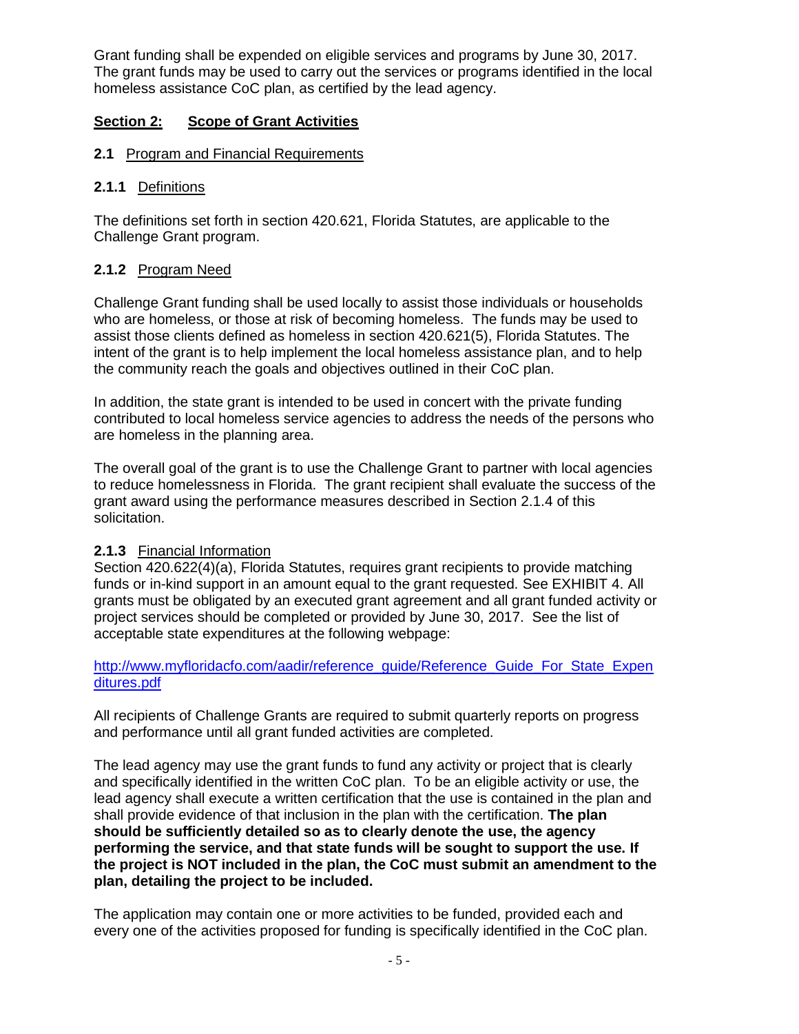Grant funding shall be expended on eligible services and programs by June 30, 2017. The grant funds may be used to carry out the services or programs identified in the local homeless assistance CoC plan, as certified by the lead agency.

## Section 2: Scope of Grant Activities

### 2.1 Program and Financial Requirements

#### 2.1.1 Definitions

The definitions set forth in section 420.621, Florida Statutes, are applicable to the Challenge Grant program.

#### 2.1.2 Program Need

Challenge Grant funding shall be used locally to assist those individuals or households who are homeless, or those at risk of becoming homeless. The funds may be used to assist those clients defined as homeless in section 420.621(5), Florida Statutes. The intent of the grant is to help implement the local homeless assistance plan, and to help the community reach the goals and objectives outlined in their CoC plan.

In addition, the state grant is intended to be used in concert with the private funding contributed to local homeless service agencies to address the needs of the persons who are homeless in the planning area.

The overall goal of the grant is to use the Challenge Grant to partner with local agencies to reduce homelessness in Florida. The grant recipient shall evaluate the success of the grant award using the performance measures described in Section 2.1.4 of this solicitation.

#### 2.1.3 Financial Information

Section 420.622(4)(a), Florida Statutes, requires grant recipients to provide matching funds or in-kind support in an amount equal to the grant requested. See EXHIBIT 4. All grants must be obligated by an executed grant agreement and all grant funded activity or project services should be completed or provided by June 30, 2017. See the list of acceptable state expenditures at the following webpage:

http://www.myfloridacfo.com/aadir/reference_guide/Reference_Guide_For_State_Expenditures.pdf

All recipients of Challenge Grants are required to submit quarterly reports on progress and performance until all grant funded activities are completed.

The lead agency may use the grant funds to fund any activity or project that is clearly and specifically identified in the written CoC plan. To be an eligible activity or use, the lead agency shall execute a written certification that the use is contained in the plan and shall provide evidence of that inclusion in the plan with the certification. **The plan should be sufficiently detailed so as to clearly denote the use, the agency performing the service, and that state funds will be sought to support the use. If the project is NOT included in the plan, the CoC must submit an amendment to the plan, detailing the project to be included.**

The application may contain one or more activities to be funded, provided each and every one of the activities proposed for funding is specifically identified in the CoC plan.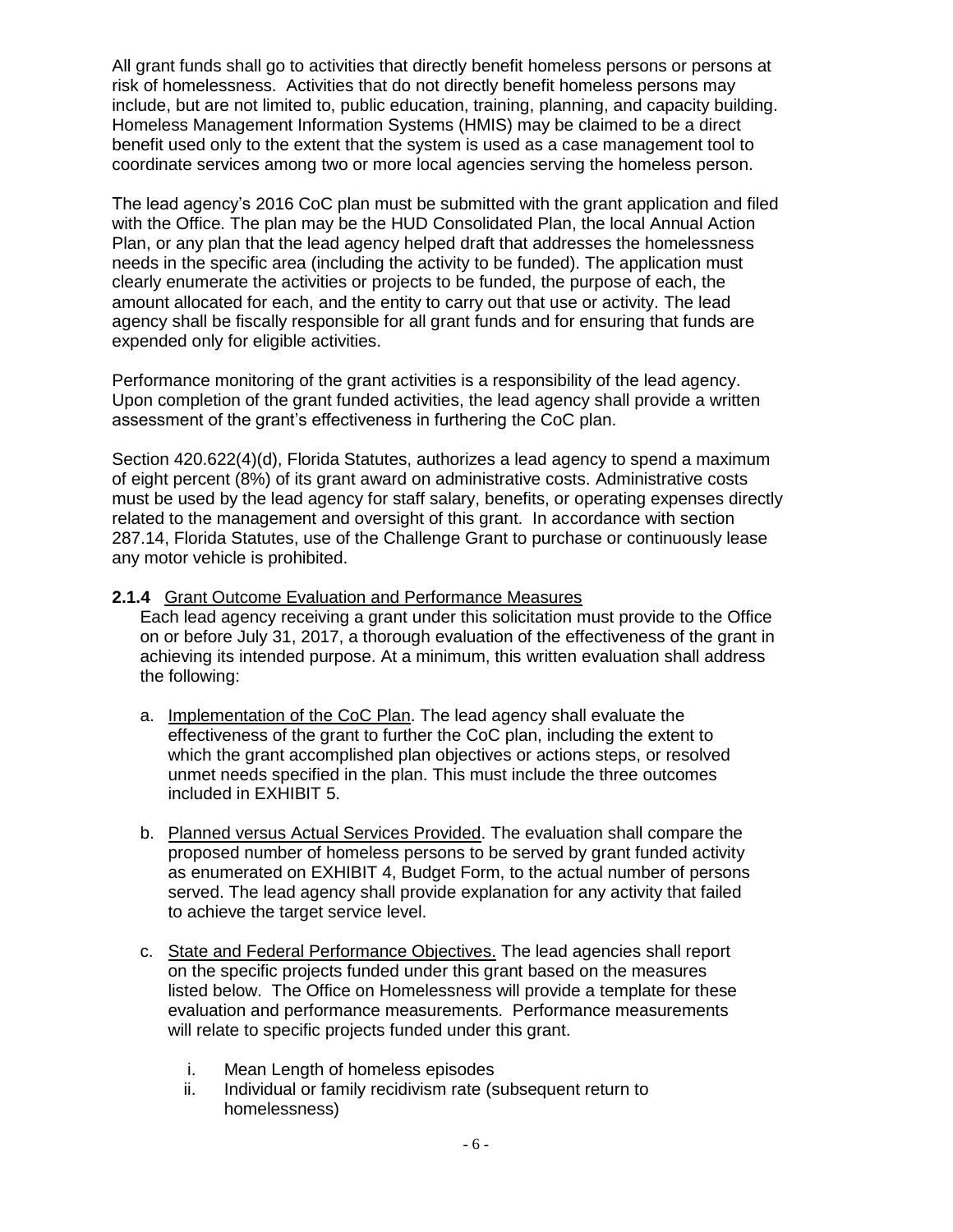All grant funds shall go to activities that directly benefit homeless persons or persons at risk of homelessness. Activities that do not directly benefit homeless persons may include, but are not limited to, public education, training, planning, and capacity building. Homeless Management Information Systems (HMIS) may be claimed to be a direct benefit used only to the extent that the system is used as a case management tool to coordinate services among two or more local agencies serving the homeless person.

The lead agency's 2016 CoC plan must be submitted with the grant application and filed with the Office. The plan may be the HUD Consolidated Plan, the local Annual Action Plan, or any plan that the lead agency helped draft that addresses the homelessness needs in the specific area (including the activity to be funded). The application must clearly enumerate the activities or projects to be funded, the purpose of each, the amount allocated for each, and the entity to carry out that use or activity. The lead agency shall be fiscally responsible for all grant funds and for ensuring that funds are expended only for eligible activities.

Performance monitoring of the grant activities is a responsibility of the lead agency. Upon completion of the grant funded activities, the lead agency shall provide a written assessment of the grant's effectiveness in furthering the CoC plan.

Section 420.622(4)(d), Florida Statutes, authorizes a lead agency to spend a maximum of eight percent (8%) of its grant award on administrative costs. Administrative costs must be used by the lead agency for staff salary, benefits, or operating expenses directly related to the management and oversight of this grant. In accordance with section 287.14, Florida Statutes, use of the Challenge Grant to purchase or continuously lease any motor vehicle is prohibited.

**2.1.4** Grant Outcome Evaluation and Performance Measures

Each lead agency receiving a grant under this solicitation must provide to the Office on or before July 31, 2017, a thorough evaluation of the effectiveness of the grant in achieving its intended purpose. At a minimum, this written evaluation shall address the following:

a. Implementation of the CoC Plan. The lead agency shall evaluate the effectiveness of the grant to further the CoC plan, including the extent to which the grant accomplished plan objectives or actions steps, or resolved unmet needs specified in the plan. This must include the three outcomes included in EXHIBIT 5.

b. Planned versus Actual Services Provided. The evaluation shall compare the proposed number of homeless persons to be served by grant funded activity as enumerated on EXHIBIT 4, Budget Form, to the actual number of persons served. The lead agency shall provide explanation for any activity that failed to achieve the target service level.

c. State and Federal Performance Objectives. The lead agencies shall report on the specific projects funded under this grant based on the measures listed below. The Office on Homelessness will provide a template for these evaluation and performance measurements. Performance measurements will relate to specific projects funded under this grant.

   i. Mean Length of homeless episodes
   
   ii. Individual or family recidivism rate (subsequent return to homelessness)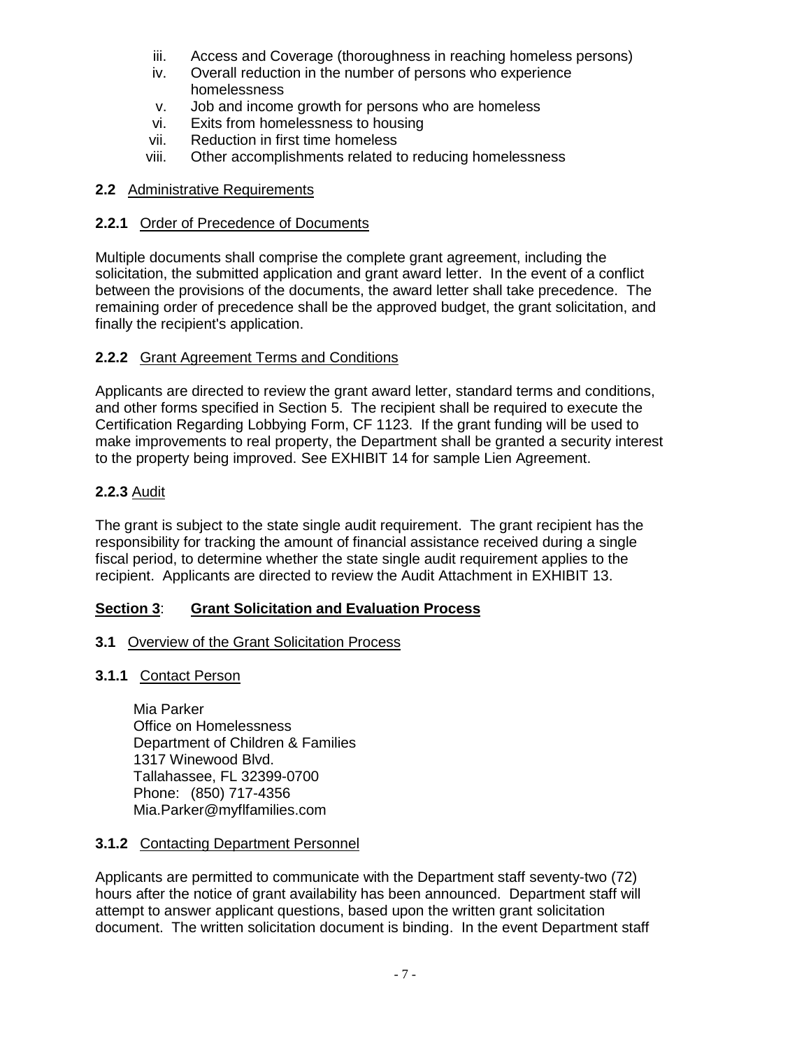iii. Access and Coverage (thoroughness in reaching homeless persons)
iv. Overall reduction in the number of persons who experience homelessness
v. Job and income growth for persons who are homeless
vi. Exits from homelessness to housing
vii. Reduction in first time homeless
viii. Other accomplishments related to reducing homelessness

**2.2** Administrative Requirements

**2.2.1** Order of Precedence of Documents

Multiple documents shall comprise the complete grant agreement, including the solicitation, the submitted application and grant award letter. In the event of a conflict between the provisions of the documents, the award letter shall take precedence. The remaining order of precedence shall be the approved budget, the grant solicitation, and finally the recipient's application.

**2.2.2** Grant Agreement Terms and Conditions

Applicants are directed to review the grant award letter, standard terms and conditions, and other forms specified in Section 5. The recipient shall be required to execute the Certification Regarding Lobbying Form, CF 1123. If the grant funding will be used to make improvements to real property, the Department shall be granted a security interest to the property being improved. See EXHIBIT 14 for sample Lien Agreement.

**2.2.3** Audit

The grant is subject to the state single audit requirement. The grant recipient has the responsibility for tracking the amount of financial assistance received during a single fiscal period, to determine whether the state single audit requirement applies to the recipient. Applicants are directed to review the Audit Attachment in EXHIBIT 13.

## **Section 3**: **Grant Solicitation and Evaluation Process**

**3.1** Overview of the Grant Solicitation Process

**3.1.1** Contact Person

Mia Parker
Office on Homelessness
Department of Children & Families
1317 Winewood Blvd.
Tallahassee, FL 32399-0700
Phone: (850) 717-4356
Mia.Parker@myflfamilies.com

**3.1.2** Contacting Department Personnel

Applicants are permitted to communicate with the Department staff seventy-two (72) hours after the notice of grant availability has been announced. Department staff will attempt to answer applicant questions, based upon the written grant solicitation document. The written solicitation document is binding. In the event Department staff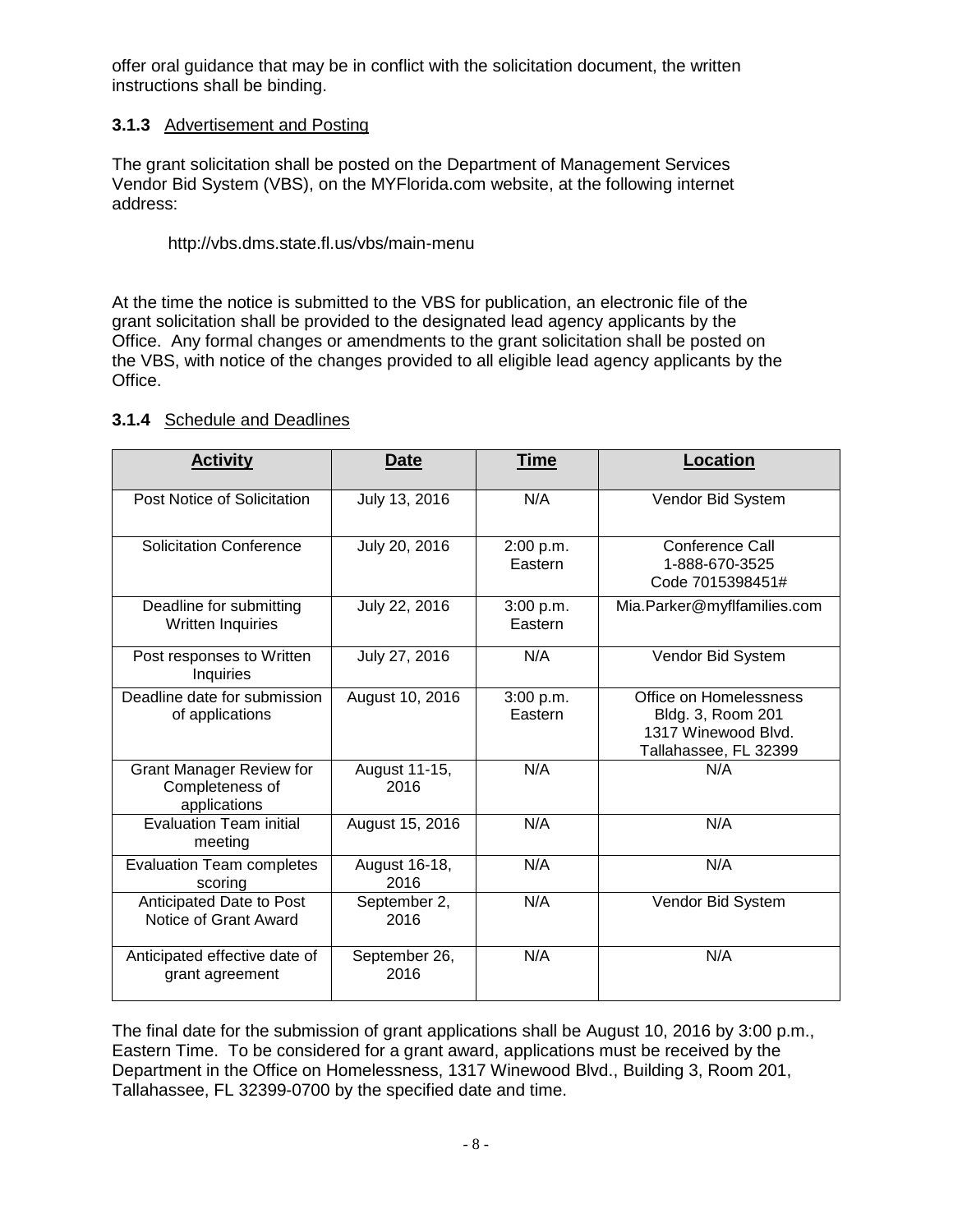offer oral guidance that may be in conflict with the solicitation document, the written instructions shall be binding.

### **3.1.3** Advertisement and Posting

The grant solicitation shall be posted on the Department of Management Services Vendor Bid System (VBS), on the MYFlorida.com website, at the following internet address:

http://vbs.dms.state.fl.us/vbs/main-menu

At the time the notice is submitted to the VBS for publication, an electronic file of the grant solicitation shall be provided to the designated lead agency applicants by the Office. Any formal changes or amendments to the grant solicitation shall be posted on the VBS, with notice of the changes provided to all eligible lead agency applicants by the Office.

### **3.1.4** Schedule and Deadlines

| Activity | Date | Time | Location |
|---|---|---|---|
| Post Notice of Solicitation | July 13, 2016 | N/A | Vendor Bid System |
| Solicitation Conference | July 20, 2016 | 2:00 p.m. Eastern | Conference Call 1-888-670-3525 Code 7015398451# |
| Deadline for submitting Written Inquiries | July 22, 2016 | 3:00 p.m. Eastern | Mia.Parker@myflfamilies.com |
| Post responses to Written Inquiries | July 27, 2016 | N/A | Vendor Bid System |
| Deadline date for submission of applications | August 10, 2016 | 3:00 p.m. Eastern | Office on Homelessness Bldg. 3, Room 201 1317 Winewood Blvd. Tallahassee, FL 32399 |
| Grant Manager Review for Completeness of applications | August 11-15, 2016 | N/A | N/A |
| Evaluation Team initial meeting | August 15, 2016 | N/A | N/A |
| Evaluation Team completes scoring | August 16-18, 2016 | N/A | N/A |
| Anticipated Date to Post Notice of Grant Award | September 2, 2016 | N/A | Vendor Bid System |
| Anticipated effective date of grant agreement | September 26, 2016 | N/A | N/A |

The final date for the submission of grant applications shall be August 10, 2016 by 3:00 p.m., Eastern Time. To be considered for a grant award, applications must be received by the Department in the Office on Homelessness, 1317 Winewood Blvd., Building 3, Room 201, Tallahassee, FL 32399-0700 by the specified date and time.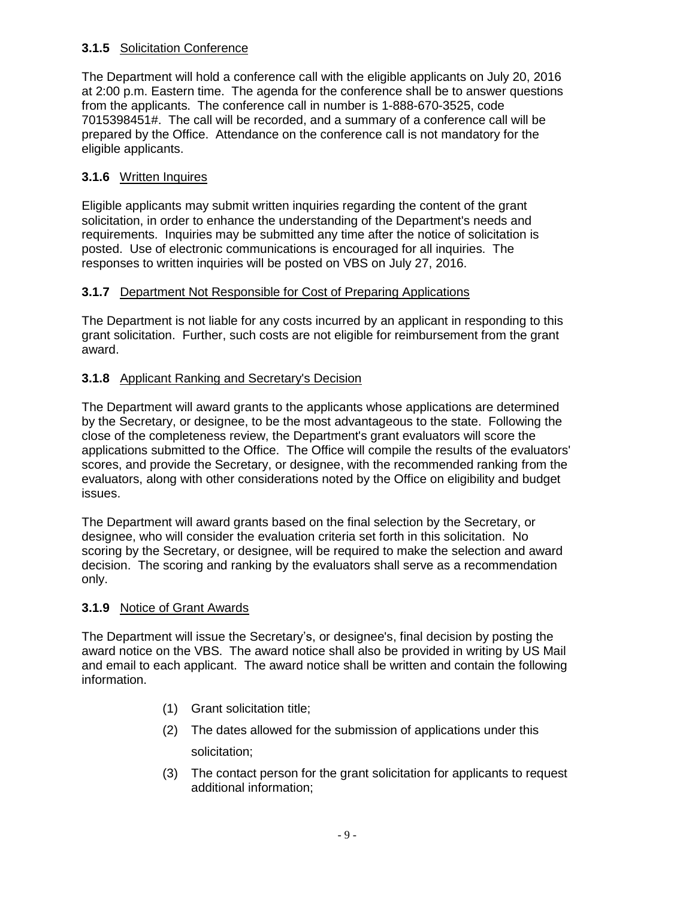### **3.1.5** Solicitation Conference

The Department will hold a conference call with the eligible applicants on July 20, 2016 at 2:00 p.m. Eastern time. The agenda for the conference shall be to answer questions from the applicants. The conference call in number is 1-888-670-3525, code 7015398451#. The call will be recorded, and a summary of a conference call will be prepared by the Office. Attendance on the conference call is not mandatory for the eligible applicants.

### **3.1.6** Written Inquires

Eligible applicants may submit written inquiries regarding the content of the grant solicitation, in order to enhance the understanding of the Department's needs and requirements. Inquiries may be submitted any time after the notice of solicitation is posted. Use of electronic communications is encouraged for all inquiries. The responses to written inquiries will be posted on VBS on July 27, 2016.

### **3.1.7** Department Not Responsible for Cost of Preparing Applications

The Department is not liable for any costs incurred by an applicant in responding to this grant solicitation. Further, such costs are not eligible for reimbursement from the grant award.

### **3.1.8** Applicant Ranking and Secretary's Decision

The Department will award grants to the applicants whose applications are determined by the Secretary, or designee, to be the most advantageous to the state. Following the close of the completeness review, the Department's grant evaluators will score the applications submitted to the Office. The Office will compile the results of the evaluators' scores, and provide the Secretary, or designee, with the recommended ranking from the evaluators, along with other considerations noted by the Office on eligibility and budget issues.

The Department will award grants based on the final selection by the Secretary, or designee, who will consider the evaluation criteria set forth in this solicitation. No scoring by the Secretary, or designee, will be required to make the selection and award decision. The scoring and ranking by the evaluators shall serve as a recommendation only.

### **3.1.9** Notice of Grant Awards

The Department will issue the Secretary's, or designee's, final decision by posting the award notice on the VBS. The award notice shall also be provided in writing by US Mail and email to each applicant. The award notice shall be written and contain the following information.

(1) Grant solicitation title;

(2) The dates allowed for the submission of applications under this solicitation;

(3) The contact person for the grant solicitation for applicants to request additional information;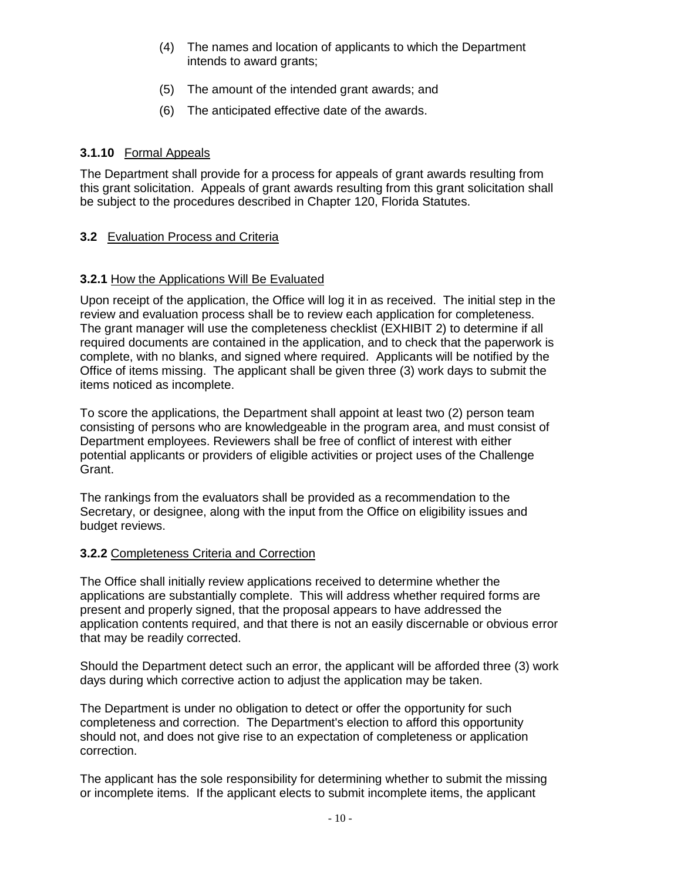(4) The names and location of applicants to which the Department intends to award grants;

(5) The amount of the intended grant awards; and

(6) The anticipated effective date of the awards.

### **3.1.10** Formal Appeals

The Department shall provide for a process for appeals of grant awards resulting from this grant solicitation. Appeals of grant awards resulting from this grant solicitation shall be subject to the procedures described in Chapter 120, Florida Statutes.

## **3.2** Evaluation Process and Criteria

### **3.2.1** How the Applications Will Be Evaluated

Upon receipt of the application, the Office will log it in as received. The initial step in the review and evaluation process shall be to review each application for completeness. The grant manager will use the completeness checklist (EXHIBIT 2) to determine if all required documents are contained in the application, and to check that the paperwork is complete, with no blanks, and signed where required. Applicants will be notified by the Office of items missing. The applicant shall be given three (3) work days to submit the items noticed as incomplete.

To score the applications, the Department shall appoint at least two (2) person team consisting of persons who are knowledgeable in the program area, and must consist of Department employees. Reviewers shall be free of conflict of interest with either potential applicants or providers of eligible activities or project uses of the Challenge Grant.

The rankings from the evaluators shall be provided as a recommendation to the Secretary, or designee, along with the input from the Office on eligibility issues and budget reviews.

### **3.2.2** Completeness Criteria and Correction

The Office shall initially review applications received to determine whether the applications are substantially complete. This will address whether required forms are present and properly signed, that the proposal appears to have addressed the application contents required, and that there is not an easily discernable or obvious error that may be readily corrected.

Should the Department detect such an error, the applicant will be afforded three (3) work days during which corrective action to adjust the application may be taken.

The Department is under no obligation to detect or offer the opportunity for such completeness and correction. The Department's election to afford this opportunity should not, and does not give rise to an expectation of completeness or application correction.

The applicant has the sole responsibility for determining whether to submit the missing or incomplete items. If the applicant elects to submit incomplete items, the applicant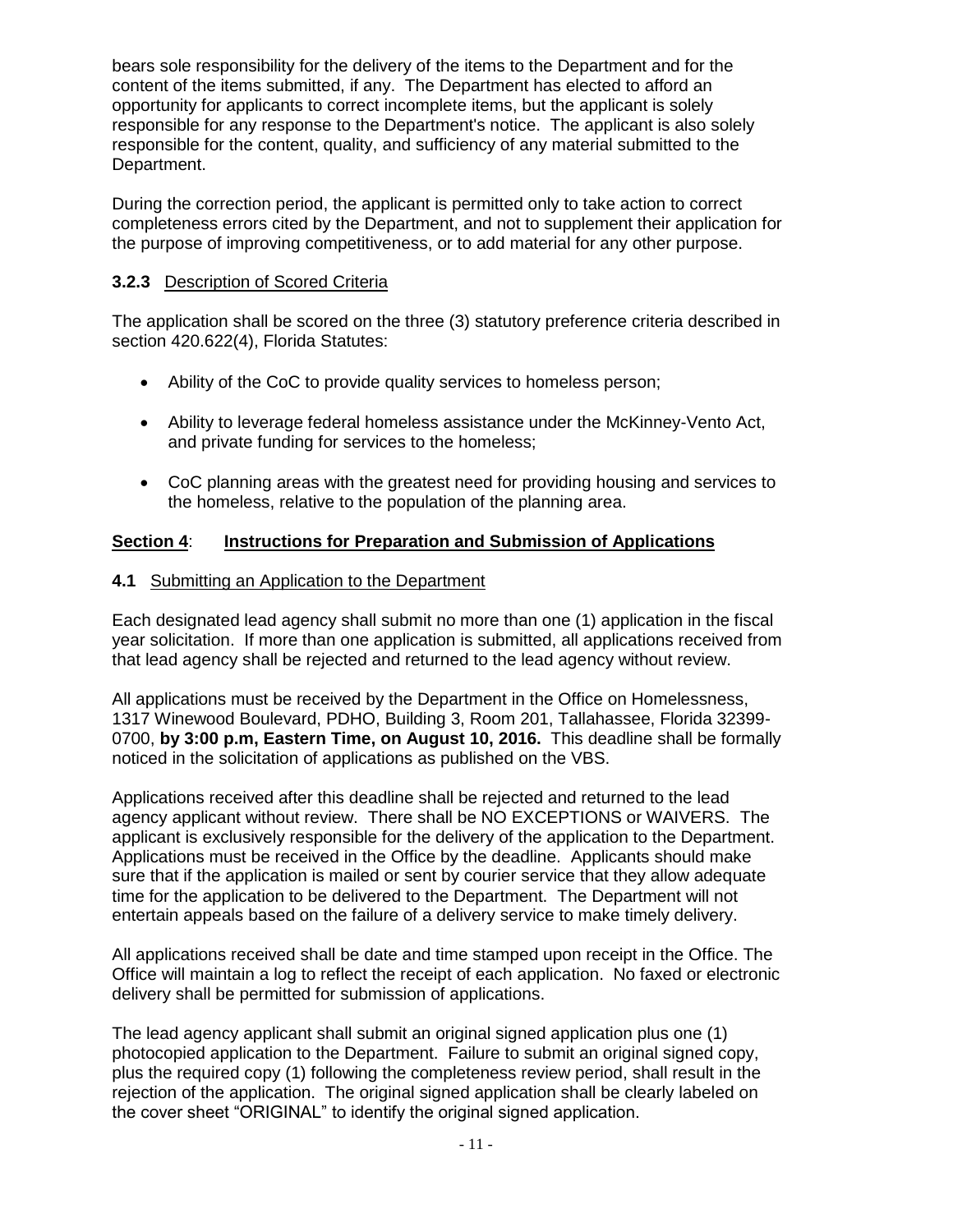bears sole responsibility for the delivery of the items to the Department and for the content of the items submitted, if any. The Department has elected to afford an opportunity for applicants to correct incomplete items, but the applicant is solely responsible for any response to the Department's notice. The applicant is also solely responsible for the content, quality, and sufficiency of any material submitted to the Department.

During the correction period, the applicant is permitted only to take action to correct completeness errors cited by the Department, and not to supplement their application for the purpose of improving competitiveness, or to add material for any other purpose.

### **3.2.3** Description of Scored Criteria

The application shall be scored on the three (3) statutory preference criteria described in section 420.622(4), Florida Statutes:

- Ability of the CoC to provide quality services to homeless person;
- Ability to leverage federal homeless assistance under the McKinney-Vento Act, and private funding for services to the homeless;
- CoC planning areas with the greatest need for providing housing and services to the homeless, relative to the population of the planning area.

## **Section 4**: **Instructions for Preparation and Submission of Applications**

### **4.1** Submitting an Application to the Department

Each designated lead agency shall submit no more than one (1) application in the fiscal year solicitation. If more than one application is submitted, all applications received from that lead agency shall be rejected and returned to the lead agency without review.

All applications must be received by the Department in the Office on Homelessness, 1317 Winewood Boulevard, PDHO, Building 3, Room 201, Tallahassee, Florida 32399-0700, **by 3:00 p.m, Eastern Time, on August 10, 2016.** This deadline shall be formally noticed in the solicitation of applications as published on the VBS.

Applications received after this deadline shall be rejected and returned to the lead agency applicant without review. There shall be NO EXCEPTIONS or WAIVERS. The applicant is exclusively responsible for the delivery of the application to the Department. Applications must be received in the Office by the deadline. Applicants should make sure that if the application is mailed or sent by courier service that they allow adequate time for the application to be delivered to the Department. The Department will not entertain appeals based on the failure of a delivery service to make timely delivery.

All applications received shall be date and time stamped upon receipt in the Office. The Office will maintain a log to reflect the receipt of each application. No faxed or electronic delivery shall be permitted for submission of applications.

The lead agency applicant shall submit an original signed application plus one (1) photocopied application to the Department. Failure to submit an original signed copy, plus the required copy (1) following the completeness review period, shall result in the rejection of the application. The original signed application shall be clearly labeled on the cover sheet "ORIGINAL" to identify the original signed application.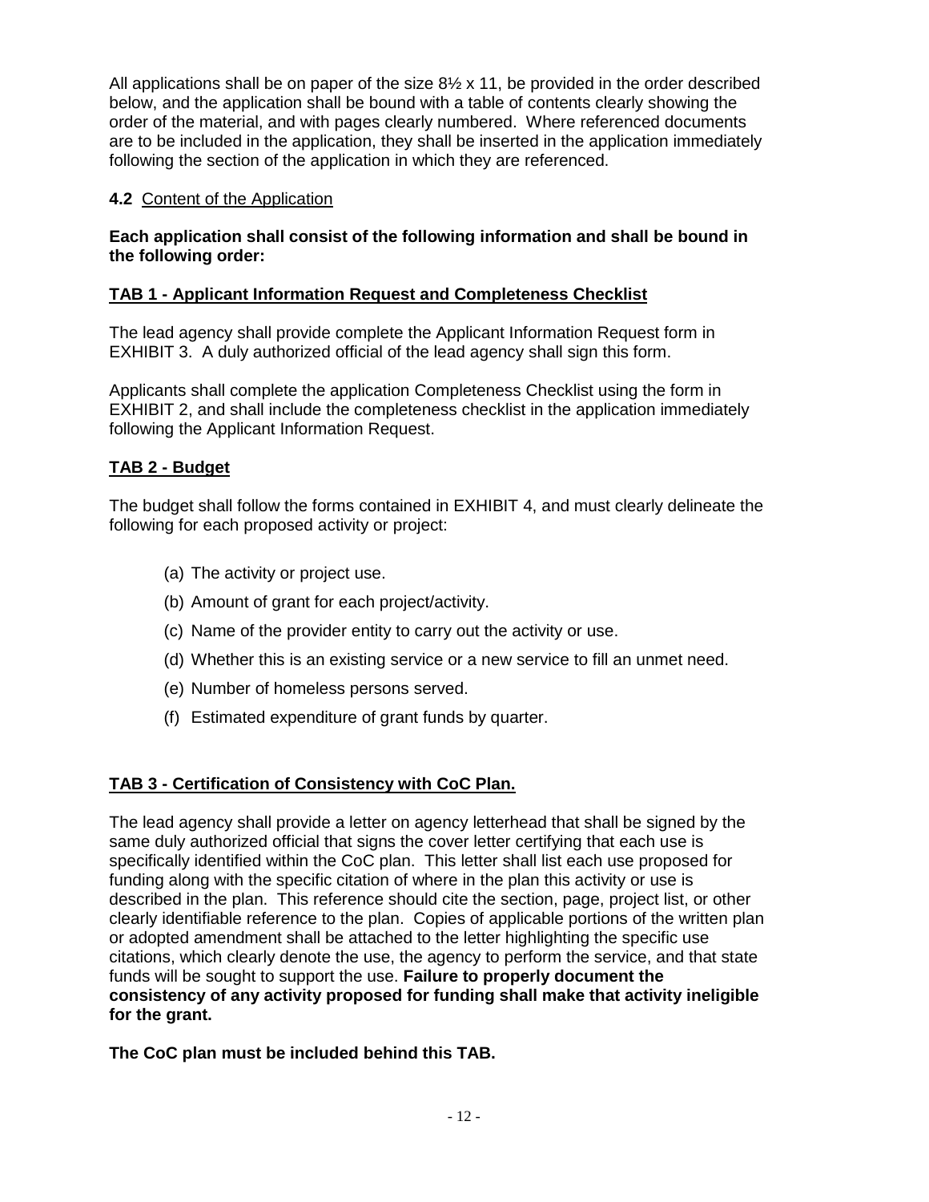All applications shall be on paper of the size 8½ x 11, be provided in the order described below, and the application shall be bound with a table of contents clearly showing the order of the material, and with pages clearly numbered. Where referenced documents are to be included in the application, they shall be inserted in the application immediately following the section of the application in which they are referenced.

### **4.2** Content of the Application

**Each application shall consist of the following information and shall be bound in the following order:**

#### **TAB 1 - Applicant Information Request and Completeness Checklist**

The lead agency shall provide complete the Applicant Information Request form in EXHIBIT 3. A duly authorized official of the lead agency shall sign this form.

Applicants shall complete the application Completeness Checklist using the form in EXHIBIT 2, and shall include the completeness checklist in the application immediately following the Applicant Information Request.

#### **TAB 2 - Budget**

The budget shall follow the forms contained in EXHIBIT 4, and must clearly delineate the following for each proposed activity or project:

(a) The activity or project use.

(b) Amount of grant for each project/activity.

(c) Name of the provider entity to carry out the activity or use.

(d) Whether this is an existing service or a new service to fill an unmet need.

(e) Number of homeless persons served.

(f) Estimated expenditure of grant funds by quarter.

#### **TAB 3 - Certification of Consistency with CoC Plan.**

The lead agency shall provide a letter on agency letterhead that shall be signed by the same duly authorized official that signs the cover letter certifying that each use is specifically identified within the CoC plan. This letter shall list each use proposed for funding along with the specific citation of where in the plan this activity or use is described in the plan. This reference should cite the section, page, project list, or other clearly identifiable reference to the plan. Copies of applicable portions of the written plan or adopted amendment shall be attached to the letter highlighting the specific use citations, which clearly denote the use, the agency to perform the service, and that state funds will be sought to support the use. **Failure to properly document the consistency of any activity proposed for funding shall make that activity ineligible for the grant.**

**The CoC plan must be included behind this TAB.**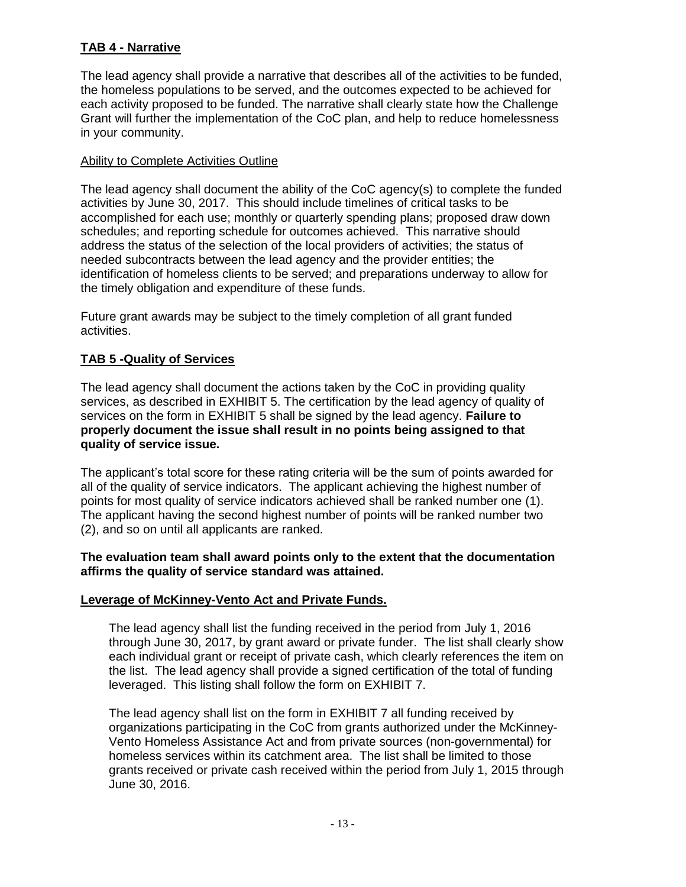## TAB 4 - Narrative

The lead agency shall provide a narrative that describes all of the activities to be funded, the homeless populations to be served, and the outcomes expected to be achieved for each activity proposed to be funded. The narrative shall clearly state how the Challenge Grant will further the implementation of the CoC plan, and help to reduce homelessness in your community.

### Ability to Complete Activities Outline

The lead agency shall document the ability of the CoC agency(s) to complete the funded activities by June 30, 2017. This should include timelines of critical tasks to be accomplished for each use; monthly or quarterly spending plans; proposed draw down schedules; and reporting schedule for outcomes achieved. This narrative should address the status of the selection of the local providers of activities; the status of needed subcontracts between the lead agency and the provider entities; the identification of homeless clients to be served; and preparations underway to allow for the timely obligation and expenditure of these funds.

Future grant awards may be subject to the timely completion of all grant funded activities.

## TAB 5 -Quality of Services

The lead agency shall document the actions taken by the CoC in providing quality services, as described in EXHIBIT 5. The certification by the lead agency of quality of services on the form in EXHIBIT 5 shall be signed by the lead agency. **Failure to properly document the issue shall result in no points being assigned to that quality of service issue.**

The applicant's total score for these rating criteria will be the sum of points awarded for all of the quality of service indicators. The applicant achieving the highest number of points for most quality of service indicators achieved shall be ranked number one (1). The applicant having the second highest number of points will be ranked number two (2), and so on until all applicants are ranked.

**The evaluation team shall award points only to the extent that the documentation affirms the quality of service standard was attained.**

### Leverage of McKinney-Vento Act and Private Funds.

The lead agency shall list the funding received in the period from July 1, 2016 through June 30, 2017, by grant award or private funder. The list shall clearly show each individual grant or receipt of private cash, which clearly references the item on the list. The lead agency shall provide a signed certification of the total of funding leveraged. This listing shall follow the form on EXHIBIT 7.

The lead agency shall list on the form in EXHIBIT 7 all funding received by organizations participating in the CoC from grants authorized under the McKinney-Vento Homeless Assistance Act and from private sources (non-governmental) for homeless services within its catchment area. The list shall be limited to those grants received or private cash received within the period from July 1, 2015 through June 30, 2016.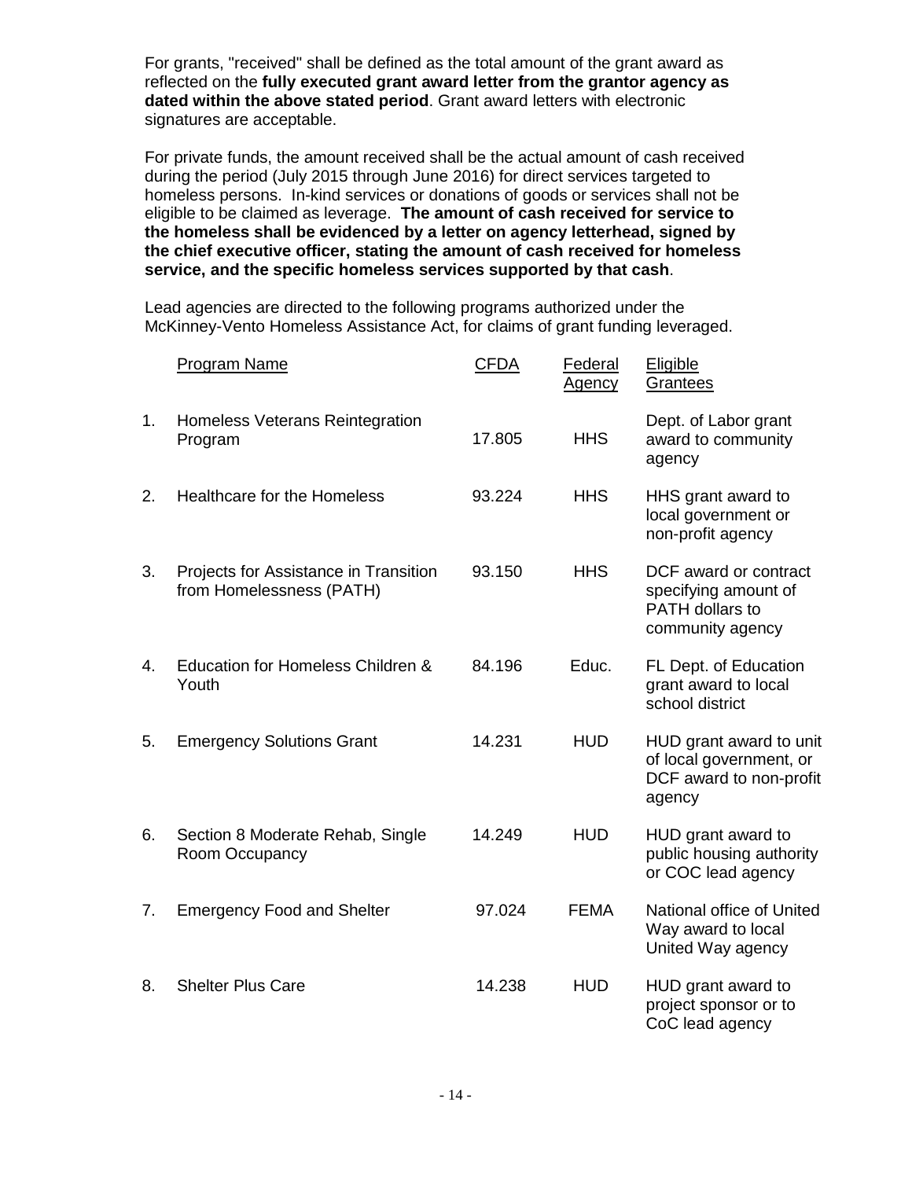For grants, "received" shall be defined as the total amount of the grant award as reflected on the **fully executed grant award letter from the grantor agency as dated within the above stated period**. Grant award letters with electronic signatures are acceptable.

For private funds, the amount received shall be the actual amount of cash received during the period (July 2015 through June 2016) for direct services targeted to homeless persons. In-kind services or donations of goods or services shall not be eligible to be claimed as leverage. **The amount of cash received for service to the homeless shall be evidenced by a letter on agency letterhead, signed by the chief executive officer, stating the amount of cash received for homeless service, and the specific homeless services supported by that cash**.

Lead agencies are directed to the following programs authorized under the McKinney-Vento Homeless Assistance Act, for claims of grant funding leveraged.

| | Program Name | CFDA | Federal Agency | Eligible Grantees |
|---|---|---|---|---|
| 1. | Homeless Veterans Reintegration Program | 17.805 | HHS | Dept. of Labor grant award to community agency |
| 2. | Healthcare for the Homeless | 93.224 | HHS | HHS grant award to local government or non-profit agency |
| 3. | Projects for Assistance in Transition from Homelessness (PATH) | 93.150 | HHS | DCF award or contract specifying amount of PATH dollars to community agency |
| 4. | Education for Homeless Children & Youth | 84.196 | Educ. | FL Dept. of Education grant award to local school district |
| 5. | Emergency Solutions Grant | 14.231 | HUD | HUD grant award to unit of local government, or DCF award to non-profit agency |
| 6. | Section 8 Moderate Rehab, Single Room Occupancy | 14.249 | HUD | HUD grant award to public housing authority or COC lead agency |
| 7. | Emergency Food and Shelter | 97.024 | FEMA | National office of United Way award to local United Way agency |
| 8. | Shelter Plus Care | 14.238 | HUD | HUD grant award to project sponsor or to CoC lead agency |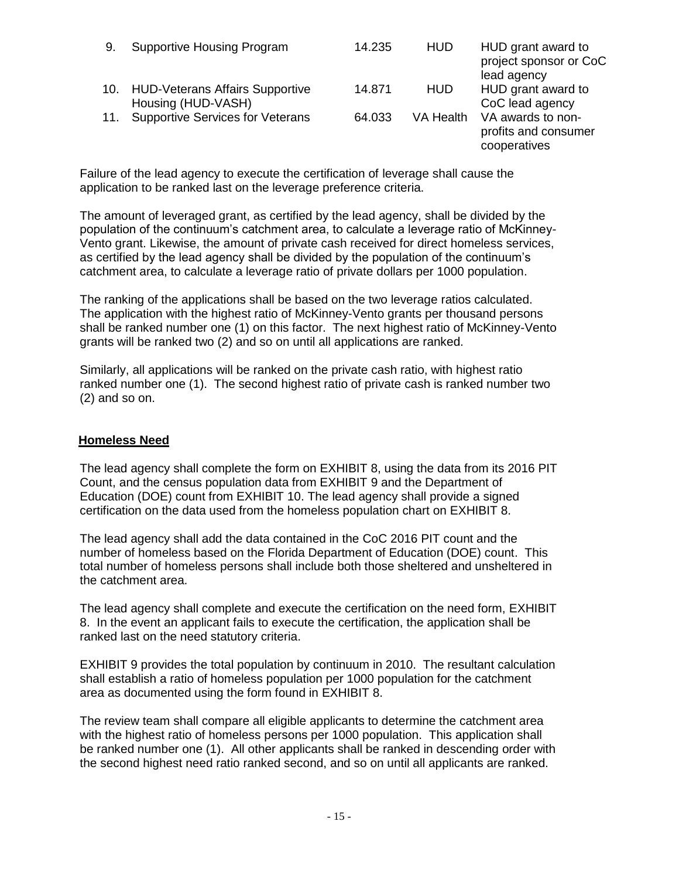| | | | | |
|---|---|---|---|---|
| 9. | Supportive Housing Program | 14.235 | HUD | HUD grant award to project sponsor or CoC lead agency |
| 10. | HUD-Veterans Affairs Supportive Housing (HUD-VASH) | 14.871 | HUD | HUD grant award to CoC lead agency |
| 11. | Supportive Services for Veterans | 64.033 | VA Health | VA awards to non-profits and consumer cooperatives |

Failure of the lead agency to execute the certification of leverage shall cause the application to be ranked last on the leverage preference criteria.

The amount of leveraged grant, as certified by the lead agency, shall be divided by the population of the continuum's catchment area, to calculate a leverage ratio of McKinney-Vento grant. Likewise, the amount of private cash received for direct homeless services, as certified by the lead agency shall be divided by the population of the continuum's catchment area, to calculate a leverage ratio of private dollars per 1000 population.

The ranking of the applications shall be based on the two leverage ratios calculated. The application with the highest ratio of McKinney-Vento grants per thousand persons shall be ranked number one (1) on this factor. The next highest ratio of McKinney-Vento grants will be ranked two (2) and so on until all applications are ranked.

Similarly, all applications will be ranked on the private cash ratio, with highest ratio ranked number one (1). The second highest ratio of private cash is ranked number two (2) and so on.

**Homeless Need**

The lead agency shall complete the form on EXHIBIT 8, using the data from its 2016 PIT Count, and the census population data from EXHIBIT 9 and the Department of Education (DOE) count from EXHIBIT 10. The lead agency shall provide a signed certification on the data used from the homeless population chart on EXHIBIT 8.

The lead agency shall add the data contained in the CoC 2016 PIT count and the number of homeless based on the Florida Department of Education (DOE) count. This total number of homeless persons shall include both those sheltered and unsheltered in the catchment area.

The lead agency shall complete and execute the certification on the need form, EXHIBIT 8. In the event an applicant fails to execute the certification, the application shall be ranked last on the need statutory criteria.

EXHIBIT 9 provides the total population by continuum in 2010. The resultant calculation shall establish a ratio of homeless population per 1000 population for the catchment area as documented using the form found in EXHIBIT 8.

The review team shall compare all eligible applicants to determine the catchment area with the highest ratio of homeless persons per 1000 population. This application shall be ranked number one (1). All other applicants shall be ranked in descending order with the second highest need ratio ranked second, and so on until all applicants are ranked.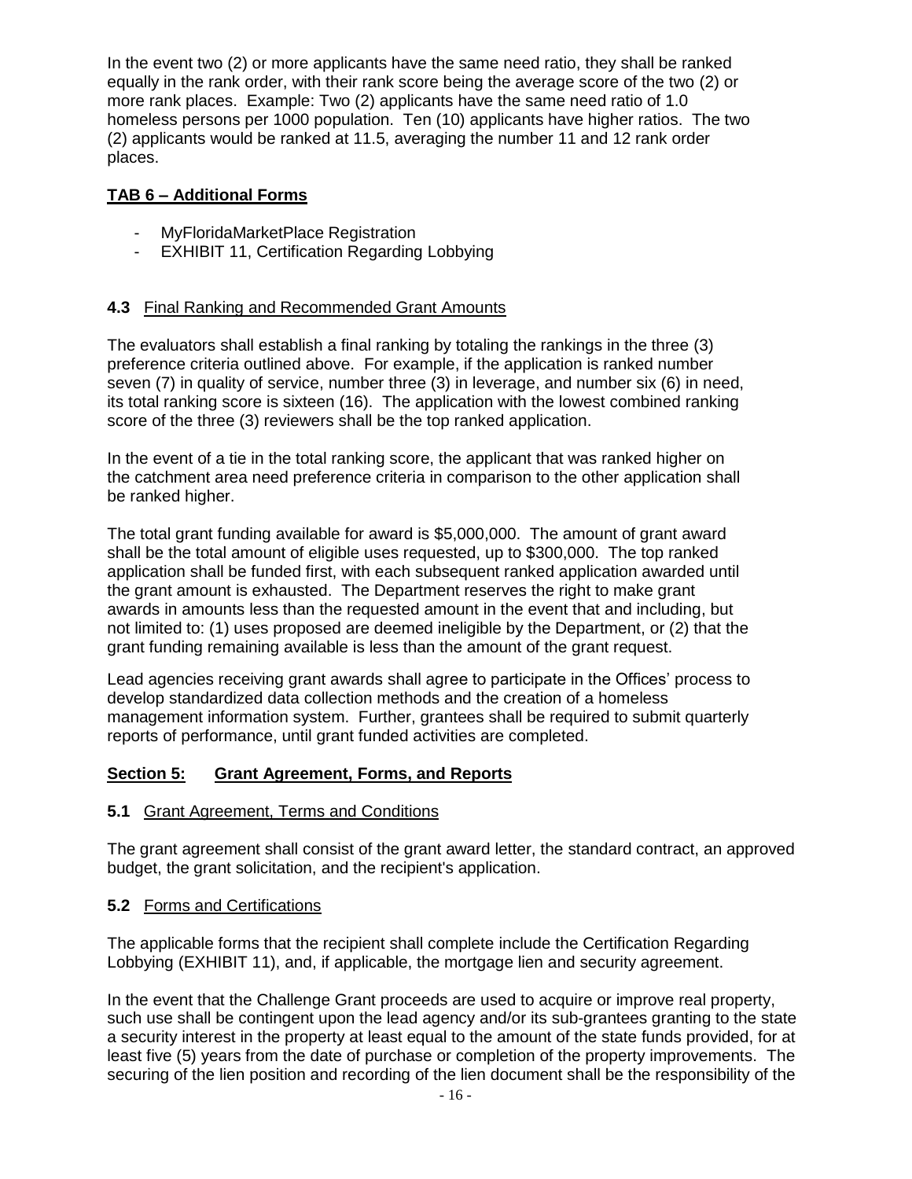In the event two (2) or more applicants have the same need ratio, they shall be ranked equally in the rank order, with their rank score being the average score of the two (2) or more rank places. Example: Two (2) applicants have the same need ratio of 1.0 homeless persons per 1000 population. Ten (10) applicants have higher ratios. The two (2) applicants would be ranked at 11.5, averaging the number 11 and 12 rank order places.

**TAB 6 – Additional Forms**

- MyFloridaMarketPlace Registration
- EXHIBIT 11, Certification Regarding Lobbying

### 4.3 Final Ranking and Recommended Grant Amounts

The evaluators shall establish a final ranking by totaling the rankings in the three (3) preference criteria outlined above. For example, if the application is ranked number seven (7) in quality of service, number three (3) in leverage, and number six (6) in need, its total ranking score is sixteen (16). The application with the lowest combined ranking score of the three (3) reviewers shall be the top ranked application.

In the event of a tie in the total ranking score, the applicant that was ranked higher on the catchment area need preference criteria in comparison to the other application shall be ranked higher.

The total grant funding available for award is $5,000,000. The amount of grant award shall be the total amount of eligible uses requested, up to $300,000. The top ranked application shall be funded first, with each subsequent ranked application awarded until the grant amount is exhausted. The Department reserves the right to make grant awards in amounts less than the requested amount in the event that and including, but not limited to: (1) uses proposed are deemed ineligible by the Department, or (2) that the grant funding remaining available is less than the amount of the grant request.

Lead agencies receiving grant awards shall agree to participate in the Offices' process to develop standardized data collection methods and the creation of a homeless management information system. Further, grantees shall be required to submit quarterly reports of performance, until grant funded activities are completed.

## Section 5: Grant Agreement, Forms, and Reports

### 5.1 Grant Agreement, Terms and Conditions

The grant agreement shall consist of the grant award letter, the standard contract, an approved budget, the grant solicitation, and the recipient's application.

### 5.2 Forms and Certifications

The applicable forms that the recipient shall complete include the Certification Regarding Lobbying (EXHIBIT 11), and, if applicable, the mortgage lien and security agreement.

In the event that the Challenge Grant proceeds are used to acquire or improve real property, such use shall be contingent upon the lead agency and/or its sub-grantees granting to the state a security interest in the property at least equal to the amount of the state funds provided, for at least five (5) years from the date of purchase or completion of the property improvements. The securing of the lien position and recording of the lien document shall be the responsibility of the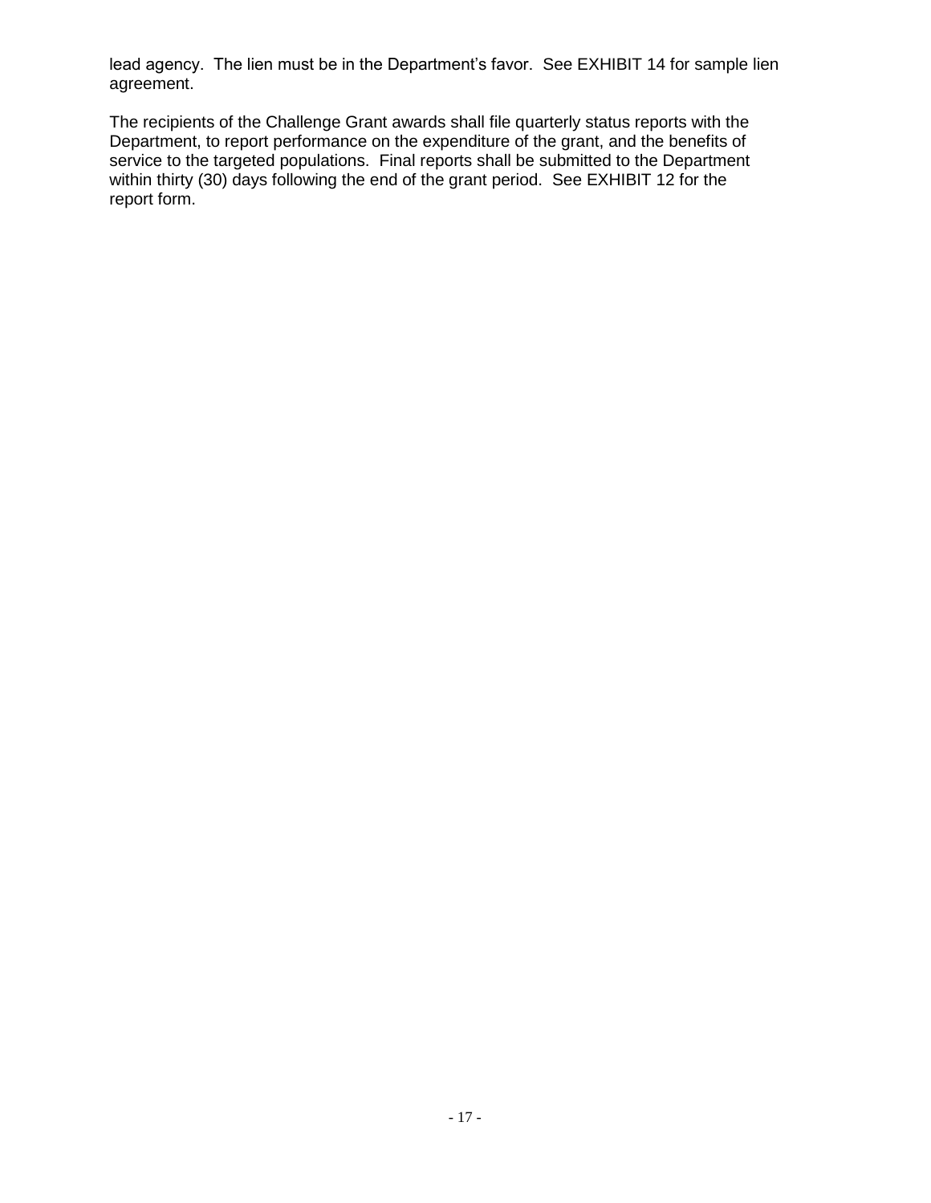lead agency.  The lien must be in the Department's favor.  See EXHIBIT 14 for sample lien agreement.

The recipients of the Challenge Grant awards shall file quarterly status reports with the Department, to report performance on the expenditure of the grant, and the benefits of service to the targeted populations.  Final reports shall be submitted to the Department within thirty (30) days following the end of the grant period.  See EXHIBIT 12 for the report form.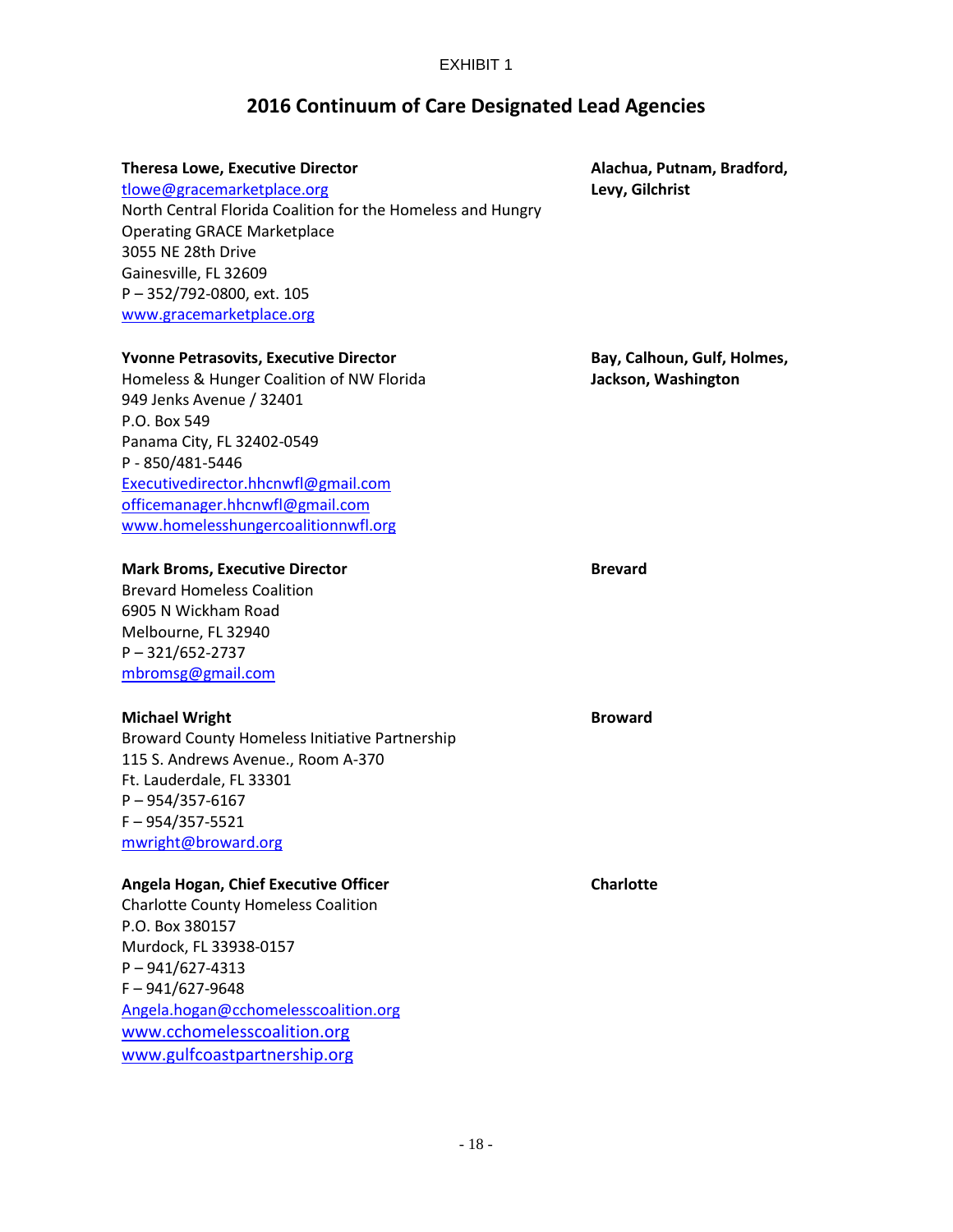EXHIBIT 1

## 2016 Continuum of Care Designated Lead Agencies

**Theresa Lowe, Executive Director**
tlowe@gracemarketplace.org
North Central Florida Coalition for the Homeless and Hungry
Operating GRACE Marketplace
3055 NE 28th Drive
Gainesville, FL 32609
P – 352/792-0800, ext. 105
www.gracemarketplace.org

**Alachua, Putnam, Bradford, Levy, Gilchrist**

**Yvonne Petrasovits, Executive Director**
Homeless & Hunger Coalition of NW Florida
949 Jenks Avenue / 32401
P.O. Box 549
Panama City, FL 32402-0549
P - 850/481-5446
Executivedirector.hhcnwfl@gmail.com
officemanager.hhcnwfl@gmail.com
www.homelesshungercoalitionnwfl.org

**Bay, Calhoun, Gulf, Holmes, Jackson, Washington**

**Mark Broms, Executive Director**
Brevard Homeless Coalition
6905 N Wickham Road
Melbourne, FL 32940
P – 321/652-2737
mbromsg@gmail.com

**Brevard**

**Michael Wright**
Broward County Homeless Initiative Partnership
115 S. Andrews Avenue., Room A-370
Ft. Lauderdale, FL 33301
P – 954/357-6167
F – 954/357-5521
mwright@broward.org

**Broward**

**Angela Hogan, Chief Executive Officer**
Charlotte County Homeless Coalition
P.O. Box 380157
Murdock, FL 33938-0157
P – 941/627-4313
F – 941/627-9648
Angela.hogan@cchomelesscoalition.org
www.cchomelesscoalition.org
www.gulfcoastpartnership.org

**Charlotte**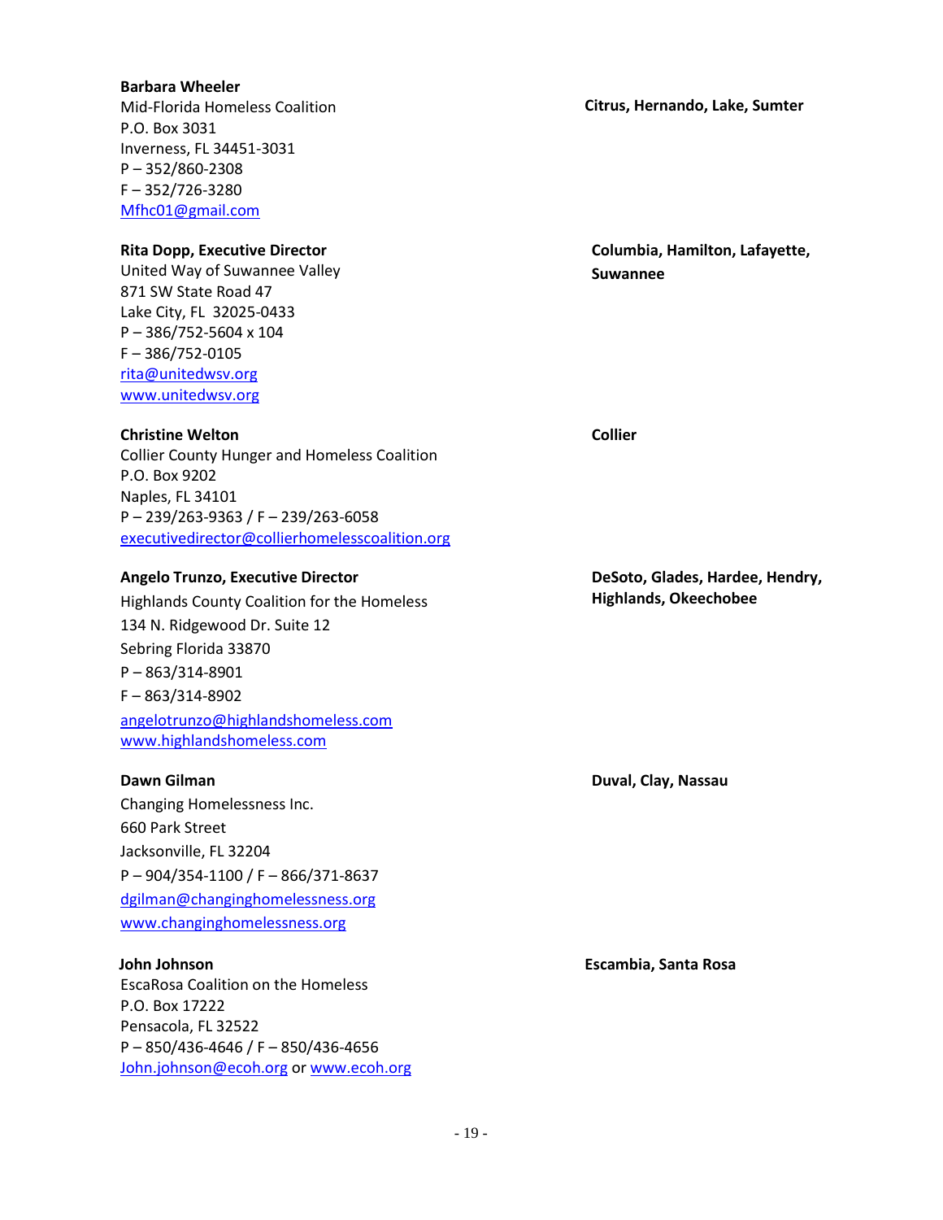**Barbara Wheeler**
Mid-Florida Homeless Coalition
P.O. Box 3031
Inverness, FL 34451-3031
P – 352/860-2308
F – 352/726-3280
Mfhc01@gmail.com

**Citrus, Hernando, Lake, Sumter**

**Rita Dopp, Executive Director**
United Way of Suwannee Valley
871 SW State Road 47
Lake City, FL 32025-0433
P – 386/752-5604 x 104
F – 386/752-0105
rita@unitedwsv.org
www.unitedwsv.org

**Columbia, Hamilton, Lafayette, Suwannee**

**Christine Welton**
Collier County Hunger and Homeless Coalition
P.O. Box 9202
Naples, FL 34101
P – 239/263-9363 / F – 239/263-6058
executivedirector@collierhomelesscoalition.org

**Collier**

**Angelo Trunzo, Executive Director**
Highlands County Coalition for the Homeless
134 N. Ridgewood Dr. Suite 12
Sebring Florida 33870
P – 863/314-8901
F – 863/314-8902
angelotrunzo@highlandshomeless.com
www.highlandshomeless.com

**DeSoto, Glades, Hardee, Hendry, Highlands, Okeechobee**

**Dawn Gilman**
Changing Homelessness Inc.
660 Park Street
Jacksonville, FL 32204
P – 904/354-1100 / F – 866/371-8637
dgilman@changinghomelessness.org
www.changinghomelessness.org

**Duval, Clay, Nassau**

**John Johnson**
EscaRosa Coalition on the Homeless
P.O. Box 17222
Pensacola, FL 32522
P – 850/436-4646 / F – 850/436-4656
John.johnson@ecoh.org or www.ecoh.org

**Escambia, Santa Rosa**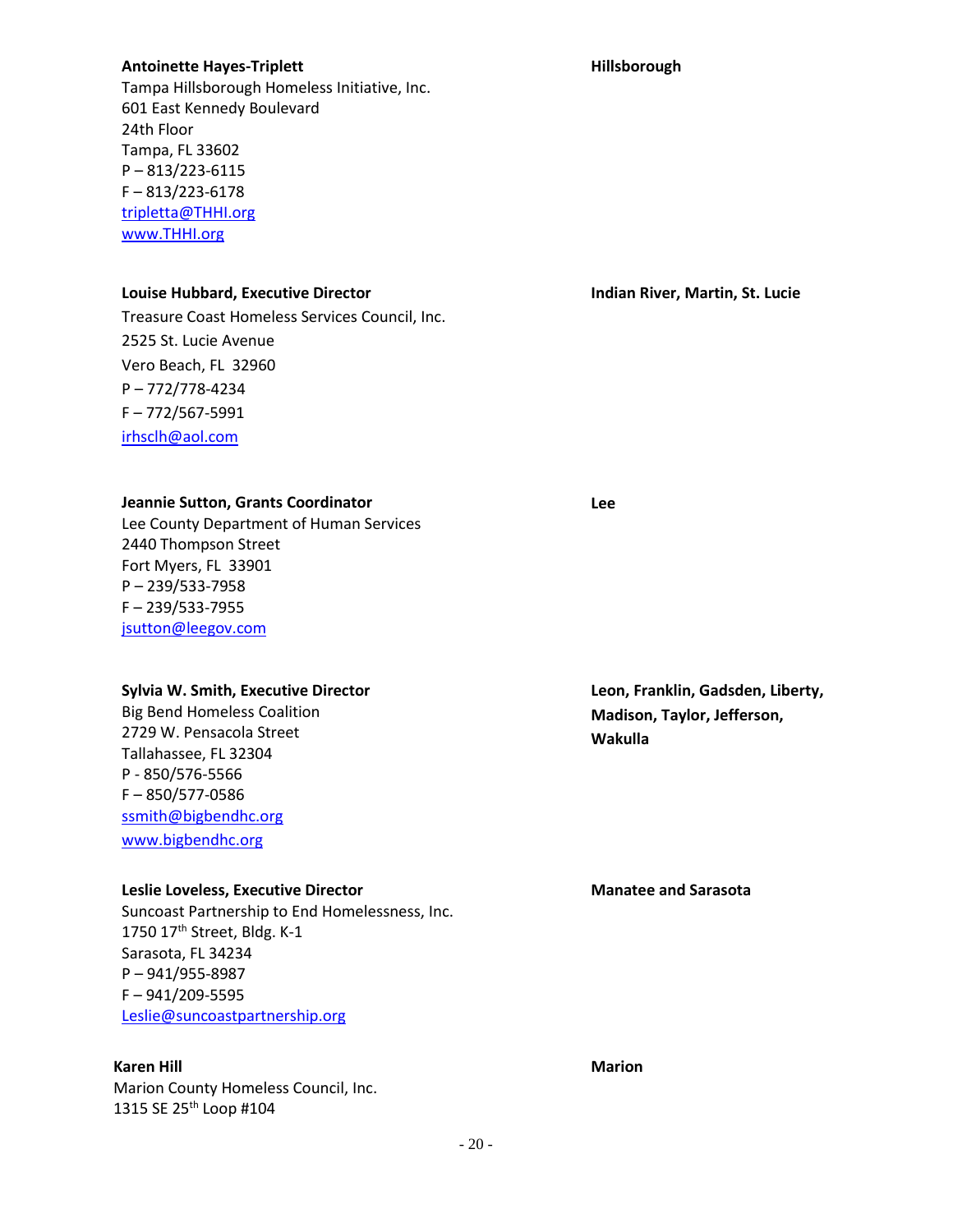**Antoinette Hayes-Triplett**
Tampa Hillsborough Homeless Initiative, Inc.
601 East Kennedy Boulevard
24th Floor
Tampa, FL 33602
P – 813/223-6115
F – 813/223-6178
tripletta@THHI.org
www.THHI.org

**Hillsborough**

**Louise Hubbard, Executive Director**
Treasure Coast Homeless Services Council, Inc.
2525 St. Lucie Avenue
Vero Beach, FL 32960
P – 772/778-4234
F – 772/567-5991
irhsclh@aol.com

**Indian River, Martin, St. Lucie**

**Jeannie Sutton, Grants Coordinator**
Lee County Department of Human Services
2440 Thompson Street
Fort Myers, FL 33901
P – 239/533-7958
F – 239/533-7955
jsutton@leegov.com

**Lee**

**Sylvia W. Smith, Executive Director**
Big Bend Homeless Coalition
2729 W. Pensacola Street
Tallahassee, FL 32304
P - 850/576-5566
F – 850/577-0586
ssmith@bigbendhc.org
www.bigbendhc.org

**Leon, Franklin, Gadsden, Liberty, Madison, Taylor, Jefferson, Wakulla**

**Leslie Loveless, Executive Director**
Suncoast Partnership to End Homelessness, Inc.
1750 17th Street, Bldg. K-1
Sarasota, FL 34234
P – 941/955-8987
F – 941/209-5595
Leslie@suncoastpartnership.org

**Manatee and Sarasota**

**Karen Hill**
Marion County Homeless Council, Inc.
1315 SE 25th Loop #104

**Marion**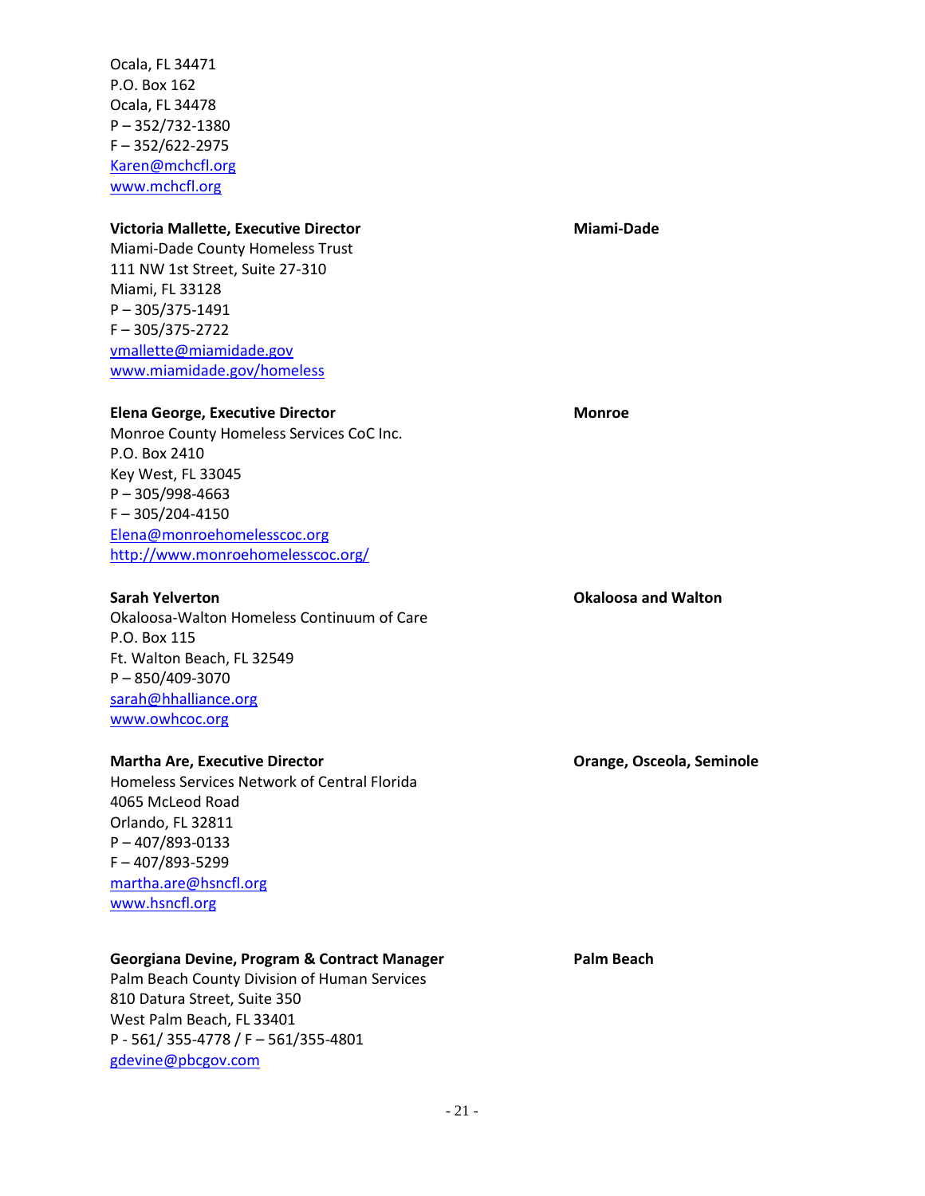Ocala, FL 34471
P.O. Box 162
Ocala, FL 34478
P – 352/732-1380
F – 352/622-2975
Karen@mchcfl.org
www.mchcfl.org

**Victoria Mallette, Executive Director** — **Miami-Dade**
Miami-Dade County Homeless Trust
111 NW 1st Street, Suite 27-310
Miami, FL 33128
P – 305/375-1491
F – 305/375-2722
vmallette@miamidade.gov
www.miamidade.gov/homeless

**Elena George, Executive Director** — **Monroe**
Monroe County Homeless Services CoC Inc.
P.O. Box 2410
Key West, FL 33045
P – 305/998-4663
F – 305/204-4150
Elena@monroehomelesscoc.org
http://www.monroehomelesscoc.org/

**Sarah Yelverton** — **Okaloosa and Walton**
Okaloosa-Walton Homeless Continuum of Care
P.O. Box 115
Ft. Walton Beach, FL 32549
P – 850/409-3070
sarah@hhalliance.org
www.owhcoc.org

**Martha Are, Executive Director** — **Orange, Osceola, Seminole**
Homeless Services Network of Central Florida
4065 McLeod Road
Orlando, FL 32811
P – 407/893-0133
F – 407/893-5299
martha.are@hsncfl.org
www.hsncfl.org

**Georgiana Devine, Program & Contract Manager** — **Palm Beach**
Palm Beach County Division of Human Services
810 Datura Street, Suite 350
West Palm Beach, FL 33401
P - 561/ 355-4778 / F – 561/355-4801
gdevine@pbcgov.com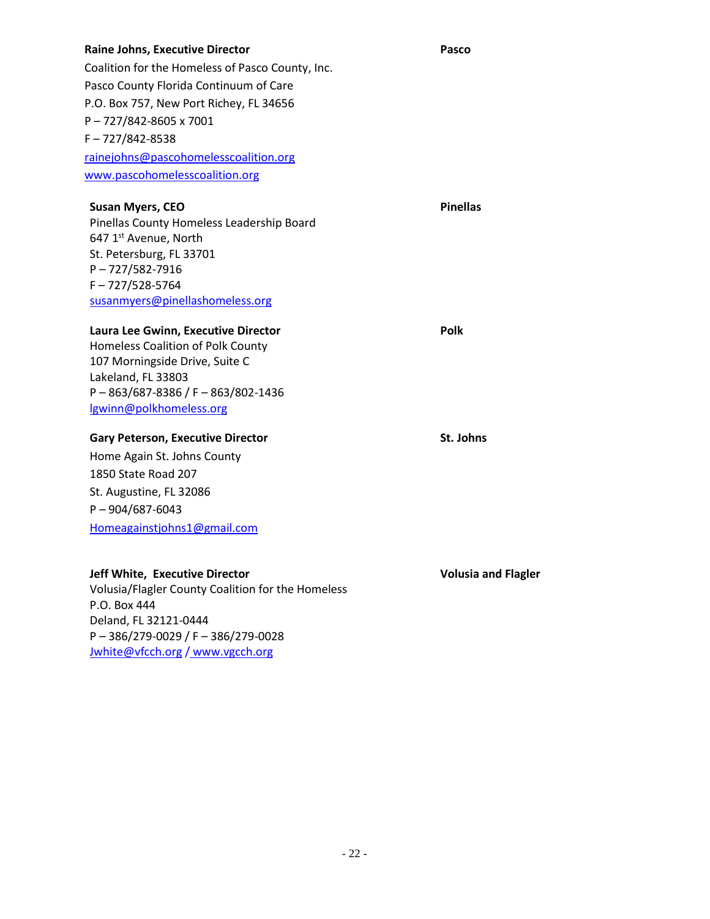**Raine Johns, Executive Director** **Pasco**

Coalition for the Homeless of Pasco County, Inc.
Pasco County Florida Continuum of Care
P.O. Box 757, New Port Richey, FL 34656
P – 727/842-8605 x 7001
F – 727/842-8538
rainejohns@pascohomelesscoalition.org
www.pascohomelesscoalition.org

**Susan Myers, CEO** **Pinellas**

Pinellas County Homeless Leadership Board
647 1st Avenue, North
St. Petersburg, FL 33701
P – 727/582-7916
F – 727/528-5764
susanmyers@pinellashomeless.org

**Laura Lee Gwinn, Executive Director** **Polk**

Homeless Coalition of Polk County
107 Morningside Drive, Suite C
Lakeland, FL 33803
P – 863/687-8386 / F – 863/802-1436
lgwinn@polkhomeless.org

**Gary Peterson, Executive Director** **St. Johns**

Home Again St. Johns County
1850 State Road 207
St. Augustine, FL 32086
P – 904/687-6043
Homeagainstjohns1@gmail.com

**Jeff White, Executive Director** **Volusia and Flagler**

Volusia/Flagler County Coalition for the Homeless
P.O. Box 444
Deland, FL 32121-0444
P – 386/279-0029 / F – 386/279-0028
Jwhite@vfcch.org / www.vgcch.org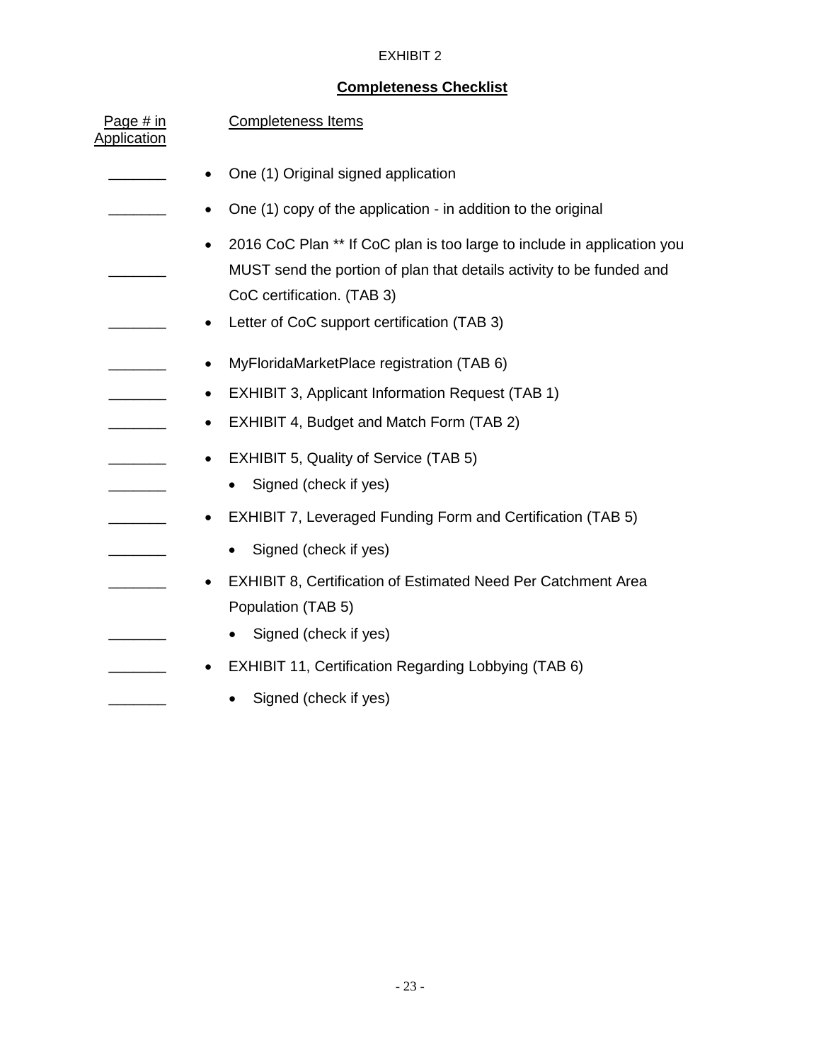EXHIBIT 2

## Completeness Checklist

| Page # in Application | Completeness Items |
|---|---|
| _______ | • One (1) Original signed application |
| _______ | • One (1) copy of the application - in addition to the original |
| _______ | • 2016 CoC Plan ** If CoC plan is too large to include in application you MUST send the portion of plan that details activity to be funded and CoC certification. (TAB 3) |
| _______ | • Letter of CoC support certification (TAB 3) |
| _______ | • MyFloridaMarketPlace registration (TAB 6) |
| _______ | • EXHIBIT 3, Applicant Information Request (TAB 1) |
| _______ | • EXHIBIT 4, Budget and Match Form (TAB 2) |
| _______ | • EXHIBIT 5, Quality of Service (TAB 5) |
| _______ | &nbsp;&nbsp;&nbsp;• Signed (check if yes) |
| _______ | • EXHIBIT 7, Leveraged Funding Form and Certification (TAB 5) |
| _______ | &nbsp;&nbsp;&nbsp;• Signed (check if yes) |
| _______ | • EXHIBIT 8, Certification of Estimated Need Per Catchment Area Population (TAB 5) |
| _______ | &nbsp;&nbsp;&nbsp;• Signed (check if yes) |
| _______ | • EXHIBIT 11, Certification Regarding Lobbying (TAB 6) |
| _______ | &nbsp;&nbsp;&nbsp;• Signed (check if yes) |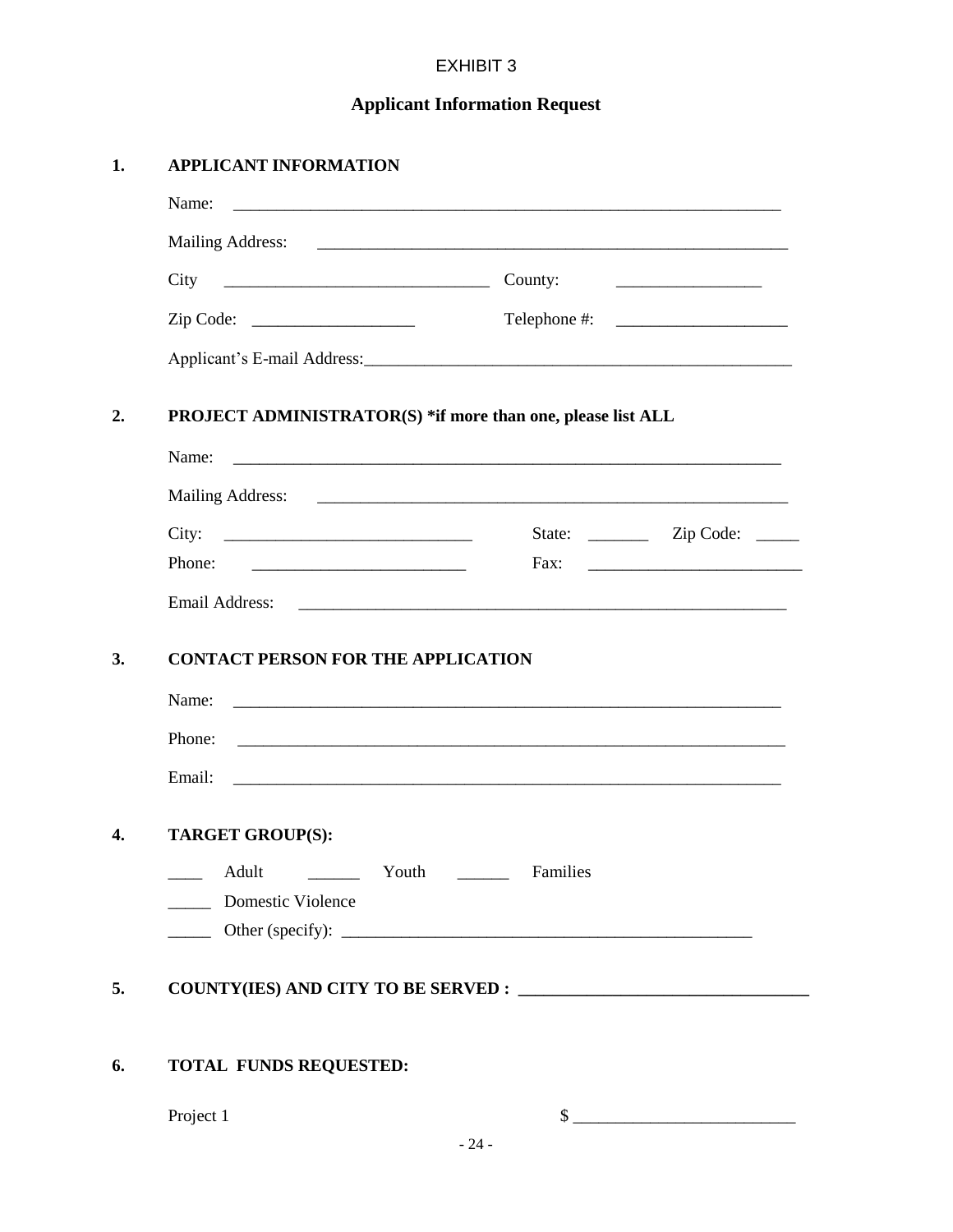EXHIBIT 3

# Applicant Information Request

## 1. APPLICANT INFORMATION

Name: ____________________________________________________________________

Mailing Address: ____________________________________________________________

City ________________________________ County: __________________

Zip Code: ____________________ Telephone #: ____________________

Applicant's E-mail Address: ____________________________________________________

## 2. PROJECT ADMINISTRATOR(S) *if more than one, please list ALL

Name: ____________________________________________________________________

Mailing Address: ____________________________________________________________

City: ______________________________ State: _______ Zip Code: _____

Phone: _________________________ Fax: _________________________

Email Address: ______________________________________________________________

## 3. CONTACT PERSON FOR THE APPLICATION

Name: ____________________________________________________________________

Phone: ____________________________________________________________________

Email: ____________________________________________________________________

## 4. TARGET GROUP(S):

____ Adult ______ Youth ______ Families

_____ Domestic Violence

_____ Other (specify): __________________________________________________

## 5. COUNTY(IES) AND CITY TO BE SERVED : ________________________________

## 6. TOTAL FUNDS REQUESTED:

Project 1 $ _________________________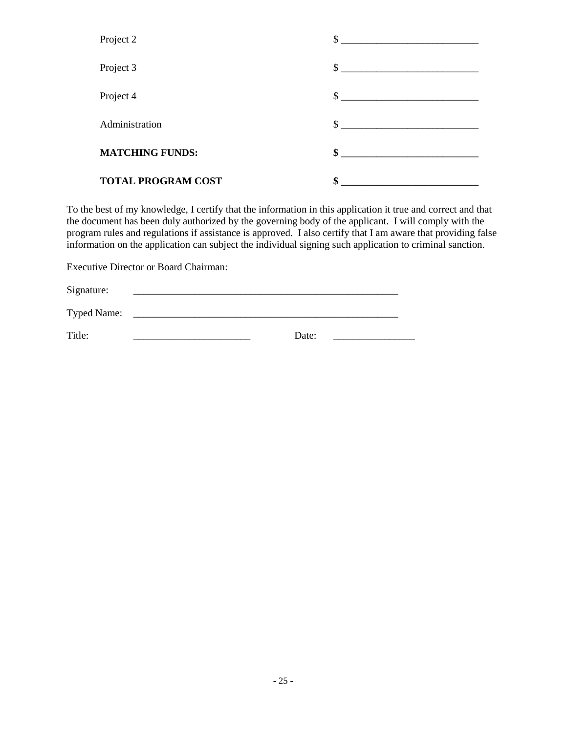| | |
|---|---|
| Project 2 | $ ___________________________ |
| Project 3 | $ ___________________________ |
| Project 4 | $ ___________________________ |
| Administration | $ ___________________________ |
| **MATCHING FUNDS:** | **$ ___________________________** |
| **TOTAL PROGRAM COST** | **$ ___________________________** |

To the best of my knowledge, I certify that the information in this application it true and correct and that the document has been duly authorized by the governing body of the applicant. I will comply with the program rules and regulations if assistance is approved. I also certify that I am aware that providing false information on the application can subject the individual signing such application to criminal sanction.

Executive Director or Board Chairman:

Signature: _______________________________________________________

Typed Name: _______________________________________________________

Title: _______________________ Date: ________________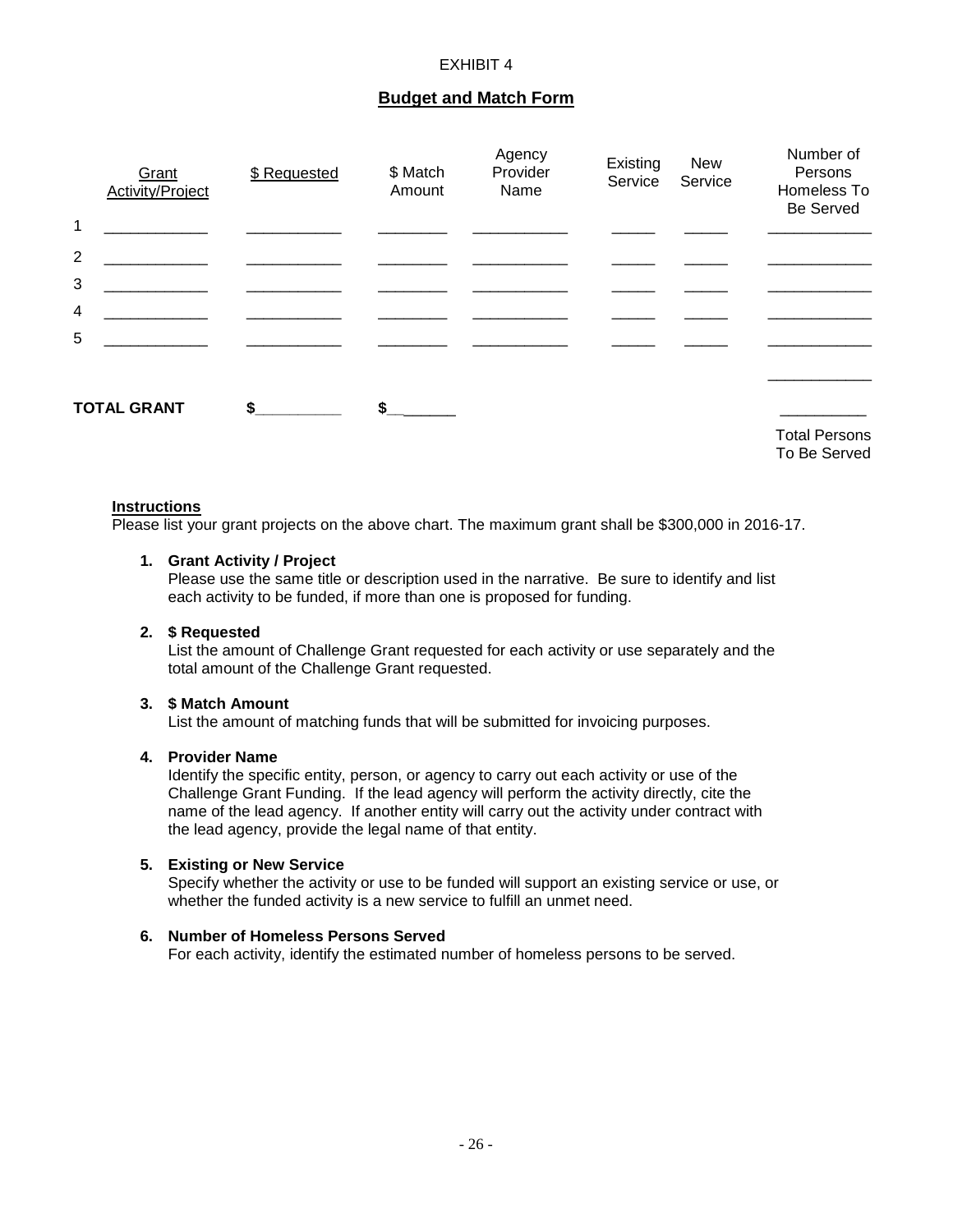EXHIBIT 4

## Budget and Match Form

| | Grant Activity/Project | $ Requested | $ Match Amount | Agency Provider Name | Existing Service | New Service | Number of Persons Homeless To Be Served |
|---|---|---|---|---|---|---|---|
| 1 | ____________ | ___________ | ________ | ___________ | _____ | _____ | ____________ |
| 2 | ____________ | ___________ | ________ | ___________ | _____ | _____ | ____________ |
| 3 | ____________ | ___________ | ________ | ___________ | _____ | _____ | ____________ |
| 4 | ____________ | ___________ | ________ | ___________ | _____ | _____ | ____________ |
| 5 | ____________ | ___________ | ________ | ___________ | _____ | _____ | ____________ |
| | | | | | | | ____________ |
| **TOTAL GRANT** | | **$**__________ | **$**________ | | | | __________ Total Persons To Be Served |

**Instructions**

Please list your grant projects on the above chart. The maximum grant shall be $300,000 in 2016-17.

1. **Grant Activity / Project**
   Please use the same title or description used in the narrative. Be sure to identify and list each activity to be funded, if more than one is proposed for funding.

2. **$ Requested**
   List the amount of Challenge Grant requested for each activity or use separately and the total amount of the Challenge Grant requested.

3. **$ Match Amount**
   List the amount of matching funds that will be submitted for invoicing purposes.

4. **Provider Name**
   Identify the specific entity, person, or agency to carry out each activity or use of the Challenge Grant Funding. If the lead agency will perform the activity directly, cite the name of the lead agency. If another entity will carry out the activity under contract with the lead agency, provide the legal name of that entity.

5. **Existing or New Service**
   Specify whether the activity or use to be funded will support an existing service or use, or whether the funded activity is a new service to fulfill an unmet need.

6. **Number of Homeless Persons Served**
   For each activity, identify the estimated number of homeless persons to be served.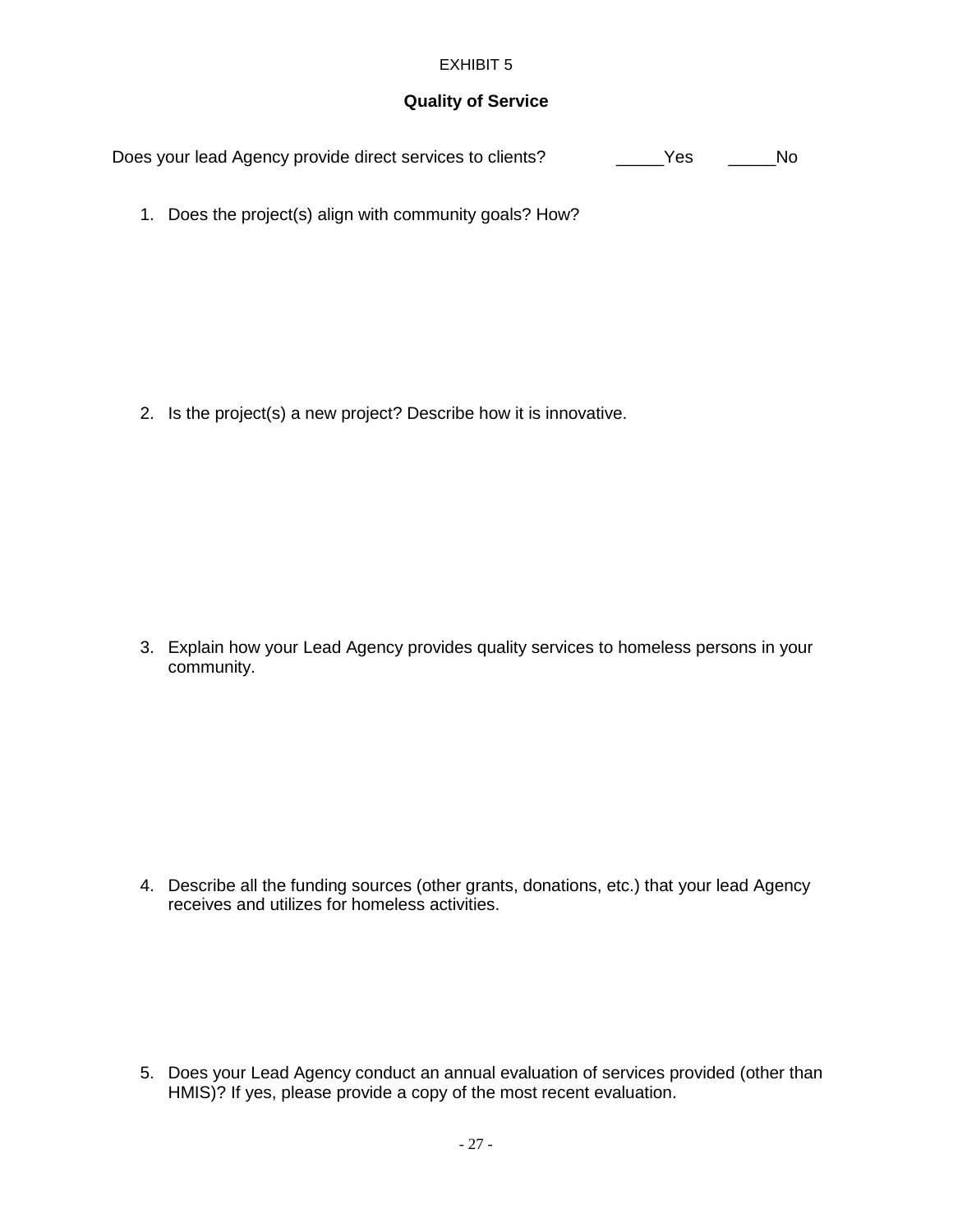EXHIBIT 5

**Quality of Service**

Does your lead Agency provide direct services to clients? _____Yes _____No

1. Does the project(s) align with community goals? How?

2. Is the project(s) a new project? Describe how it is innovative.

3. Explain how your Lead Agency provides quality services to homeless persons in your community.

4. Describe all the funding sources (other grants, donations, etc.) that your lead Agency receives and utilizes for homeless activities.

5. Does your Lead Agency conduct an annual evaluation of services provided (other than HMIS)? If yes, please provide a copy of the most recent evaluation.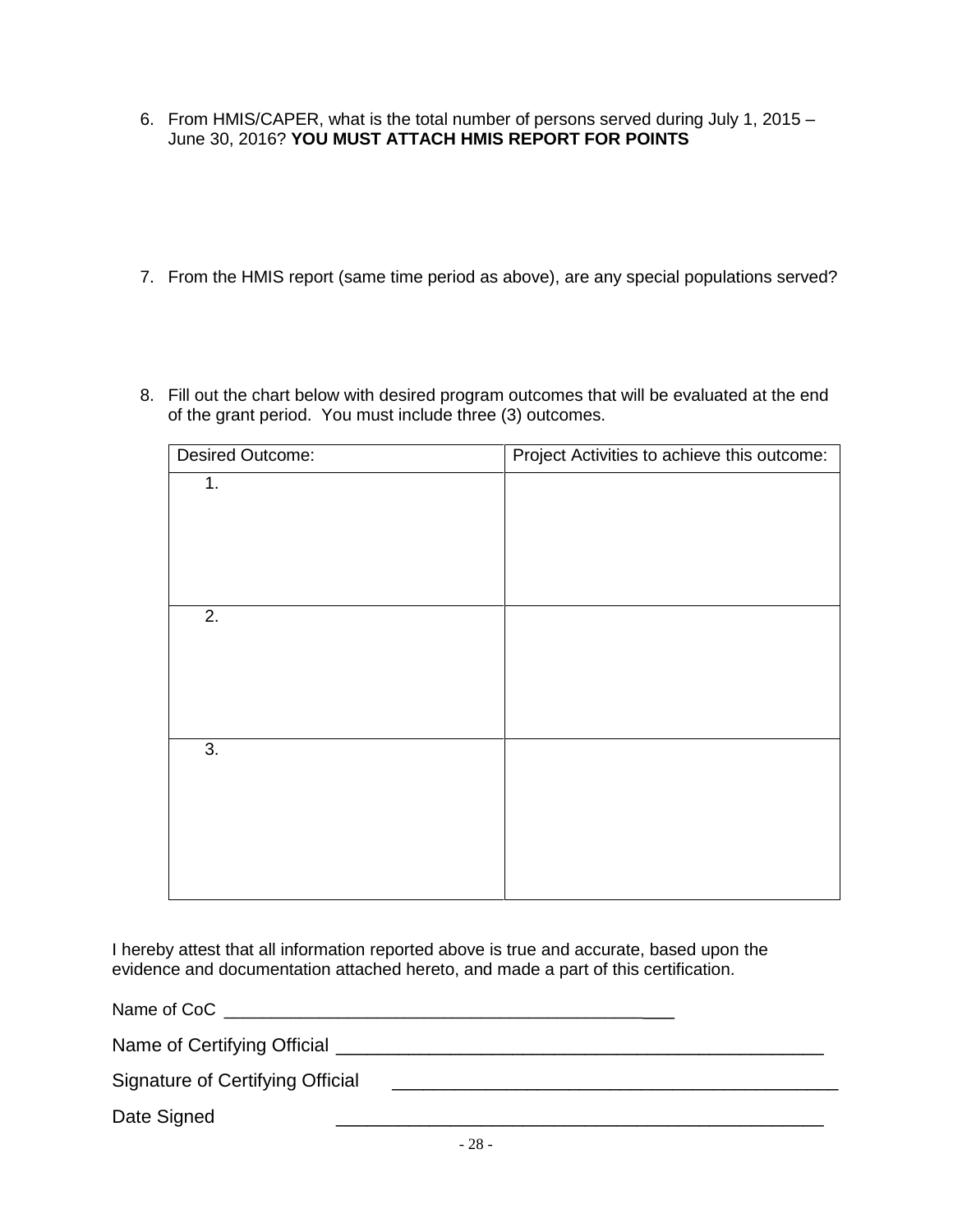6. From HMIS/CAPER, what is the total number of persons served during July 1, 2015 – June 30, 2016? **YOU MUST ATTACH HMIS REPORT FOR POINTS**

7. From the HMIS report (same time period as above), are any special populations served?

8. Fill out the chart below with desired program outcomes that will be evaluated at the end of the grant period. You must include three (3) outcomes.

| Desired Outcome: | Project Activities to achieve this outcome: |
|---|---|
| 1. | |
| 2. | |
| 3. | |

I hereby attest that all information reported above is true and accurate, based upon the evidence and documentation attached hereto, and made a part of this certification.

Name of CoC ______________________________________________

Name of Certifying Official ______________________________________________

Signature of Certifying Official ______________________________________________

Date Signed ______________________________________________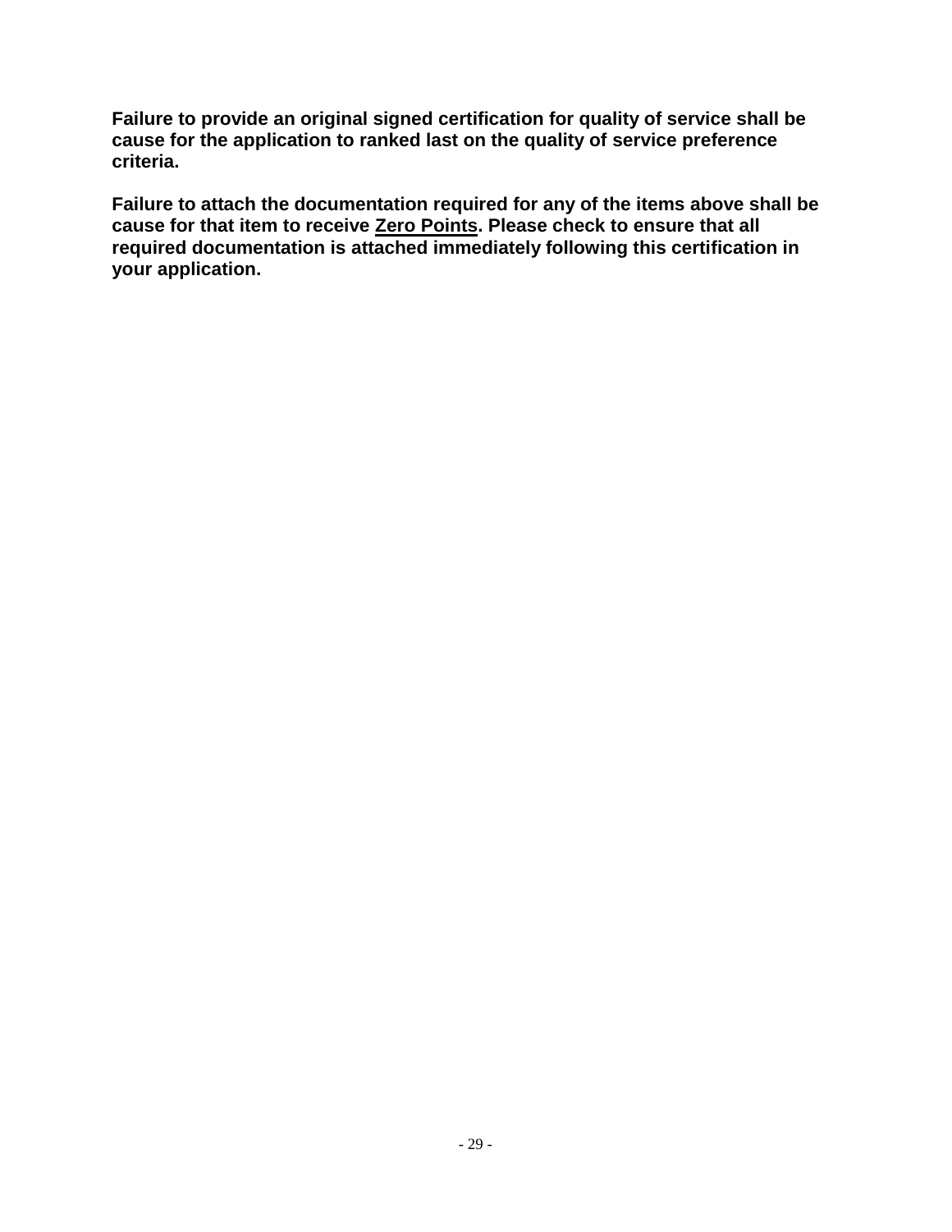**Failure to provide an original signed certification for quality of service shall be cause for the application to ranked last on the quality of service preference criteria.**

**Failure to attach the documentation required for any of the items above shall be cause for that item to receive <u>Zero Points</u>. Please check to ensure that all required documentation is attached immediately following this certification in your application.**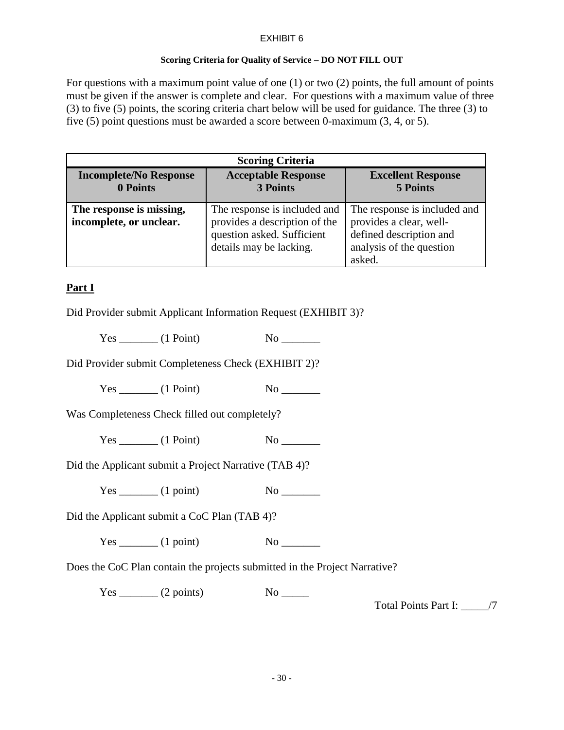EXHIBIT 6

**Scoring Criteria for Quality of Service – DO NOT FILL OUT**

For questions with a maximum point value of one (1) or two (2) points, the full amount of points must be given if the answer is complete and clear. For questions with a maximum value of three (3) to five (5) points, the scoring criteria chart below will be used for guidance. The three (3) to five (5) point questions must be awarded a score between 0-maximum (3, 4, or 5).

| **Scoring Criteria** | | |
|---|---|---|
| **Incomplete/No Response 0 Points** | **Acceptable Response 3 Points** | **Excellent Response 5 Points** |
| **The response is missing, incomplete, or unclear.** | The response is included and provides a description of the question asked. Sufficient details may be lacking. | The response is included and provides a clear, well-defined description and analysis of the question asked. |

**Part I**

Did Provider submit Applicant Information Request (EXHIBIT 3)?

Yes _______ (1 Point) No _______

Did Provider submit Completeness Check (EXHIBIT 2)?

Yes _______ (1 Point) No _______

Was Completeness Check filled out completely?

Yes _______ (1 Point) No _______

Did the Applicant submit a Project Narrative (TAB 4)?

Yes _______ (1 point) No _______

Did the Applicant submit a CoC Plan (TAB 4)?

Yes _______ (1 point) No _______

Does the CoC Plan contain the projects submitted in the Project Narrative?

Yes _______ (2 points) No _____

Total Points Part I: _____/7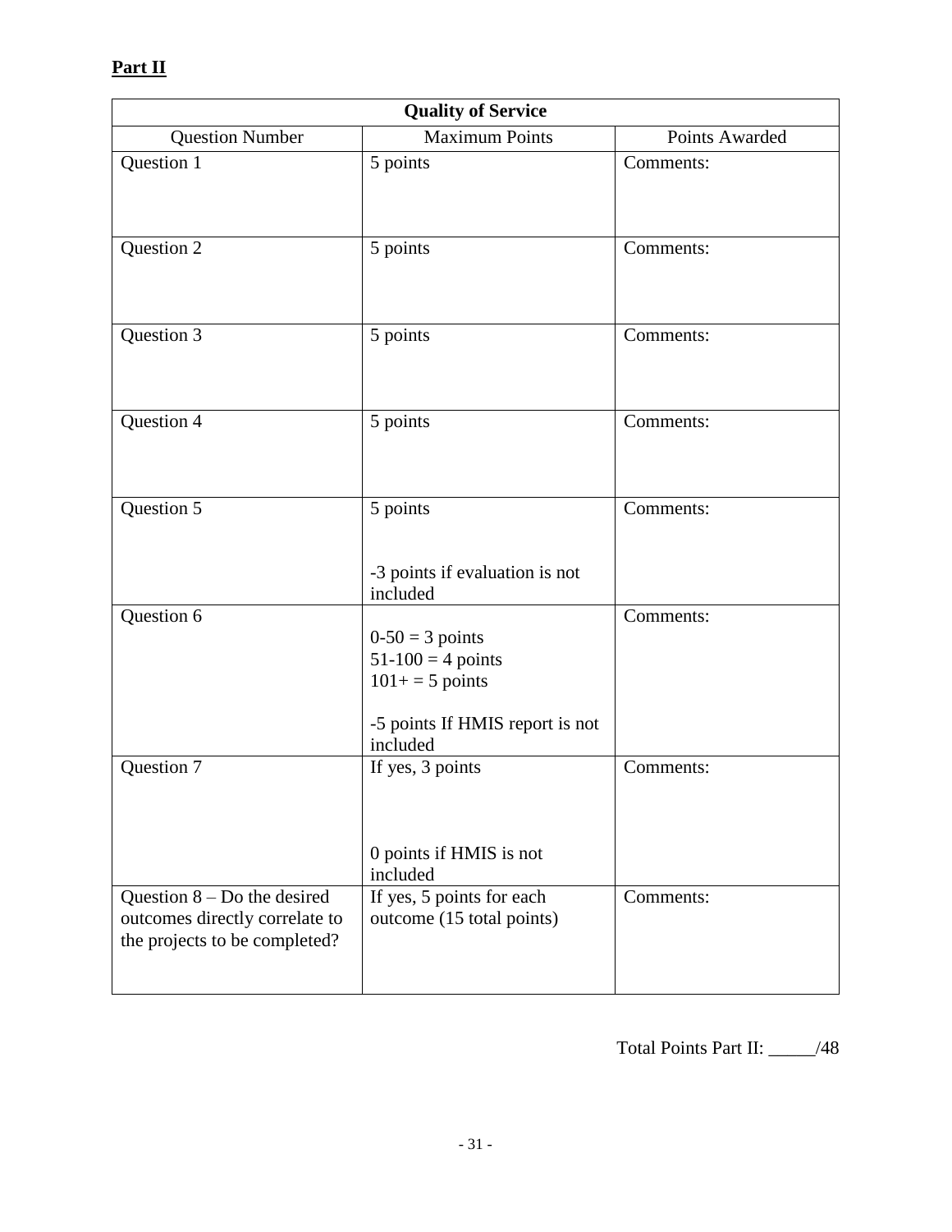**Part II**

| Quality of Service | | |
|---|---|---|
| Question Number | Maximum Points | Points Awarded |
| Question 1 | 5 points | Comments: |
| Question 2 | 5 points | Comments: |
| Question 3 | 5 points | Comments: |
| Question 4 | 5 points | Comments: |
| Question 5 | 5 points<br><br>-3 points if evaluation is not included | Comments: |
| Question 6 | 0-50 = 3 points<br>51-100 = 4 points<br>101+ = 5 points<br><br>-5 points If HMIS report is not included | Comments: |
| Question 7 | If yes, 3 points<br><br>0 points if HMIS is not included | Comments: |
| Question 8 – Do the desired outcomes directly correlate to the projects to be completed? | If yes, 5 points for each outcome (15 total points) | Comments: |

Total Points Part II: _____/48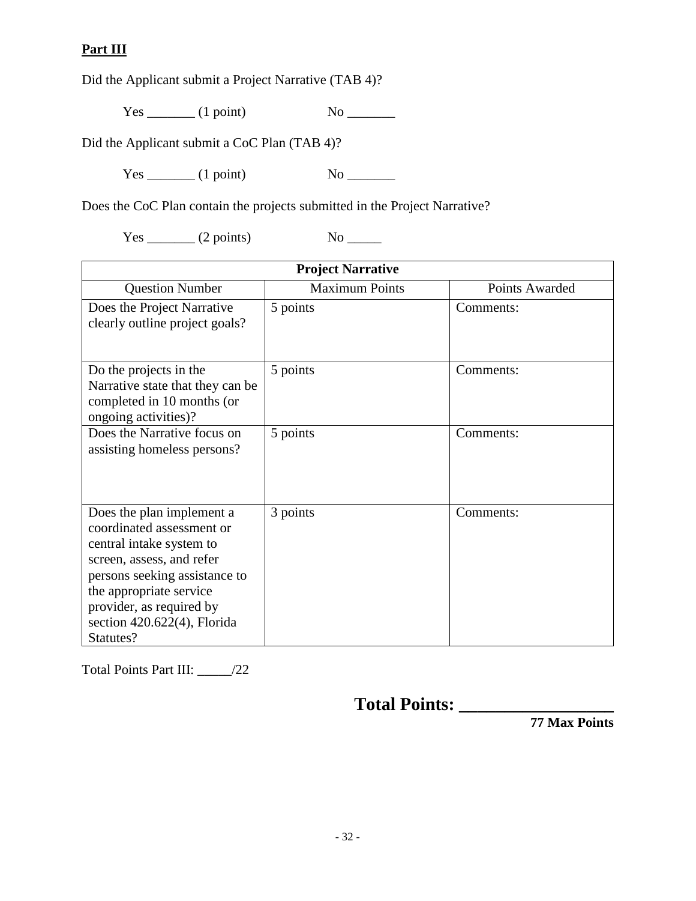**Part III**

Did the Applicant submit a Project Narrative (TAB 4)?

Yes _______ (1 point) No _______

Did the Applicant submit a CoC Plan (TAB 4)?

Yes _______ (1 point) No _______

Does the CoC Plan contain the projects submitted in the Project Narrative?

Yes _______ (2 points) No _____

| **Project Narrative** | | |
|---|---|---|
| Question Number | Maximum Points | Points Awarded |
| Does the Project Narrative clearly outline project goals? | 5 points | Comments: |
| Do the projects in the Narrative state that they can be completed in 10 months (or ongoing activities)? | 5 points | Comments: |
| Does the Narrative focus on assisting homeless persons? | 5 points | Comments: |
| Does the plan implement a coordinated assessment or central intake system to screen, assess, and refer persons seeking assistance to the appropriate service provider, as required by section 420.622(4), Florida Statutes? | 3 points | Comments: |

Total Points Part III: _____/22

**Total Points: _________________**

**77 Max Points**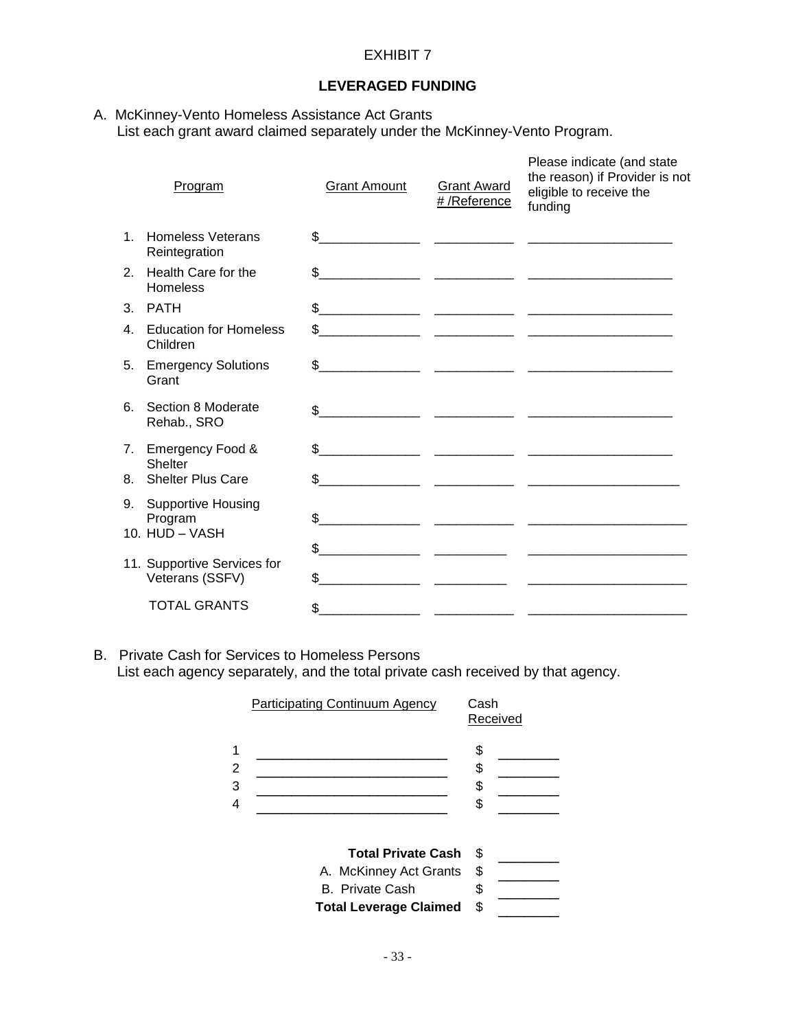EXHIBIT 7

## LEVERAGED FUNDING

A. McKinney-Vento Homeless Assistance Act Grants
List each grant award claimed separately under the McKinney-Vento Program.

| Program | Grant Amount | Grant Award # /Reference | Please indicate (and state the reason) if Provider is not eligible to receive the funding |
|---|---|---|---|
| 1. Homeless Veterans Reintegration | $______________ | ___________ | ____________________ |
| 2. Health Care for the Homeless | $______________ | ___________ | ____________________ |
| 3. PATH | $______________ | ___________ | ____________________ |
| 4. Education for Homeless Children | $______________ | ___________ | ____________________ |
| 5. Emergency Solutions Grant | $______________ | ___________ | ____________________ |
| 6. Section 8 Moderate Rehab., SRO | $______________ | ___________ | ____________________ |
| 7. Emergency Food & Shelter | $______________ | ___________ | ____________________ |
| 8. Shelter Plus Care | $______________ | ___________ | ____________________ |
| 9. Supportive Housing Program | $______________ | ___________ | ____________________ |
| 10. HUD – VASH | $______________ | ___________ | ____________________ |
| 11. Supportive Services for Veterans (SSFV) | $______________ | ___________ | ____________________ |
| TOTAL GRANTS | $______________ | ___________ | ____________________ |

B. Private Cash for Services to Homeless Persons
List each agency separately, and the total private cash received by that agency.

| | Participating Continuum Agency | Cash Received |
|---|---|---|
| 1 | _________________________ | $ ________ |
| 2 | _________________________ | $ ________ |
| 3 | _________________________ | $ ________ |
| 4 | _________________________ | $ ________ |

| | |
|---|---|
| **Total Private Cash** | $ ________ |
| A. McKinney Act Grants | $ ________ |
| B. Private Cash | $ ________ |
| **Total Leverage Claimed** | $ ________ |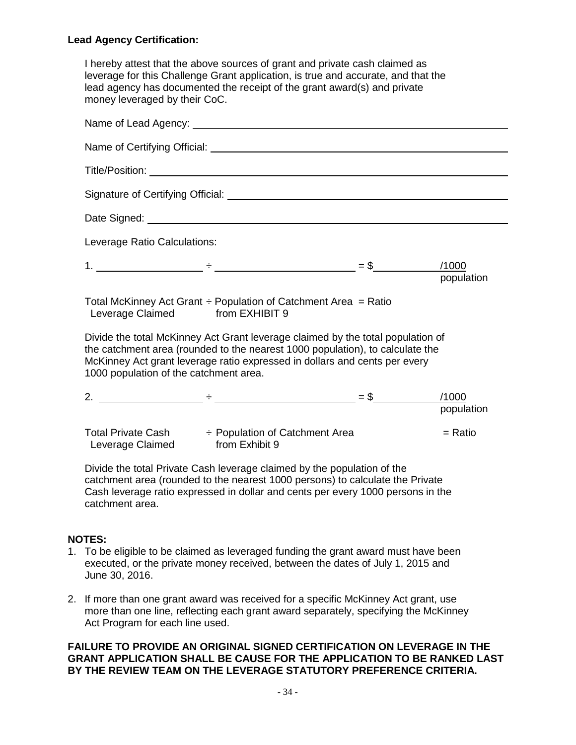**Lead Agency Certification:**

I hereby attest that the above sources of grant and private cash claimed as leverage for this Challenge Grant application, is true and accurate, and that the lead agency has documented the receipt of the grant award(s) and private money leveraged by their CoC.

Name of Lead Agency: ______________________________

Name of Certifying Official: ______________________________

Title/Position: ______________________________

Signature of Certifying Official: ______________________________

Date Signed: ______________________________

Leverage Ratio Calculations:

1. ________________ ÷ ____________________ = $__________/1000 population

Total McKinney Act Grant Leverage Claimed ÷ Population of Catchment Area from EXHIBIT 9 = Ratio

Divide the total McKinney Act Grant leverage claimed by the total population of the catchment area (rounded to the nearest 1000 population), to calculate the McKinney Act grant leverage ratio expressed in dollars and cents per every 1000 population of the catchment area.

2. ________________ ÷ ____________________ = $__________/1000 population

Total Private Cash Leverage Claimed ÷ Population of Catchment Area from Exhibit 9 = Ratio

Divide the total Private Cash leverage claimed by the population of the catchment area (rounded to the nearest 1000 persons) to calculate the Private Cash leverage ratio expressed in dollar and cents per every 1000 persons in the catchment area.

**NOTES:**

1. To be eligible to be claimed as leveraged funding the grant award must have been executed, or the private money received, between the dates of July 1, 2015 and June 30, 2016.

2. If more than one grant award was received for a specific McKinney Act grant, use more than one line, reflecting each grant award separately, specifying the McKinney Act Program for each line used.

**FAILURE TO PROVIDE AN ORIGINAL SIGNED CERTIFICATION ON LEVERAGE IN THE GRANT APPLICATION SHALL BE CAUSE FOR THE APPLICATION TO BE RANKED LAST BY THE REVIEW TEAM ON THE LEVERAGE STATUTORY PREFERENCE CRITERIA.**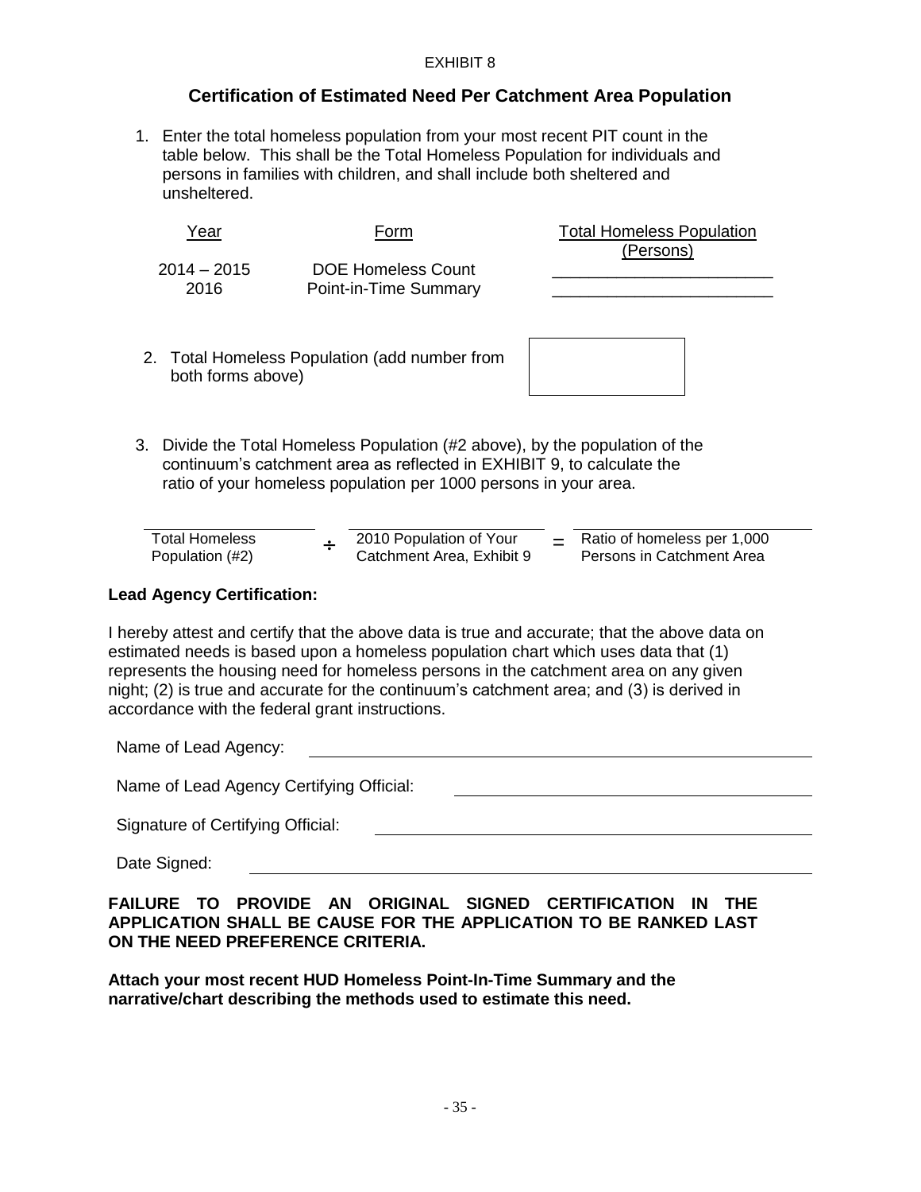EXHIBIT 8

## Certification of Estimated Need Per Catchment Area Population

1. Enter the total homeless population from your most recent PIT count in the table below. This shall be the Total Homeless Population for individuals and persons in families with children, and shall include both sheltered and unsheltered.

| Year | Form | Total Homeless Population (Persons) |
|---|---|---|
| 2014 – 2015 | DOE Homeless Count | ______________________ |
| 2016 | Point-in-Time Summary | ______________________ |

2. Total Homeless Population (add number from both forms above) [ ]

3. Divide the Total Homeless Population (#2 above), by the population of the continuum's catchment area as reflected in EXHIBIT 9, to calculate the ratio of your homeless population per 1000 persons in your area.

______________ ÷ ______________ = ______________

Total Homeless Population (#2) ÷ 2010 Population of Your Catchment Area, Exhibit 9 = Ratio of homeless per 1,000 Persons in Catchment Area

**Lead Agency Certification:**

I hereby attest and certify that the above data is true and accurate; that the above data on estimated needs is based upon a homeless population chart which uses data that (1) represents the housing need for homeless persons in the catchment area on any given night; (2) is true and accurate for the continuum's catchment area; and (3) is derived in accordance with the federal grant instructions.

Name of Lead Agency: ______________________________

Name of Lead Agency Certifying Official: ______________________________

Signature of Certifying Official: ______________________________

Date Signed: ______________________________

**FAILURE TO PROVIDE AN ORIGINAL SIGNED CERTIFICATION IN THE APPLICATION SHALL BE CAUSE FOR THE APPLICATION TO BE RANKED LAST ON THE NEED PREFERENCE CRITERIA.**

**Attach your most recent HUD Homeless Point-In-Time Summary and the narrative/chart describing the methods used to estimate this need.**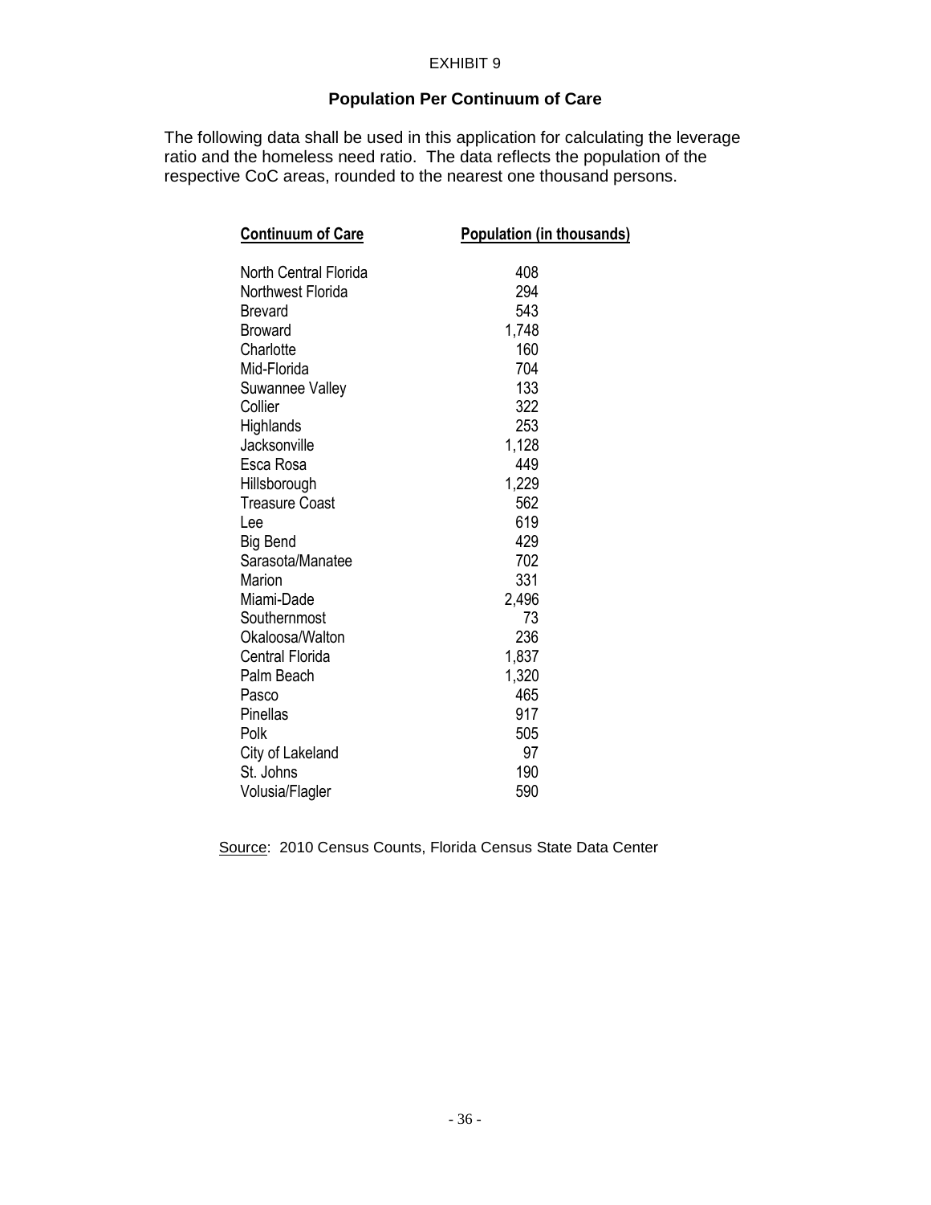EXHIBIT 9

## Population Per Continuum of Care

The following data shall be used in this application for calculating the leverage ratio and the homeless need ratio. The data reflects the population of the respective CoC areas, rounded to the nearest one thousand persons.

| Continuum of Care | Population (in thousands) |
|---|---|
| North Central Florida | 408 |
| Northwest Florida | 294 |
| Brevard | 543 |
| Broward | 1,748 |
| Charlotte | 160 |
| Mid-Florida | 704 |
| Suwannee Valley | 133 |
| Collier | 322 |
| Highlands | 253 |
| Jacksonville | 1,128 |
| Esca Rosa | 449 |
| Hillsborough | 1,229 |
| Treasure Coast | 562 |
| Lee | 619 |
| Big Bend | 429 |
| Sarasota/Manatee | 702 |
| Marion | 331 |
| Miami-Dade | 2,496 |
| Southernmost | 73 |
| Okaloosa/Walton | 236 |
| Central Florida | 1,837 |
| Palm Beach | 1,320 |
| Pasco | 465 |
| Pinellas | 917 |
| Polk | 505 |
| City of Lakeland | 97 |
| St. Johns | 190 |
| Volusia/Flagler | 590 |

Source: 2010 Census Counts, Florida Census State Data Center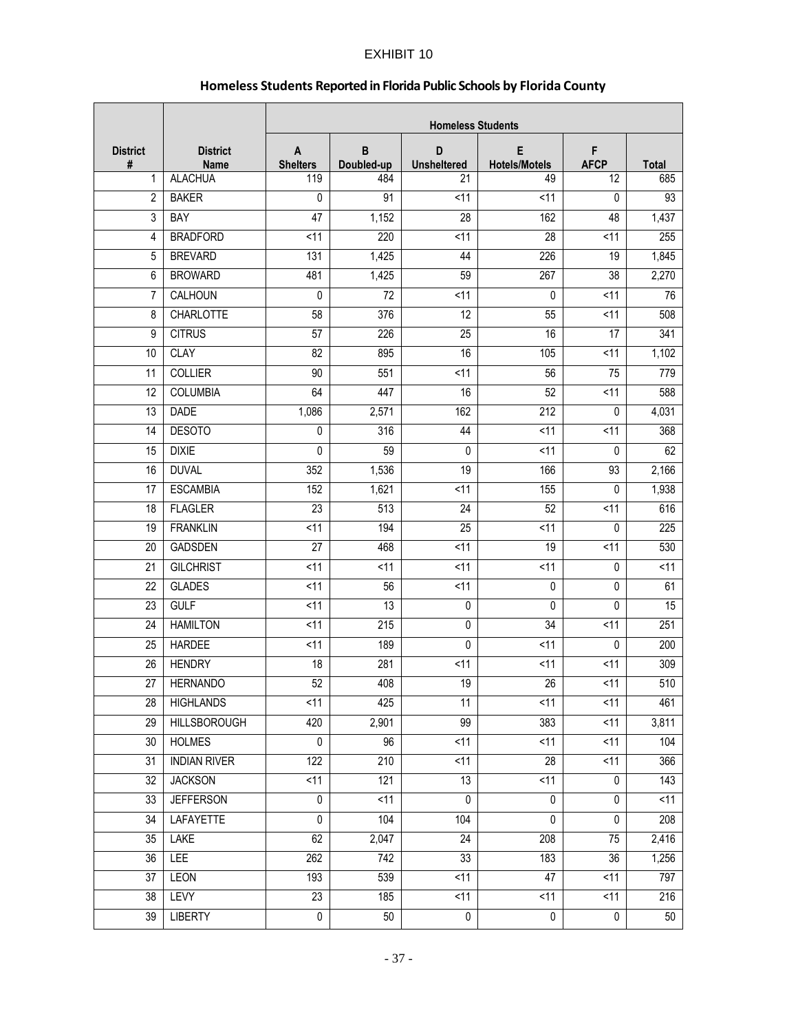EXHIBIT 10

## Homeless Students Reported in Florida Public Schools by Florida County

| District # | District Name | Homeless Students | | | | | |
|---|---|---|---|---|---|---|---|
| | | A Shelters | B Doubled-up | D Unsheltered | E Hotels/Motels | F AFCP | Total |
| 1 | ALACHUA | 119 | 484 | 21 | 49 | 12 | 685 |
| 2 | BAKER | 0 | 91 | <11 | <11 | 0 | 93 |
| 3 | BAY | 47 | 1,152 | 28 | 162 | 48 | 1,437 |
| 4 | BRADFORD | <11 | 220 | <11 | 28 | <11 | 255 |
| 5 | BREVARD | 131 | 1,425 | 44 | 226 | 19 | 1,845 |
| 6 | BROWARD | 481 | 1,425 | 59 | 267 | 38 | 2,270 |
| 7 | CALHOUN | 0 | 72 | <11 | 0 | <11 | 76 |
| 8 | CHARLOTTE | 58 | 376 | 12 | 55 | <11 | 508 |
| 9 | CITRUS | 57 | 226 | 25 | 16 | 17 | 341 |
| 10 | CLAY | 82 | 895 | 16 | 105 | <11 | 1,102 |
| 11 | COLLIER | 90 | 551 | <11 | 56 | 75 | 779 |
| 12 | COLUMBIA | 64 | 447 | 16 | 52 | <11 | 588 |
| 13 | DADE | 1,086 | 2,571 | 162 | 212 | 0 | 4,031 |
| 14 | DESOTO | 0 | 316 | 44 | <11 | <11 | 368 |
| 15 | DIXIE | 0 | 59 | 0 | <11 | 0 | 62 |
| 16 | DUVAL | 352 | 1,536 | 19 | 166 | 93 | 2,166 |
| 17 | ESCAMBIA | 152 | 1,621 | <11 | 155 | 0 | 1,938 |
| 18 | FLAGLER | 23 | 513 | 24 | 52 | <11 | 616 |
| 19 | FRANKLIN | <11 | 194 | 25 | <11 | 0 | 225 |
| 20 | GADSDEN | 27 | 468 | <11 | 19 | <11 | 530 |
| 21 | GILCHRIST | <11 | <11 | <11 | <11 | 0 | <11 |
| 22 | GLADES | <11 | 56 | <11 | 0 | 0 | 61 |
| 23 | GULF | <11 | 13 | 0 | 0 | 0 | 15 |
| 24 | HAMILTON | <11 | 215 | 0 | 34 | <11 | 251 |
| 25 | HARDEE | <11 | 189 | 0 | <11 | 0 | 200 |
| 26 | HENDRY | 18 | 281 | <11 | <11 | <11 | 309 |
| 27 | HERNANDO | 52 | 408 | 19 | 26 | <11 | 510 |
| 28 | HIGHLANDS | <11 | 425 | 11 | <11 | <11 | 461 |
| 29 | HILLSBOROUGH | 420 | 2,901 | 99 | 383 | <11 | 3,811 |
| 30 | HOLMES | 0 | 96 | <11 | <11 | <11 | 104 |
| 31 | INDIAN RIVER | 122 | 210 | <11 | 28 | <11 | 366 |
| 32 | JACKSON | <11 | 121 | 13 | <11 | 0 | 143 |
| 33 | JEFFERSON | 0 | <11 | 0 | 0 | 0 | <11 |
| 34 | LAFAYETTE | 0 | 104 | 104 | 0 | 0 | 208 |
| 35 | LAKE | 62 | 2,047 | 24 | 208 | 75 | 2,416 |
| 36 | LEE | 262 | 742 | 33 | 183 | 36 | 1,256 |
| 37 | LEON | 193 | 539 | <11 | 47 | <11 | 797 |
| 38 | LEVY | 23 | 185 | <11 | <11 | <11 | 216 |
| 39 | LIBERTY | 0 | 50 | 0 | 0 | 0 | 50 |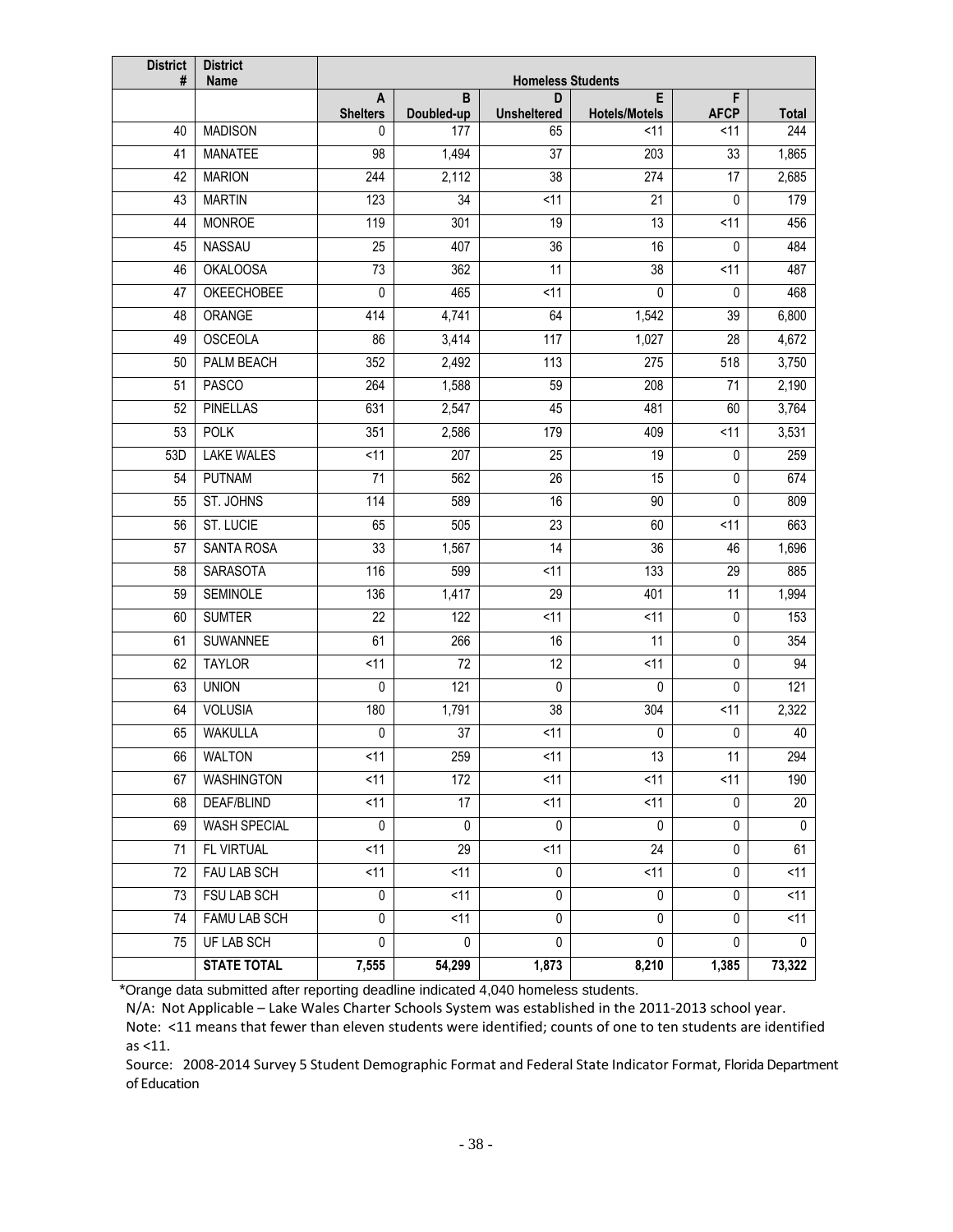| District # | District Name | Homeless Students | | | | | |
|---|---|---|---|---|---|---|---|
| | | A Shelters | B Doubled-up | D Unsheltered | E Hotels/Motels | F AFCP | Total |
| 40 | MADISON | 0 | 177 | 65 | <11 | <11 | 244 |
| 41 | MANATEE | 98 | 1,494 | 37 | 203 | 33 | 1,865 |
| 42 | MARION | 244 | 2,112 | 38 | 274 | 17 | 2,685 |
| 43 | MARTIN | 123 | 34 | <11 | 21 | 0 | 179 |
| 44 | MONROE | 119 | 301 | 19 | 13 | <11 | 456 |
| 45 | NASSAU | 25 | 407 | 36 | 16 | 0 | 484 |
| 46 | OKALOOSA | 73 | 362 | 11 | 38 | <11 | 487 |
| 47 | OKEECHOBEE | 0 | 465 | <11 | 0 | 0 | 468 |
| 48 | ORANGE | 414 | 4,741 | 64 | 1,542 | 39 | 6,800 |
| 49 | OSCEOLA | 86 | 3,414 | 117 | 1,027 | 28 | 4,672 |
| 50 | PALM BEACH | 352 | 2,492 | 113 | 275 | 518 | 3,750 |
| 51 | PASCO | 264 | 1,588 | 59 | 208 | 71 | 2,190 |
| 52 | PINELLAS | 631 | 2,547 | 45 | 481 | 60 | 3,764 |
| 53 | POLK | 351 | 2,586 | 179 | 409 | <11 | 3,531 |
| 53D | LAKE WALES | <11 | 207 | 25 | 19 | 0 | 259 |
| 54 | PUTNAM | 71 | 562 | 26 | 15 | 0 | 674 |
| 55 | ST. JOHNS | 114 | 589 | 16 | 90 | 0 | 809 |
| 56 | ST. LUCIE | 65 | 505 | 23 | 60 | <11 | 663 |
| 57 | SANTA ROSA | 33 | 1,567 | 14 | 36 | 46 | 1,696 |
| 58 | SARASOTA | 116 | 599 | <11 | 133 | 29 | 885 |
| 59 | SEMINOLE | 136 | 1,417 | 29 | 401 | 11 | 1,994 |
| 60 | SUMTER | 22 | 122 | <11 | <11 | 0 | 153 |
| 61 | SUWANNEE | 61 | 266 | 16 | 11 | 0 | 354 |
| 62 | TAYLOR | <11 | 72 | 12 | <11 | 0 | 94 |
| 63 | UNION | 0 | 121 | 0 | 0 | 0 | 121 |
| 64 | VOLUSIA | 180 | 1,791 | 38 | 304 | <11 | 2,322 |
| 65 | WAKULLA | 0 | 37 | <11 | 0 | 0 | 40 |
| 66 | WALTON | <11 | 259 | <11 | 13 | 11 | 294 |
| 67 | WASHINGTON | <11 | 172 | <11 | <11 | <11 | 190 |
| 68 | DEAF/BLIND | <11 | 17 | <11 | <11 | 0 | 20 |
| 69 | WASH SPECIAL | 0 | 0 | 0 | 0 | 0 | 0 |
| 71 | FL VIRTUAL | <11 | 29 | <11 | 24 | 0 | 61 |
| 72 | FAU LAB SCH | <11 | <11 | 0 | <11 | 0 | <11 |
| 73 | FSU LAB SCH | 0 | <11 | 0 | 0 | 0 | <11 |
| 74 | FAMU LAB SCH | 0 | <11 | 0 | 0 | 0 | <11 |
| 75 | UF LAB SCH | 0 | 0 | 0 | 0 | 0 | 0 |
| | **STATE TOTAL** | **7,555** | **54,299** | **1,873** | **8,210** | **1,385** | **73,322** |

*Orange data submitted after reporting deadline indicated 4,040 homeless students.

N/A: Not Applicable – Lake Wales Charter Schools System was established in the 2011-2013 school year.

Note: <11 means that fewer than eleven students were identified; counts of one to ten students are identified as <11.

Source: 2008-2014 Survey 5 Student Demographic Format and Federal State Indicator Format, Florida Department of Education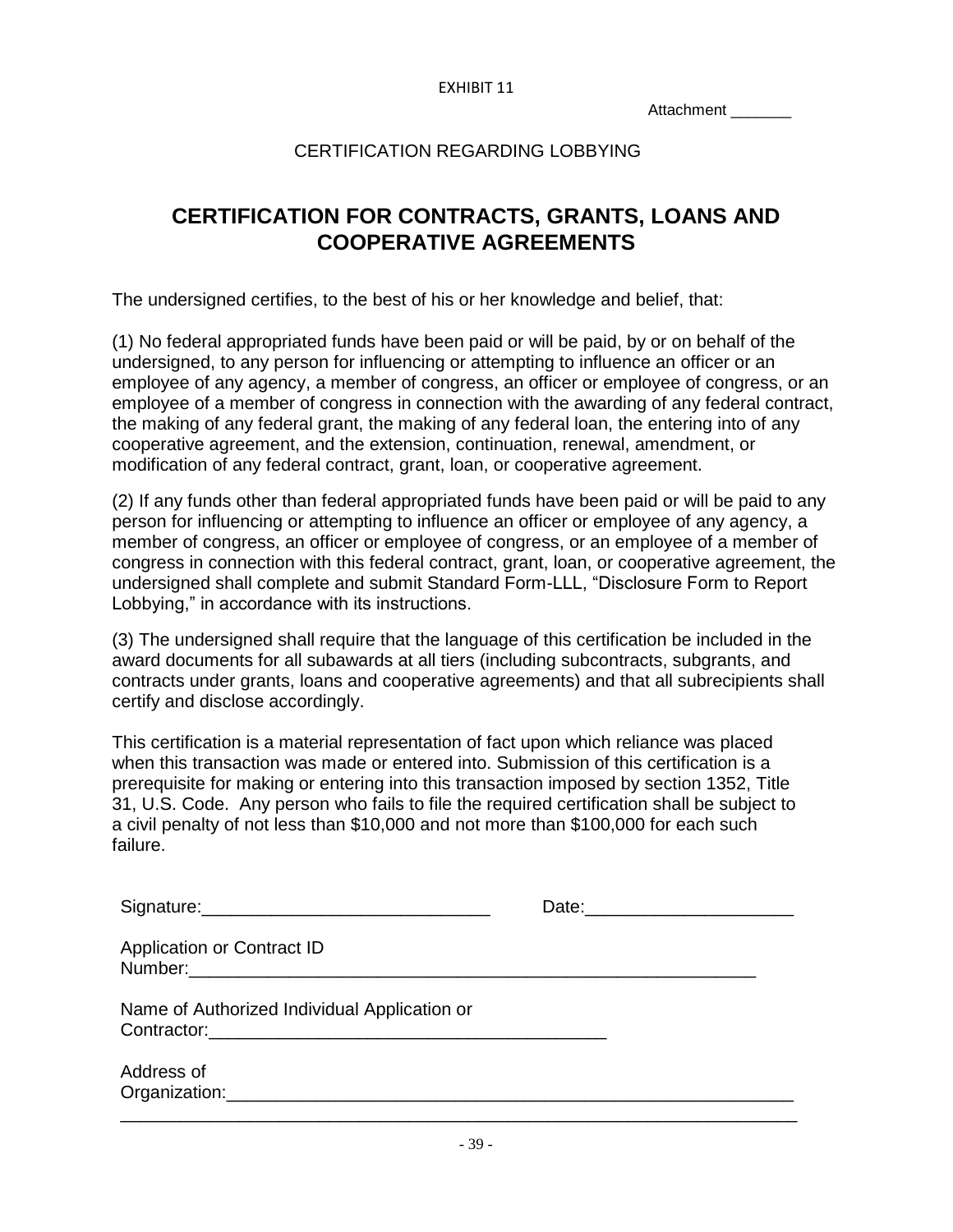EXHIBIT 11

Attachment _______

CERTIFICATION REGARDING LOBBYING

# CERTIFICATION FOR CONTRACTS, GRANTS, LOANS AND COOPERATIVE AGREEMENTS

The undersigned certifies, to the best of his or her knowledge and belief, that:

(1) No federal appropriated funds have been paid or will be paid, by or on behalf of the undersigned, to any person for influencing or attempting to influence an officer or an employee of any agency, a member of congress, an officer or employee of congress, or an employee of a member of congress in connection with the awarding of any federal contract, the making of any federal grant, the making of any federal loan, the entering into of any cooperative agreement, and the extension, continuation, renewal, amendment, or modification of any federal contract, grant, loan, or cooperative agreement.

(2) If any funds other than federal appropriated funds have been paid or will be paid to any person for influencing or attempting to influence an officer or employee of any agency, a member of congress, an officer or employee of congress, or an employee of a member of congress in connection with this federal contract, grant, loan, or cooperative agreement, the undersigned shall complete and submit Standard Form-LLL, "Disclosure Form to Report Lobbying," in accordance with its instructions.

(3) The undersigned shall require that the language of this certification be included in the award documents for all subawards at all tiers (including subcontracts, subgrants, and contracts under grants, loans and cooperative agreements) and that all subrecipients shall certify and disclose accordingly.

This certification is a material representation of fact upon which reliance was placed when this transaction was made or entered into. Submission of this certification is a prerequisite for making or entering into this transaction imposed by section 1352, Title 31, U.S. Code. Any person who fails to file the required certification shall be subject to a civil penalty of not less than $10,000 and not more than $100,000 for each such failure.

Signature:_____________________________ Date:_____________________

Application or Contract ID Number:___________________________________________________________

Name of Authorized Individual Application or Contractor:________________________________________

Address of Organization:___________________________________________________________

_____________________________________________________________________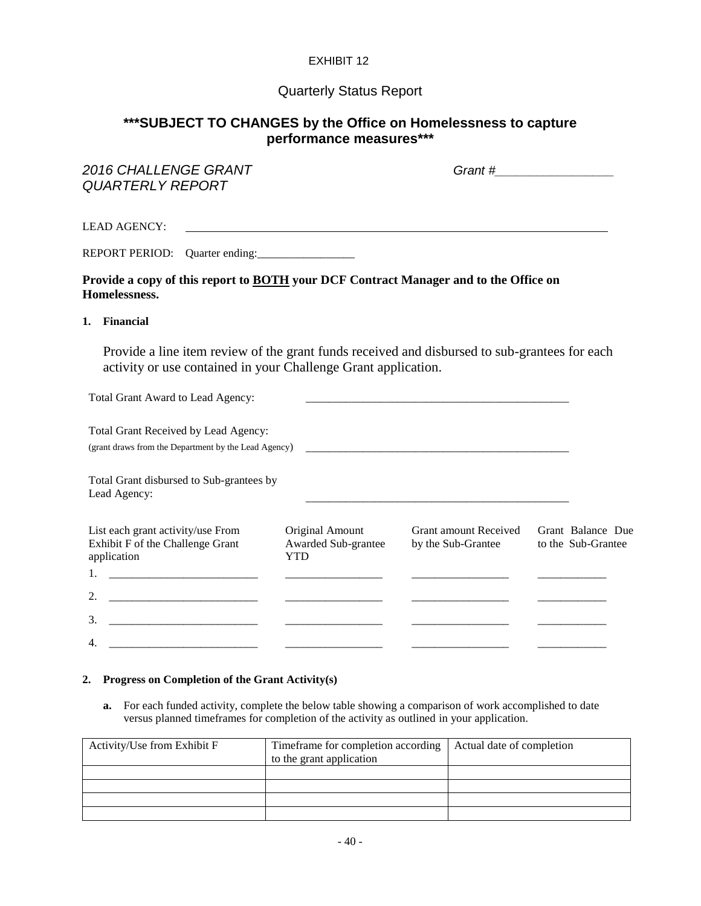EXHIBIT 12

Quarterly Status Report

**\*\*\*SUBJECT TO CHANGES by the Office on Homelessness to capture performance measures\*\*\***

*2016 CHALLENGE GRANT QUARTERLY REPORT*

*Grant #\_\_\_\_\_\_\_\_\_\_\_\_\_\_\_\_\_\_*

LEAD AGENCY: \_\_\_\_\_\_\_\_\_\_\_\_\_\_\_\_\_\_\_\_\_\_\_\_\_\_\_\_\_\_\_\_\_\_\_\_\_\_\_\_\_\_\_\_\_\_\_\_\_\_

REPORT PERIOD: Quarter ending:\_\_\_\_\_\_\_\_\_\_\_\_\_\_\_\_\_

**Provide a copy of this report to <u>BOTH</u> your DCF Contract Manager and to the Office on Homelessness.**

**1. Financial**

Provide a line item review of the grant funds received and disbursed to sub-grantees for each activity or use contained in your Challenge Grant application.

Total Grant Award to Lead Agency: \_\_\_\_\_\_\_\_\_\_\_\_\_\_\_\_\_\_\_\_\_\_\_\_\_\_\_\_\_\_\_\_\_\_\_\_\_\_\_\_\_\_\_\_\_

Total Grant Received by Lead Agency:
(grant draws from the Department by the Lead Agency) \_\_\_\_\_\_\_\_\_\_\_\_\_\_\_\_\_\_\_\_\_\_\_\_\_\_\_\_\_\_\_\_\_\_\_\_\_\_\_\_\_\_\_\_\_

Total Grant disbursed to Sub-grantees by Lead Agency: \_\_\_\_\_\_\_\_\_\_\_\_\_\_\_\_\_\_\_\_\_\_\_\_\_\_\_\_\_\_\_\_\_\_\_\_\_\_\_\_\_\_\_\_\_

| List each grant activity/use From Exhibit F of the Challenge Grant application | Original Amount Awarded Sub-grantee YTD | Grant amount Received by the Sub-Grantee | Grant Balance Due to the Sub-Grantee |
|---|---|---|---|
| 1. | | | |
| 2. | | | |
| 3. | | | |
| 4. | | | |

**2. Progress on Completion of the Grant Activity(s)**

**a.** For each funded activity, complete the below table showing a comparison of work accomplished to date versus planned timeframes for completion of the activity as outlined in your application.

| Activity/Use from Exhibit F | Timeframe for completion according to the grant application | Actual date of completion |
|---|---|---|
| | | |
| | | |
| | | |
| | | |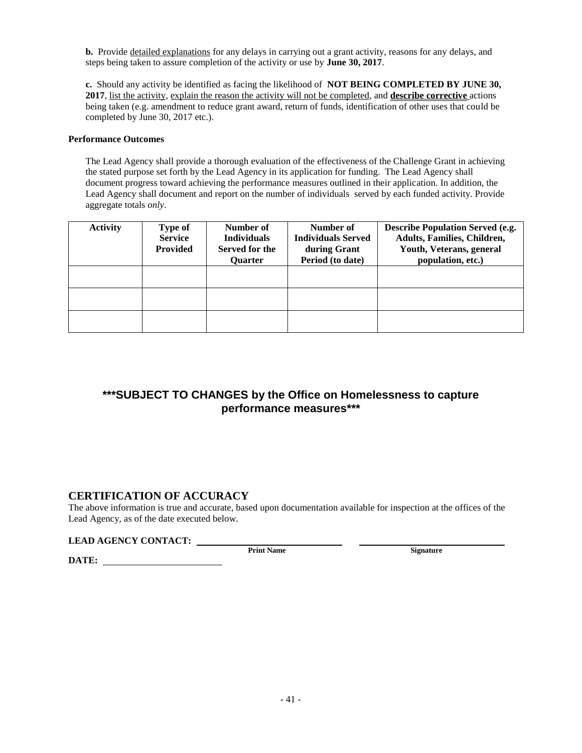**b.** Provide detailed explanations for any delays in carrying out a grant activity, reasons for any delays, and steps being taken to assure completion of the activity or use by **June 30, 2017**.

**c.** Should any activity be identified as facing the likelihood of **NOT BEING COMPLETED BY JUNE 30, 2017**, list the activity, explain the reason the activity will not be completed, and **describe corrective** actions being taken (e.g. amendment to reduce grant award, return of funds, identification of other uses that could be completed by June 30, 2017 etc.).

**Performance Outcomes**

The Lead Agency shall provide a thorough evaluation of the effectiveness of the Challenge Grant in achieving the stated purpose set forth by the Lead Agency in its application for funding. The Lead Agency shall document progress toward achieving the performance measures outlined in their application. In addition, the Lead Agency shall document and report on the number of individuals served by each funded activity. Provide aggregate totals *only*.

| Activity | Type of Service Provided | Number of Individuals Served for the Quarter | Number of Individuals Served during Grant Period (to date) | Describe Population Served (e.g. Adults, Families, Children, Youth, Veterans, general population, etc.) |
|---|---|---|---|---|
| | | | | |
| | | | | |
| | | | | |

**\*\*\*SUBJECT TO CHANGES by the Office on Homelessness to capture performance measures\*\*\***

## CERTIFICATION OF ACCURACY

The above information is true and accurate, based upon documentation available for inspection at the offices of the Lead Agency, as of the date executed below.

**LEAD AGENCY CONTACT:** ______________________ ______________________

**Print Name** **Signature**

**DATE:** ______________________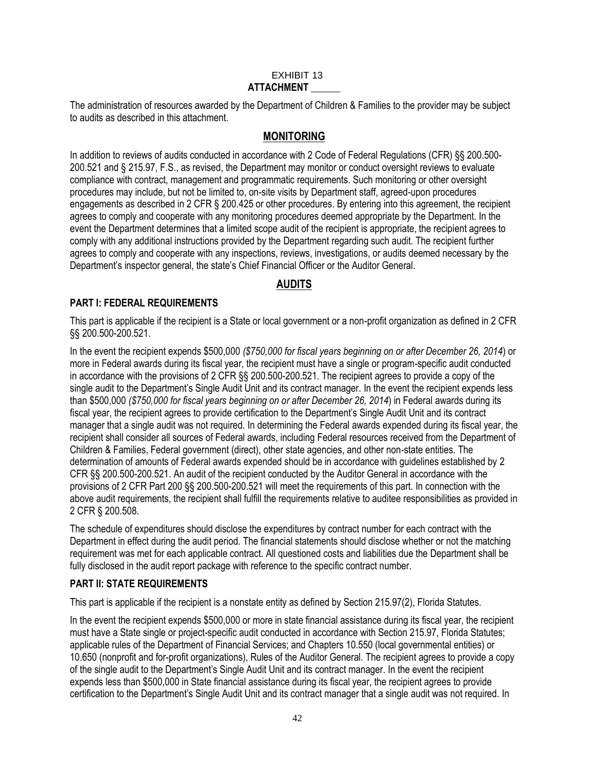EXHIBIT 13

**ATTACHMENT \_\_\_\_\_\_**

The administration of resources awarded by the Department of Children & Families to the provider may be subject to audits as described in this attachment.

## MONITORING

In addition to reviews of audits conducted in accordance with 2 Code of Federal Regulations (CFR) §§ 200.500-200.521 and § 215.97, F.S., as revised, the Department may monitor or conduct oversight reviews to evaluate compliance with contract, management and programmatic requirements. Such monitoring or other oversight procedures may include, but not be limited to, on-site visits by Department staff, agreed-upon procedures engagements as described in 2 CFR § 200.425 or other procedures. By entering into this agreement, the recipient agrees to comply and cooperate with any monitoring procedures deemed appropriate by the Department. In the event the Department determines that a limited scope audit of the recipient is appropriate, the recipient agrees to comply with any additional instructions provided by the Department regarding such audit. The recipient further agrees to comply and cooperate with any inspections, reviews, investigations, or audits deemed necessary by the Department's inspector general, the state's Chief Financial Officer or the Auditor General.

## AUDITS

### PART I: FEDERAL REQUIREMENTS

This part is applicable if the recipient is a State or local government or a non-profit organization as defined in 2 CFR §§ 200.500-200.521.

In the event the recipient expends $500,000 *($750,000 for fiscal years beginning on or after December 26, 2014*) or more in Federal awards during its fiscal year, the recipient must have a single or program-specific audit conducted in accordance with the provisions of 2 CFR §§ 200.500-200.521. The recipient agrees to provide a copy of the single audit to the Department's Single Audit Unit and its contract manager. In the event the recipient expends less than $500,000 *($750,000 for fiscal years beginning on or after December 26, 2014*) in Federal awards during its fiscal year, the recipient agrees to provide certification to the Department's Single Audit Unit and its contract manager that a single audit was not required. In determining the Federal awards expended during its fiscal year, the recipient shall consider all sources of Federal awards, including Federal resources received from the Department of Children & Families, Federal government (direct), other state agencies, and other non-state entities. The determination of amounts of Federal awards expended should be in accordance with guidelines established by 2 CFR §§ 200.500-200.521. An audit of the recipient conducted by the Auditor General in accordance with the provisions of 2 CFR Part 200 §§ 200.500-200.521 will meet the requirements of this part. In connection with the above audit requirements, the recipient shall fulfill the requirements relative to auditee responsibilities as provided in 2 CFR § 200.508.

The schedule of expenditures should disclose the expenditures by contract number for each contract with the Department in effect during the audit period. The financial statements should disclose whether or not the matching requirement was met for each applicable contract. All questioned costs and liabilities due the Department shall be fully disclosed in the audit report package with reference to the specific contract number.

### PART II: STATE REQUIREMENTS

This part is applicable if the recipient is a nonstate entity as defined by Section 215.97(2), Florida Statutes.

In the event the recipient expends $500,000 or more in state financial assistance during its fiscal year, the recipient must have a State single or project-specific audit conducted in accordance with Section 215.97, Florida Statutes; applicable rules of the Department of Financial Services; and Chapters 10.550 (local governmental entities) or 10.650 (nonprofit and for-profit organizations), Rules of the Auditor General. The recipient agrees to provide a copy of the single audit to the Department's Single Audit Unit and its contract manager. In the event the recipient expends less than $500,000 in State financial assistance during its fiscal year, the recipient agrees to provide certification to the Department's Single Audit Unit and its contract manager that a single audit was not required. In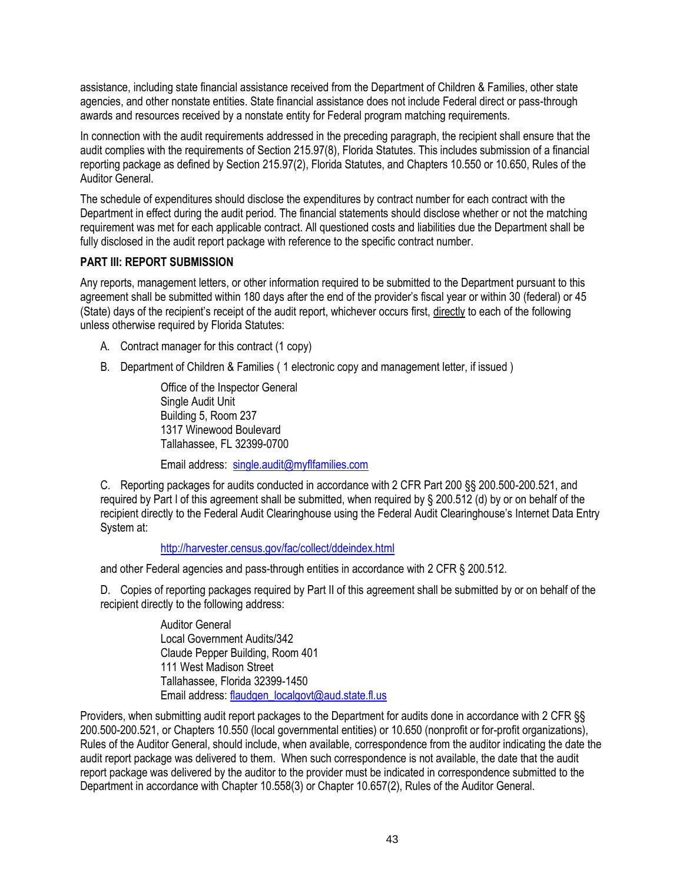assistance, including state financial assistance received from the Department of Children & Families, other state agencies, and other nonstate entities. State financial assistance does not include Federal direct or pass-through awards and resources received by a nonstate entity for Federal program matching requirements.

In connection with the audit requirements addressed in the preceding paragraph, the recipient shall ensure that the audit complies with the requirements of Section 215.97(8), Florida Statutes. This includes submission of a financial reporting package as defined by Section 215.97(2), Florida Statutes, and Chapters 10.550 or 10.650, Rules of the Auditor General.

The schedule of expenditures should disclose the expenditures by contract number for each contract with the Department in effect during the audit period. The financial statements should disclose whether or not the matching requirement was met for each applicable contract. All questioned costs and liabilities due the Department shall be fully disclosed in the audit report package with reference to the specific contract number.

**PART III: REPORT SUBMISSION**

Any reports, management letters, or other information required to be submitted to the Department pursuant to this agreement shall be submitted within 180 days after the end of the provider's fiscal year or within 30 (federal) or 45 (State) days of the recipient's receipt of the audit report, whichever occurs first, directly to each of the following unless otherwise required by Florida Statutes:

A. Contract manager for this contract (1 copy)

B. Department of Children & Families ( 1 electronic copy and management letter, if issued )

Office of the Inspector General
Single Audit Unit
Building 5, Room 237
1317 Winewood Boulevard
Tallahassee, FL 32399-0700

Email address: single.audit@myflfamilies.com

C. Reporting packages for audits conducted in accordance with 2 CFR Part 200 §§ 200.500-200.521, and required by Part I of this agreement shall be submitted, when required by § 200.512 (d) by or on behalf of the recipient directly to the Federal Audit Clearinghouse using the Federal Audit Clearinghouse's Internet Data Entry System at:

http://harvester.census.gov/fac/collect/ddeindex.html

and other Federal agencies and pass-through entities in accordance with 2 CFR § 200.512.

D. Copies of reporting packages required by Part II of this agreement shall be submitted by or on behalf of the recipient directly to the following address:

Auditor General
Local Government Audits/342
Claude Pepper Building, Room 401
111 West Madison Street
Tallahassee, Florida 32399-1450
Email address: flaudgen_localgovt@aud.state.fl.us

Providers, when submitting audit report packages to the Department for audits done in accordance with 2 CFR §§ 200.500-200.521, or Chapters 10.550 (local governmental entities) or 10.650 (nonprofit or for-profit organizations), Rules of the Auditor General, should include, when available, correspondence from the auditor indicating the date the audit report package was delivered to them. When such correspondence is not available, the date that the audit report package was delivered by the auditor to the provider must be indicated in correspondence submitted to the Department in accordance with Chapter 10.558(3) or Chapter 10.657(2), Rules of the Auditor General.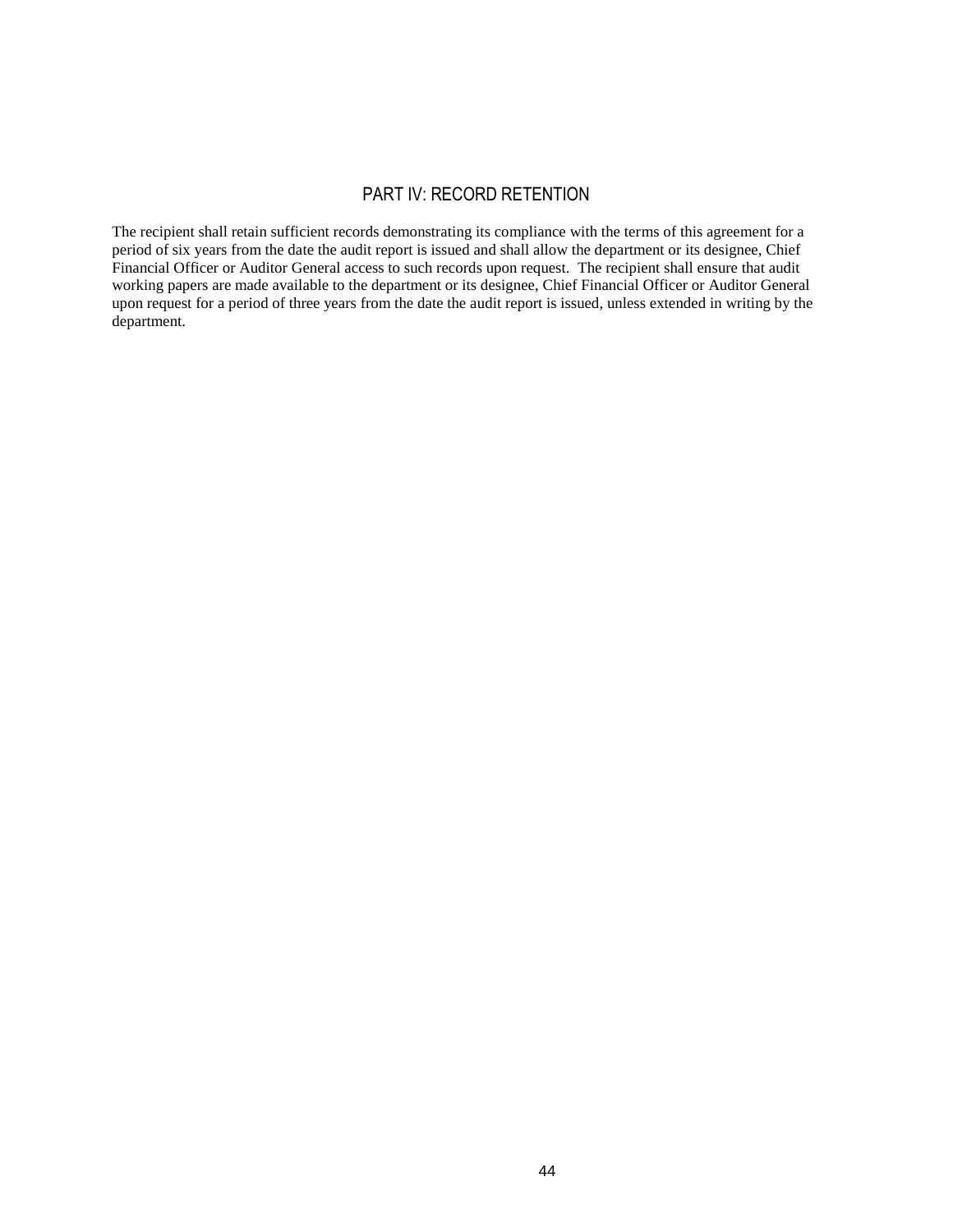## PART IV: RECORD RETENTION

The recipient shall retain sufficient records demonstrating its compliance with the terms of this agreement for a period of six years from the date the audit report is issued and shall allow the department or its designee, Chief Financial Officer or Auditor General access to such records upon request. The recipient shall ensure that audit working papers are made available to the department or its designee, Chief Financial Officer or Auditor General upon request for a period of three years from the date the audit report is issued, unless extended in writing by the department.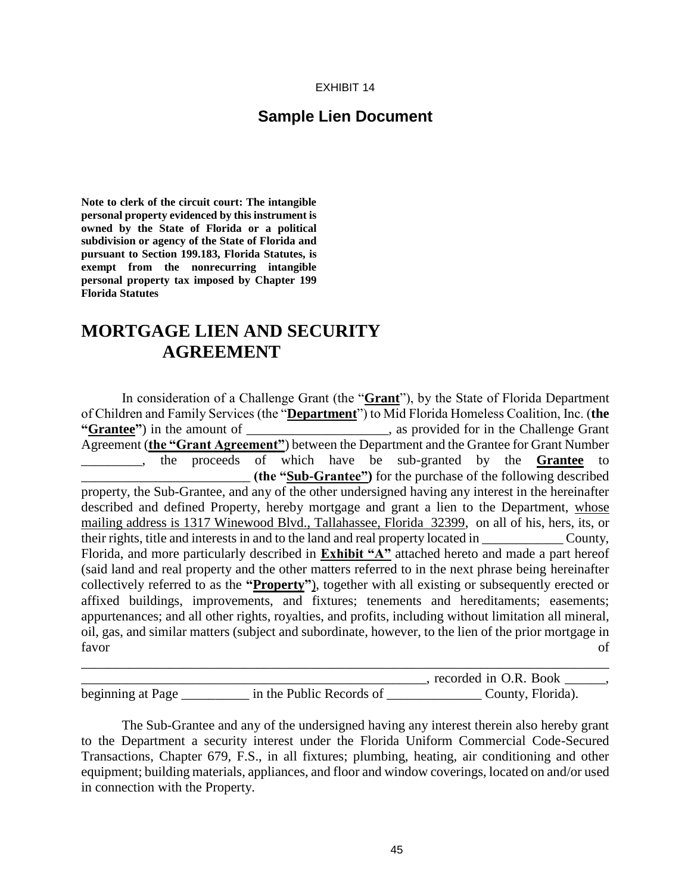EXHIBIT 14

## Sample Lien Document

**Note to clerk of the circuit court: The intangible personal property evidenced by this instrument is owned by the State of Florida or a political subdivision or agency of the State of Florida and pursuant to Section 199.183, Florida Statutes, is exempt from the nonrecurring intangible personal property tax imposed by Chapter 199 Florida Statutes**

# MORTGAGE LIEN AND SECURITY AGREEMENT

In consideration of a Challenge Grant (the "**Grant**"), by the State of Florida Department of Children and Family Services (the "**Department**") to Mid Florida Homeless Coalition, Inc. (**the "Grantee"**) in the amount of ____________________, as provided for in the Challenge Grant Agreement (**the "Grant Agreement"**) between the Department and the Grantee for Grant Number _________, the proceeds of which have be sub-granted by the **Grantee** to ________________________ **(the "Sub-Grantee")** for the purchase of the following described property, the Sub-Grantee, and any of the other undersigned having any interest in the hereinafter described and defined Property, hereby mortgage and grant a lien to the Department, whose mailing address is 1317 Winewood Blvd., Tallahassee, Florida 32399, on all of his, hers, its, or their rights, title and interests in and to the land and real property located in ____________ County, Florida, and more particularly described in **Exhibit "A"** attached hereto and made a part hereof (said land and real property and the other matters referred to in the next phrase being hereinafter collectively referred to as the **"Property"**), together with all existing or subsequently erected or affixed buildings, improvements, and fixtures; tenements and hereditaments; easements; appurtenances; and all other rights, royalties, and profits, including without limitation all mineral, oil, gas, and similar matters (subject and subordinate, however, to the lien of the prior mortgage in favor of ________________________________________________________________________________ ____________________________________________________, recorded in O.R. Book ______, beginning at Page __________ in the Public Records of ______________ County, Florida).

The Sub-Grantee and any of the undersigned having any interest therein also hereby grant to the Department a security interest under the Florida Uniform Commercial Code-Secured Transactions, Chapter 679, F.S., in all fixtures; plumbing, heating, air conditioning and other equipment; building materials, appliances, and floor and window coverings, located on and/or used in connection with the Property.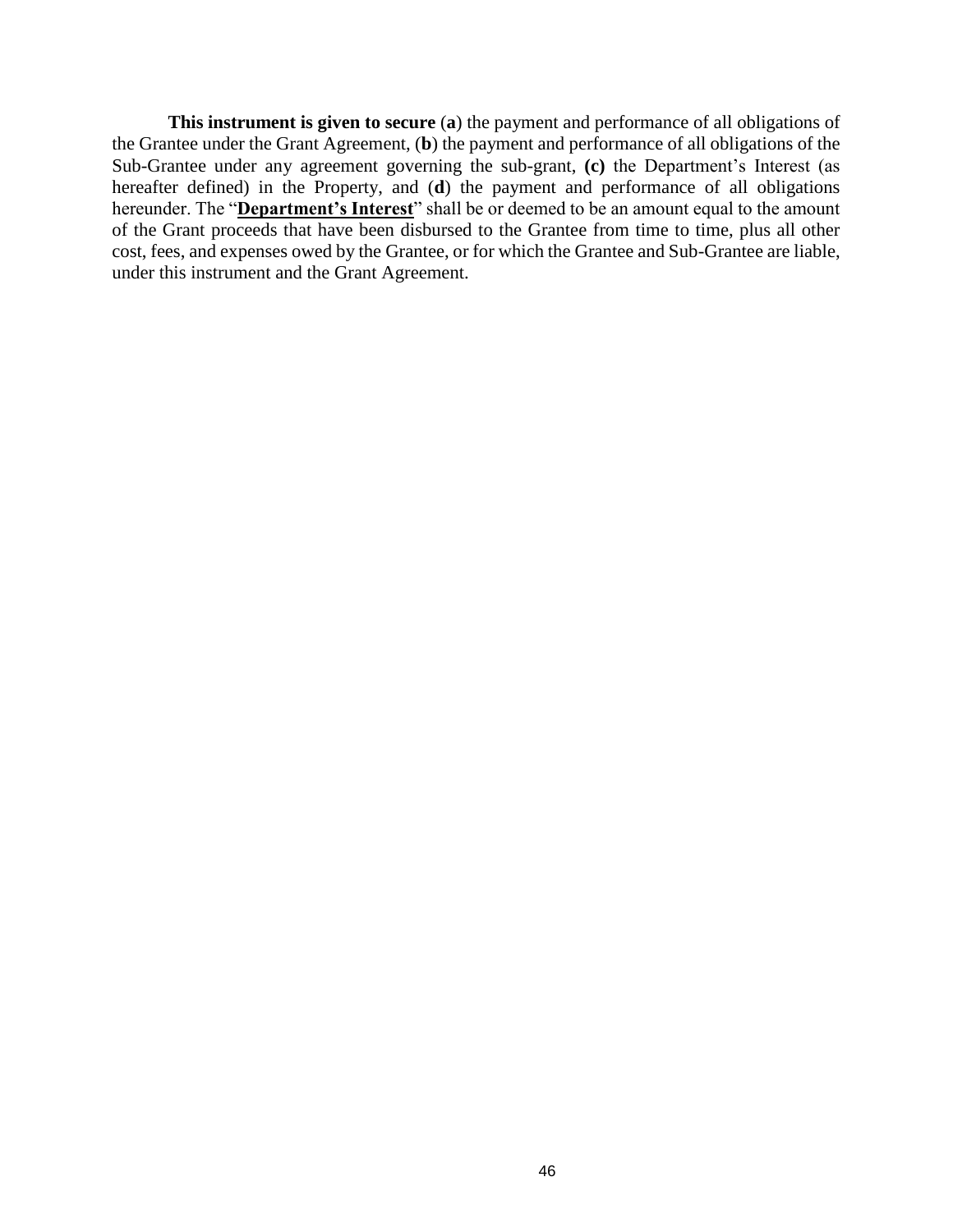**This instrument is given to secure** (**a**) the payment and performance of all obligations of the Grantee under the Grant Agreement, (**b**) the payment and performance of all obligations of the Sub-Grantee under any agreement governing the sub-grant, **(c)** the Department's Interest (as hereafter defined) in the Property, and (**d**) the payment and performance of all obligations hereunder. The "**<u>Department's Interest</u>**" shall be or deemed to be an amount equal to the amount of the Grant proceeds that have been disbursed to the Grantee from time to time, plus all other cost, fees, and expenses owed by the Grantee, or for which the Grantee and Sub-Grantee are liable, under this instrument and the Grant Agreement.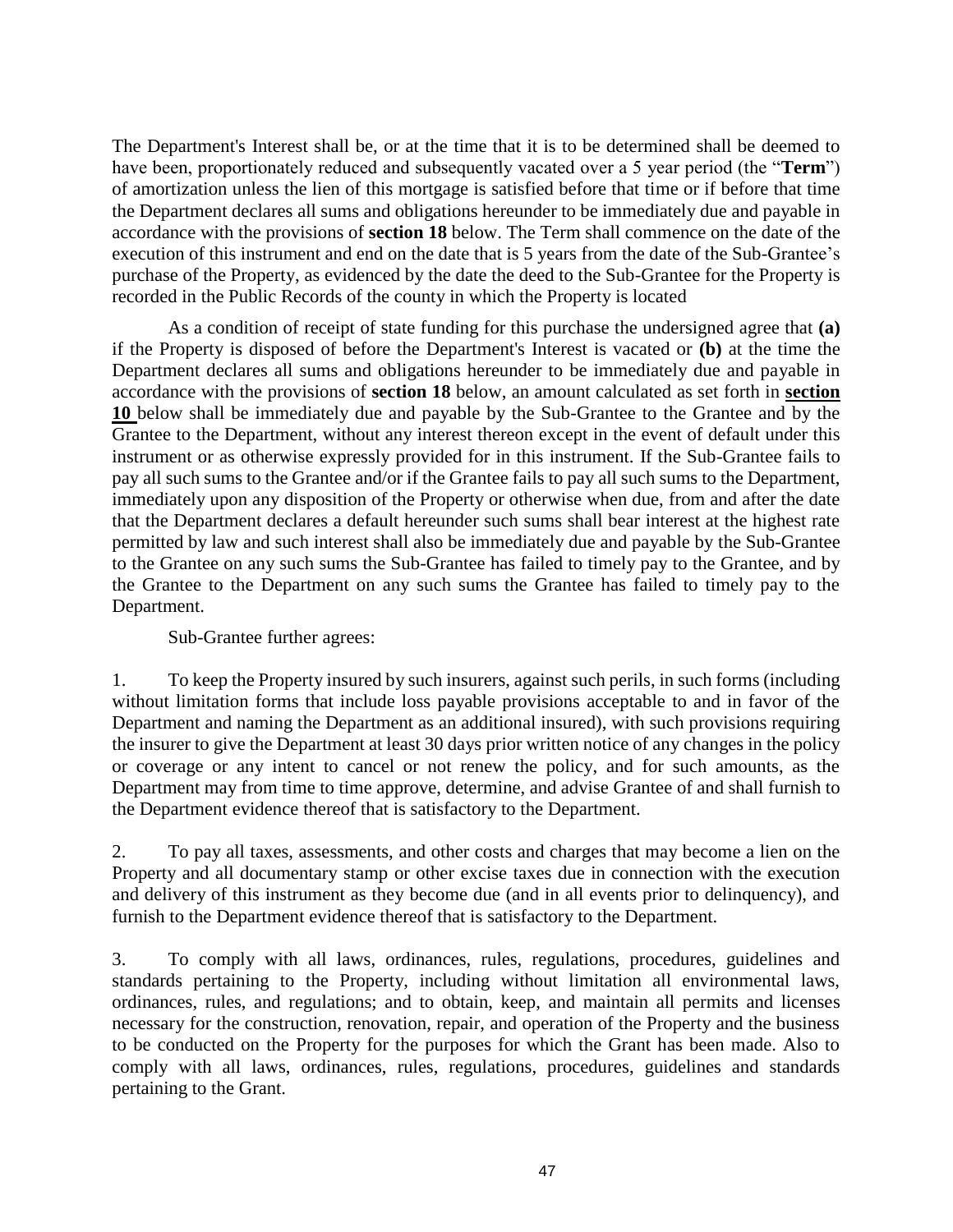The Department's Interest shall be, or at the time that it is to be determined shall be deemed to have been, proportionately reduced and subsequently vacated over a 5 year period (the "**Term**") of amortization unless the lien of this mortgage is satisfied before that time or if before that time the Department declares all sums and obligations hereunder to be immediately due and payable in accordance with the provisions of **section 18** below. The Term shall commence on the date of the execution of this instrument and end on the date that is 5 years from the date of the Sub-Grantee's purchase of the Property, as evidenced by the date the deed to the Sub-Grantee for the Property is recorded in the Public Records of the county in which the Property is located

As a condition of receipt of state funding for this purchase the undersigned agree that **(a)** if the Property is disposed of before the Department's Interest is vacated or **(b)** at the time the Department declares all sums and obligations hereunder to be immediately due and payable in accordance with the provisions of **section 18** below, an amount calculated as set forth in **section 10** below shall be immediately due and payable by the Sub-Grantee to the Grantee and by the Grantee to the Department, without any interest thereon except in the event of default under this instrument or as otherwise expressly provided for in this instrument. If the Sub-Grantee fails to pay all such sums to the Grantee and/or if the Grantee fails to pay all such sums to the Department, immediately upon any disposition of the Property or otherwise when due, from and after the date that the Department declares a default hereunder such sums shall bear interest at the highest rate permitted by law and such interest shall also be immediately due and payable by the Sub-Grantee to the Grantee on any such sums the Sub-Grantee has failed to timely pay to the Grantee, and by the Grantee to the Department on any such sums the Grantee has failed to timely pay to the Department.

Sub-Grantee further agrees:

1. To keep the Property insured by such insurers, against such perils, in such forms (including without limitation forms that include loss payable provisions acceptable to and in favor of the Department and naming the Department as an additional insured), with such provisions requiring the insurer to give the Department at least 30 days prior written notice of any changes in the policy or coverage or any intent to cancel or not renew the policy, and for such amounts, as the Department may from time to time approve, determine, and advise Grantee of and shall furnish to the Department evidence thereof that is satisfactory to the Department.

2. To pay all taxes, assessments, and other costs and charges that may become a lien on the Property and all documentary stamp or other excise taxes due in connection with the execution and delivery of this instrument as they become due (and in all events prior to delinquency), and furnish to the Department evidence thereof that is satisfactory to the Department.

3. To comply with all laws, ordinances, rules, regulations, procedures, guidelines and standards pertaining to the Property, including without limitation all environmental laws, ordinances, rules, and regulations; and to obtain, keep, and maintain all permits and licenses necessary for the construction, renovation, repair, and operation of the Property and the business to be conducted on the Property for the purposes for which the Grant has been made. Also to comply with all laws, ordinances, rules, regulations, procedures, guidelines and standards pertaining to the Grant.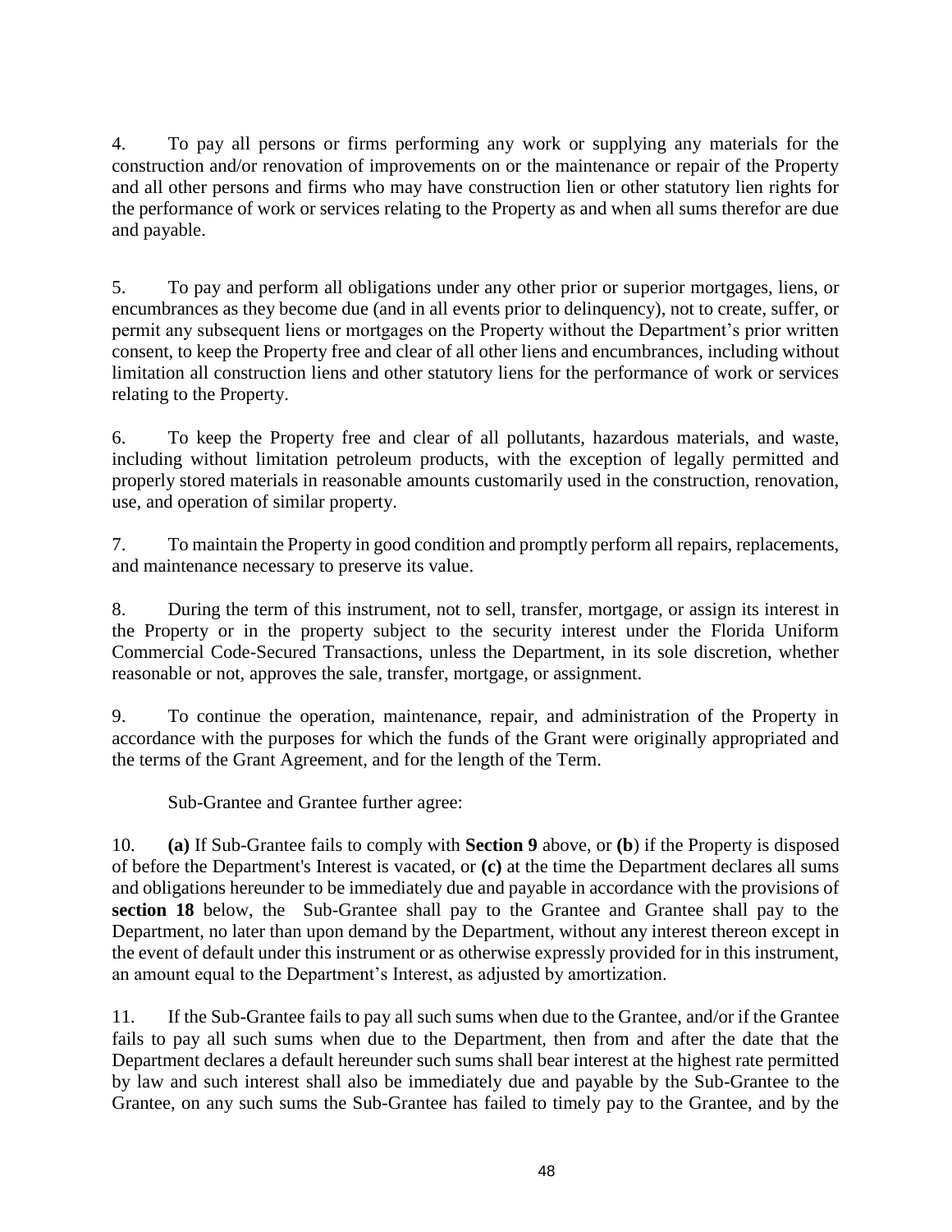4. To pay all persons or firms performing any work or supplying any materials for the construction and/or renovation of improvements on or the maintenance or repair of the Property and all other persons and firms who may have construction lien or other statutory lien rights for the performance of work or services relating to the Property as and when all sums therefor are due and payable.

5. To pay and perform all obligations under any other prior or superior mortgages, liens, or encumbrances as they become due (and in all events prior to delinquency), not to create, suffer, or permit any subsequent liens or mortgages on the Property without the Department's prior written consent, to keep the Property free and clear of all other liens and encumbrances, including without limitation all construction liens and other statutory liens for the performance of work or services relating to the Property.

6. To keep the Property free and clear of all pollutants, hazardous materials, and waste, including without limitation petroleum products, with the exception of legally permitted and properly stored materials in reasonable amounts customarily used in the construction, renovation, use, and operation of similar property.

7. To maintain the Property in good condition and promptly perform all repairs, replacements, and maintenance necessary to preserve its value.

8. During the term of this instrument, not to sell, transfer, mortgage, or assign its interest in the Property or in the property subject to the security interest under the Florida Uniform Commercial Code-Secured Transactions, unless the Department, in its sole discretion, whether reasonable or not, approves the sale, transfer, mortgage, or assignment.

9. To continue the operation, maintenance, repair, and administration of the Property in accordance with the purposes for which the funds of the Grant were originally appropriated and the terms of the Grant Agreement, and for the length of the Term.

Sub-Grantee and Grantee further agree:

10. **(a)** If Sub-Grantee fails to comply with **Section 9** above, or **(b**) if the Property is disposed of before the Department's Interest is vacated, or **(c)** at the time the Department declares all sums and obligations hereunder to be immediately due and payable in accordance with the provisions of **section 18** below, the Sub-Grantee shall pay to the Grantee and Grantee shall pay to the Department, no later than upon demand by the Department, without any interest thereon except in the event of default under this instrument or as otherwise expressly provided for in this instrument, an amount equal to the Department's Interest, as adjusted by amortization.

11. If the Sub-Grantee fails to pay all such sums when due to the Grantee, and/or if the Grantee fails to pay all such sums when due to the Department, then from and after the date that the Department declares a default hereunder such sums shall bear interest at the highest rate permitted by law and such interest shall also be immediately due and payable by the Sub-Grantee to the Grantee, on any such sums the Sub-Grantee has failed to timely pay to the Grantee, and by the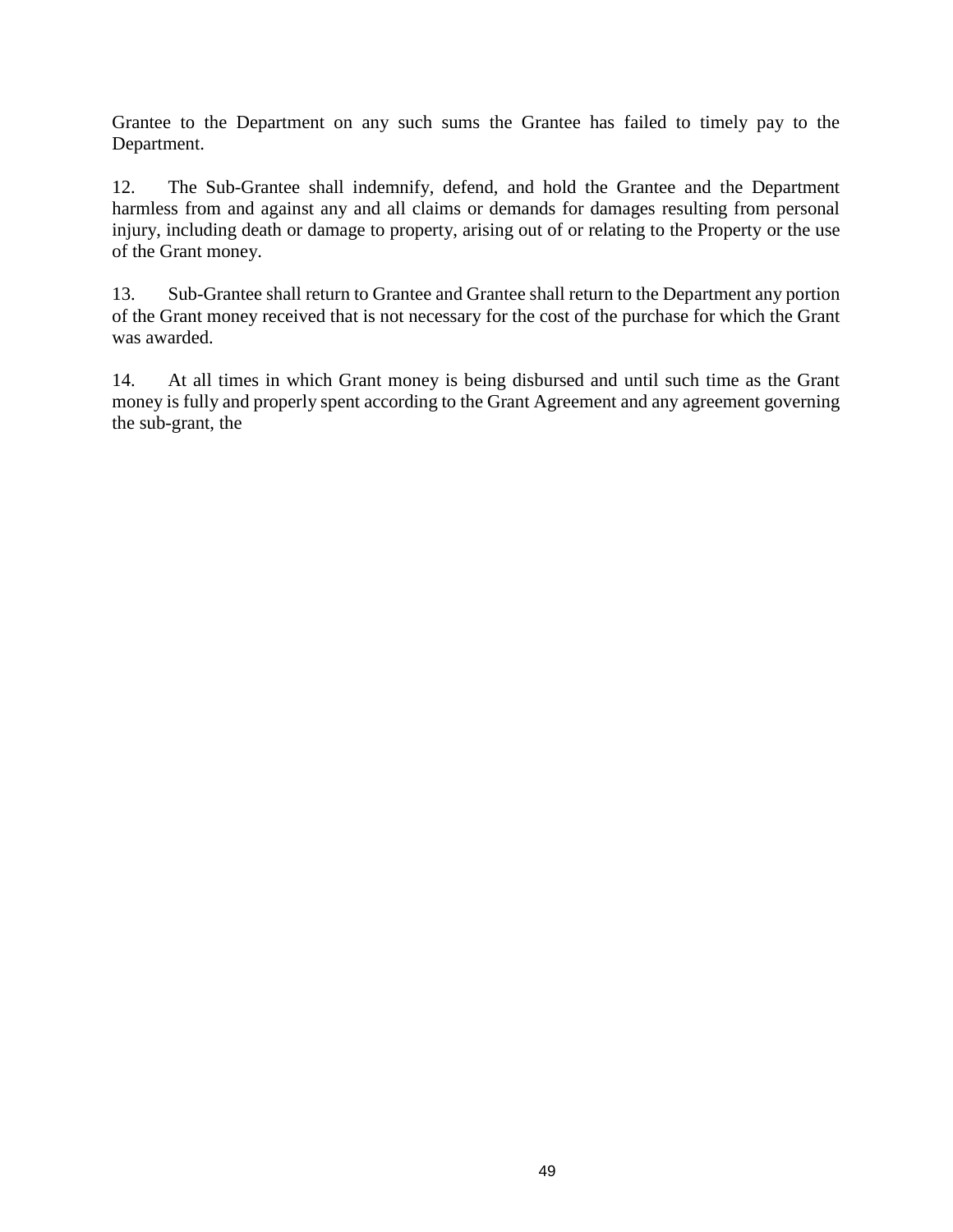Grantee to the Department on any such sums the Grantee has failed to timely pay to the Department.

12. The Sub-Grantee shall indemnify, defend, and hold the Grantee and the Department harmless from and against any and all claims or demands for damages resulting from personal injury, including death or damage to property, arising out of or relating to the Property or the use of the Grant money.

13. Sub-Grantee shall return to Grantee and Grantee shall return to the Department any portion of the Grant money received that is not necessary for the cost of the purchase for which the Grant was awarded.

14. At all times in which Grant money is being disbursed and until such time as the Grant money is fully and properly spent according to the Grant Agreement and any agreement governing the sub-grant, the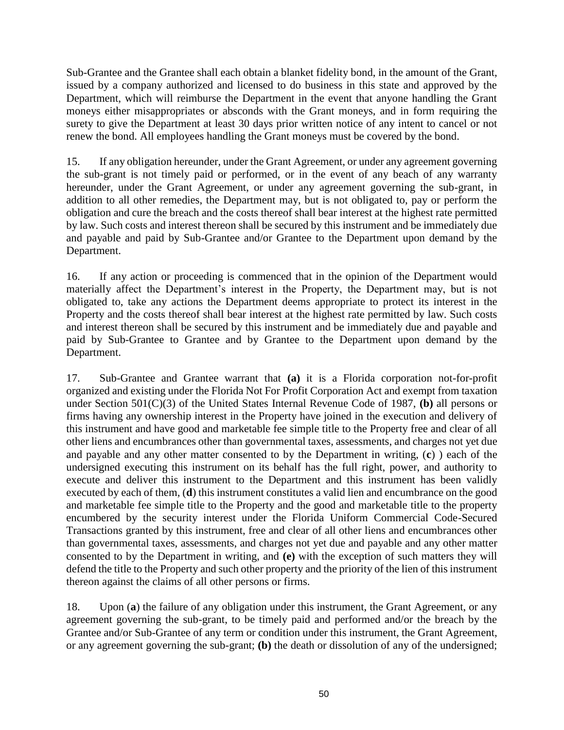Sub-Grantee and the Grantee shall each obtain a blanket fidelity bond, in the amount of the Grant, issued by a company authorized and licensed to do business in this state and approved by the Department, which will reimburse the Department in the event that anyone handling the Grant moneys either misappropriates or absconds with the Grant moneys, and in form requiring the surety to give the Department at least 30 days prior written notice of any intent to cancel or not renew the bond. All employees handling the Grant moneys must be covered by the bond.

15. If any obligation hereunder, under the Grant Agreement, or under any agreement governing the sub-grant is not timely paid or performed, or in the event of any beach of any warranty hereunder, under the Grant Agreement, or under any agreement governing the sub-grant, in addition to all other remedies, the Department may, but is not obligated to, pay or perform the obligation and cure the breach and the costs thereof shall bear interest at the highest rate permitted by law. Such costs and interest thereon shall be secured by this instrument and be immediately due and payable and paid by Sub-Grantee and/or Grantee to the Department upon demand by the Department.

16. If any action or proceeding is commenced that in the opinion of the Department would materially affect the Department's interest in the Property, the Department may, but is not obligated to, take any actions the Department deems appropriate to protect its interest in the Property and the costs thereof shall bear interest at the highest rate permitted by law. Such costs and interest thereon shall be secured by this instrument and be immediately due and payable and paid by Sub-Grantee to Grantee and by Grantee to the Department upon demand by the Department.

17. Sub-Grantee and Grantee warrant that **(a)** it is a Florida corporation not-for-profit organized and existing under the Florida Not For Profit Corporation Act and exempt from taxation under Section 501(C)(3) of the United States Internal Revenue Code of 1987, **(b)** all persons or firms having any ownership interest in the Property have joined in the execution and delivery of this instrument and have good and marketable fee simple title to the Property free and clear of all other liens and encumbrances other than governmental taxes, assessments, and charges not yet due and payable and any other matter consented to by the Department in writing, (**c**) ) each of the undersigned executing this instrument on its behalf has the full right, power, and authority to execute and deliver this instrument to the Department and this instrument has been validly executed by each of them, (**d**) this instrument constitutes a valid lien and encumbrance on the good and marketable fee simple title to the Property and the good and marketable title to the property encumbered by the security interest under the Florida Uniform Commercial Code-Secured Transactions granted by this instrument, free and clear of all other liens and encumbrances other than governmental taxes, assessments, and charges not yet due and payable and any other matter consented to by the Department in writing, and **(e)** with the exception of such matters they will defend the title to the Property and such other property and the priority of the lien of this instrument thereon against the claims of all other persons or firms.

18. Upon (**a**) the failure of any obligation under this instrument, the Grant Agreement, or any agreement governing the sub-grant, to be timely paid and performed and/or the breach by the Grantee and/or Sub-Grantee of any term or condition under this instrument, the Grant Agreement, or any agreement governing the sub-grant; **(b)** the death or dissolution of any of the undersigned;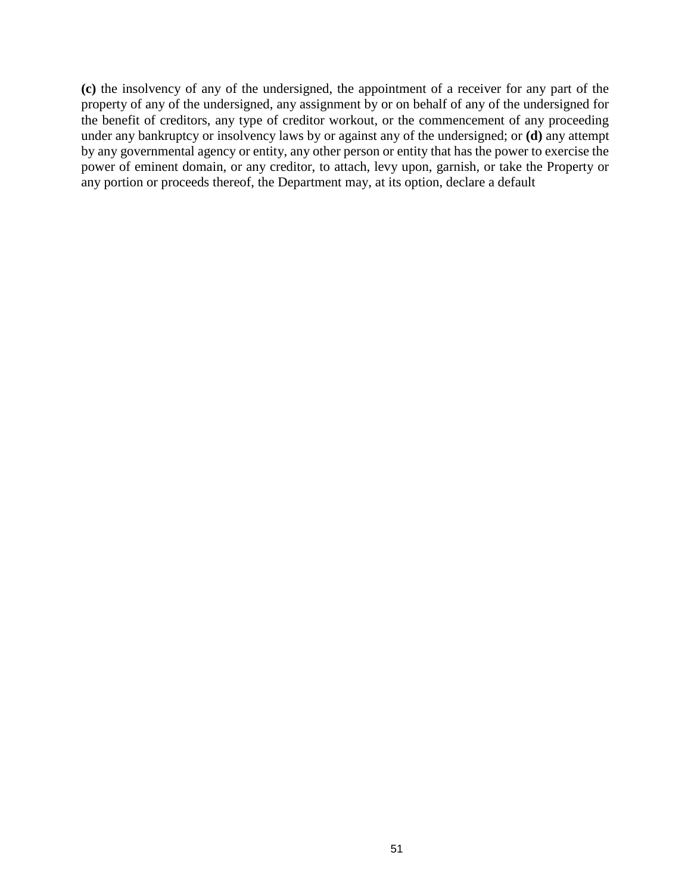**(c)** the insolvency of any of the undersigned, the appointment of a receiver for any part of the property of any of the undersigned, any assignment by or on behalf of any of the undersigned for the benefit of creditors, any type of creditor workout, or the commencement of any proceeding under any bankruptcy or insolvency laws by or against any of the undersigned; or **(d)** any attempt by any governmental agency or entity, any other person or entity that has the power to exercise the power of eminent domain, or any creditor, to attach, levy upon, garnish, or take the Property or any portion or proceeds thereof, the Department may, at its option, declare a default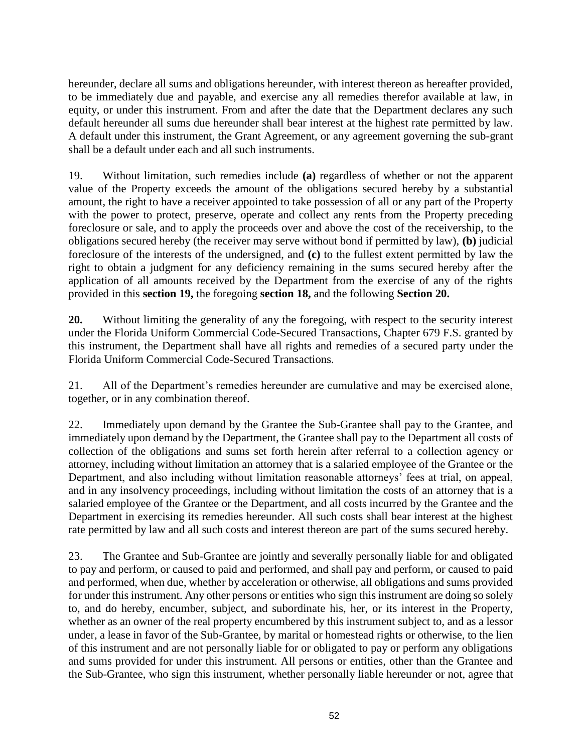hereunder, declare all sums and obligations hereunder, with interest thereon as hereafter provided, to be immediately due and payable, and exercise any all remedies therefor available at law, in equity, or under this instrument. From and after the date that the Department declares any such default hereunder all sums due hereunder shall bear interest at the highest rate permitted by law. A default under this instrument, the Grant Agreement, or any agreement governing the sub-grant shall be a default under each and all such instruments.

19. Without limitation, such remedies include **(a)** regardless of whether or not the apparent value of the Property exceeds the amount of the obligations secured hereby by a substantial amount, the right to have a receiver appointed to take possession of all or any part of the Property with the power to protect, preserve, operate and collect any rents from the Property preceding foreclosure or sale, and to apply the proceeds over and above the cost of the receivership, to the obligations secured hereby (the receiver may serve without bond if permitted by law), **(b)** judicial foreclosure of the interests of the undersigned, and **(c)** to the fullest extent permitted by law the right to obtain a judgment for any deficiency remaining in the sums secured hereby after the application of all amounts received by the Department from the exercise of any of the rights provided in this **section 19,** the foregoing **section 18,** and the following **Section 20.**

**20.** Without limiting the generality of any the foregoing, with respect to the security interest under the Florida Uniform Commercial Code-Secured Transactions, Chapter 679 F.S. granted by this instrument, the Department shall have all rights and remedies of a secured party under the Florida Uniform Commercial Code-Secured Transactions.

21. All of the Department's remedies hereunder are cumulative and may be exercised alone, together, or in any combination thereof.

22. Immediately upon demand by the Grantee the Sub-Grantee shall pay to the Grantee, and immediately upon demand by the Department, the Grantee shall pay to the Department all costs of collection of the obligations and sums set forth herein after referral to a collection agency or attorney, including without limitation an attorney that is a salaried employee of the Grantee or the Department, and also including without limitation reasonable attorneys' fees at trial, on appeal, and in any insolvency proceedings, including without limitation the costs of an attorney that is a salaried employee of the Grantee or the Department, and all costs incurred by the Grantee and the Department in exercising its remedies hereunder. All such costs shall bear interest at the highest rate permitted by law and all such costs and interest thereon are part of the sums secured hereby.

23. The Grantee and Sub-Grantee are jointly and severally personally liable for and obligated to pay and perform, or caused to paid and performed, and shall pay and perform, or caused to paid and performed, when due, whether by acceleration or otherwise, all obligations and sums provided for under this instrument. Any other persons or entities who sign this instrument are doing so solely to, and do hereby, encumber, subject, and subordinate his, her, or its interest in the Property, whether as an owner of the real property encumbered by this instrument subject to, and as a lessor under, a lease in favor of the Sub-Grantee, by marital or homestead rights or otherwise, to the lien of this instrument and are not personally liable for or obligated to pay or perform any obligations and sums provided for under this instrument. All persons or entities, other than the Grantee and the Sub-Grantee, who sign this instrument, whether personally liable hereunder or not, agree that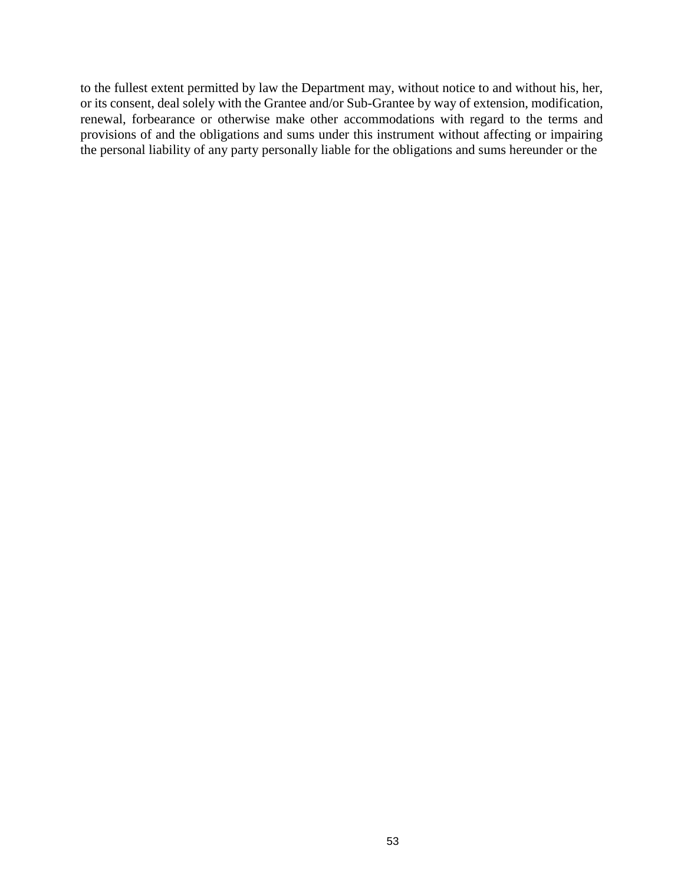to the fullest extent permitted by law the Department may, without notice to and without his, her, or its consent, deal solely with the Grantee and/or Sub-Grantee by way of extension, modification, renewal, forbearance or otherwise make other accommodations with regard to the terms and provisions of and the obligations and sums under this instrument without affecting or impairing the personal liability of any party personally liable for the obligations and sums hereunder or the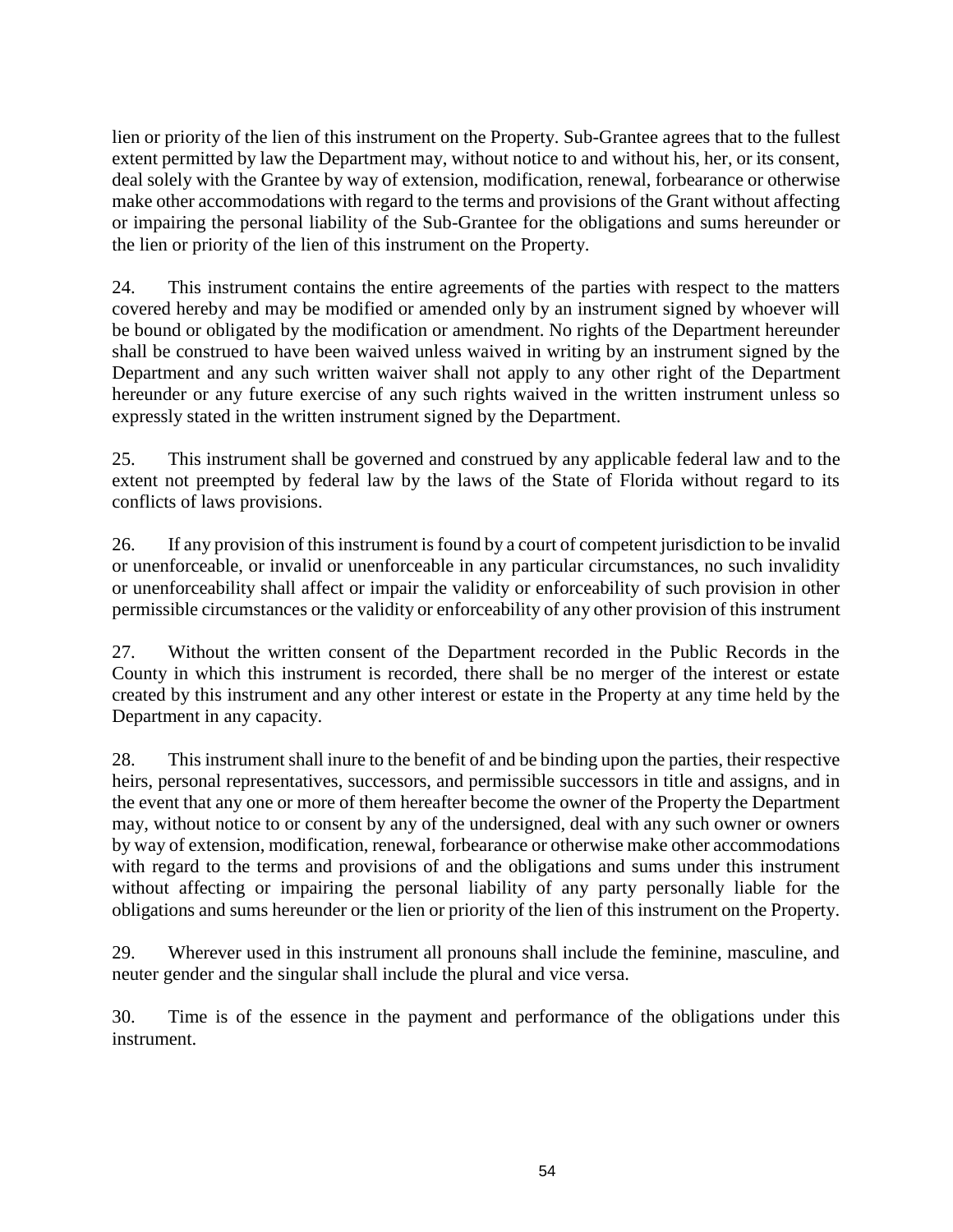lien or priority of the lien of this instrument on the Property. Sub-Grantee agrees that to the fullest extent permitted by law the Department may, without notice to and without his, her, or its consent, deal solely with the Grantee by way of extension, modification, renewal, forbearance or otherwise make other accommodations with regard to the terms and provisions of the Grant without affecting or impairing the personal liability of the Sub-Grantee for the obligations and sums hereunder or the lien or priority of the lien of this instrument on the Property.

24. This instrument contains the entire agreements of the parties with respect to the matters covered hereby and may be modified or amended only by an instrument signed by whoever will be bound or obligated by the modification or amendment. No rights of the Department hereunder shall be construed to have been waived unless waived in writing by an instrument signed by the Department and any such written waiver shall not apply to any other right of the Department hereunder or any future exercise of any such rights waived in the written instrument unless so expressly stated in the written instrument signed by the Department.

25. This instrument shall be governed and construed by any applicable federal law and to the extent not preempted by federal law by the laws of the State of Florida without regard to its conflicts of laws provisions.

26. If any provision of this instrument is found by a court of competent jurisdiction to be invalid or unenforceable, or invalid or unenforceable in any particular circumstances, no such invalidity or unenforceability shall affect or impair the validity or enforceability of such provision in other permissible circumstances or the validity or enforceability of any other provision of this instrument

27. Without the written consent of the Department recorded in the Public Records in the County in which this instrument is recorded, there shall be no merger of the interest or estate created by this instrument and any other interest or estate in the Property at any time held by the Department in any capacity.

28. This instrument shall inure to the benefit of and be binding upon the parties, their respective heirs, personal representatives, successors, and permissible successors in title and assigns, and in the event that any one or more of them hereafter become the owner of the Property the Department may, without notice to or consent by any of the undersigned, deal with any such owner or owners by way of extension, modification, renewal, forbearance or otherwise make other accommodations with regard to the terms and provisions of and the obligations and sums under this instrument without affecting or impairing the personal liability of any party personally liable for the obligations and sums hereunder or the lien or priority of the lien of this instrument on the Property.

29. Wherever used in this instrument all pronouns shall include the feminine, masculine, and neuter gender and the singular shall include the plural and vice versa.

30. Time is of the essence in the payment and performance of the obligations under this instrument.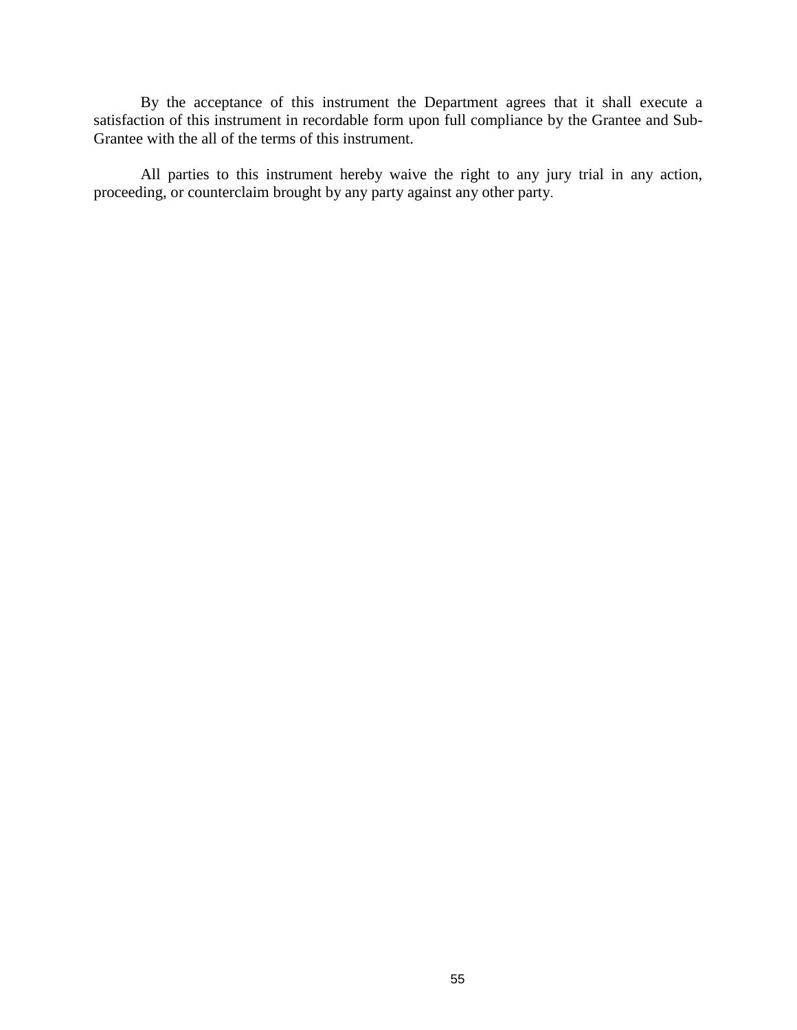By the acceptance of this instrument the Department agrees that it shall execute a satisfaction of this instrument in recordable form upon full compliance by the Grantee and Sub-Grantee with the all of the terms of this instrument.

All parties to this instrument hereby waive the right to any jury trial in any action, proceeding, or counterclaim brought by any party against any other party.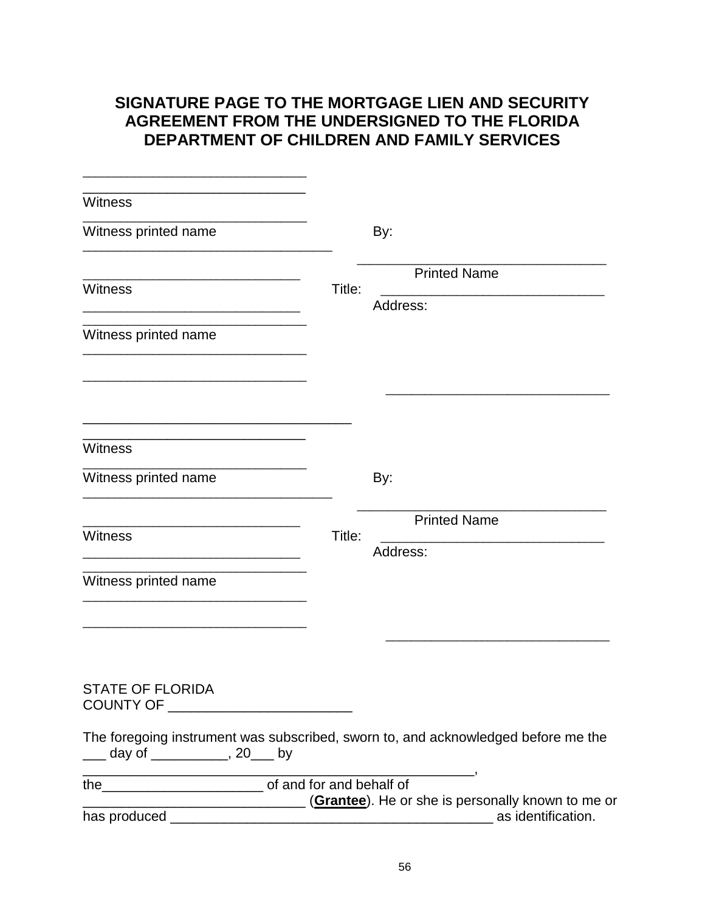# SIGNATURE PAGE TO THE MORTGAGE LIEN AND SECURITY AGREEMENT FROM THE UNDERSIGNED TO THE FLORIDA DEPARTMENT OF CHILDREN AND FAMILY SERVICES

_____________________________

_____________________________
Witness

_____________________________
Witness printed name

By:

_________________________________

_________________________________
Printed Name

_____________________________
Witness

Title: _____________________________

Address:

_____________________________

_____________________________
Witness printed name

_____________________________

_____________________________

_____________________________

___________________________________

_____________________________
Witness

_____________________________
Witness printed name

By:

_________________________________

_________________________________
Printed Name

_____________________________
Witness

Title: _____________________________

Address:

_____________________________

_____________________________
Witness printed name

_____________________________

_____________________________

_____________________________

STATE OF FLORIDA
COUNTY OF ________________________

The foregoing instrument was subscribed, sworn to, and acknowledged before me the ___ day of __________, 20___ by _____________________________________________________, the_____________________ of and for and behalf of _____________________________ (**<u>Grantee</u>**). He or she is personally known to me or has produced ___________________________________________ as identification.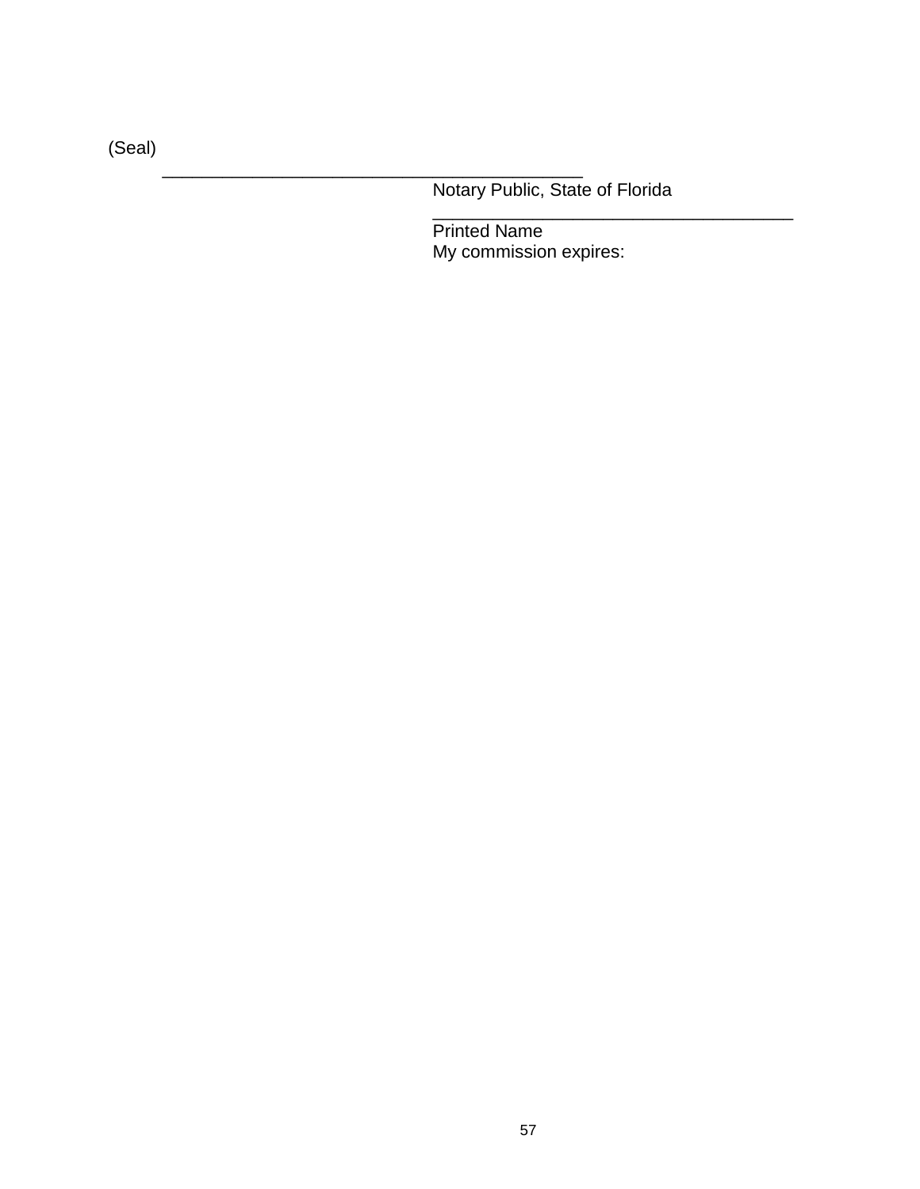(Seal)

\_\_\_\_\_\_\_\_\_\_\_\_\_\_\_\_\_\_\_\_\_\_\_\_\_\_\_\_\_\_\_\_\_\_\_\_\_\_\_\_\_\_\_\_\_\_

Notary Public, State of Florida

\_\_\_\_\_\_\_\_\_\_\_\_\_\_\_\_\_\_\_\_\_\_\_\_\_\_\_\_\_\_\_\_\_\_\_\_\_\_\_

Printed Name

My commission expires: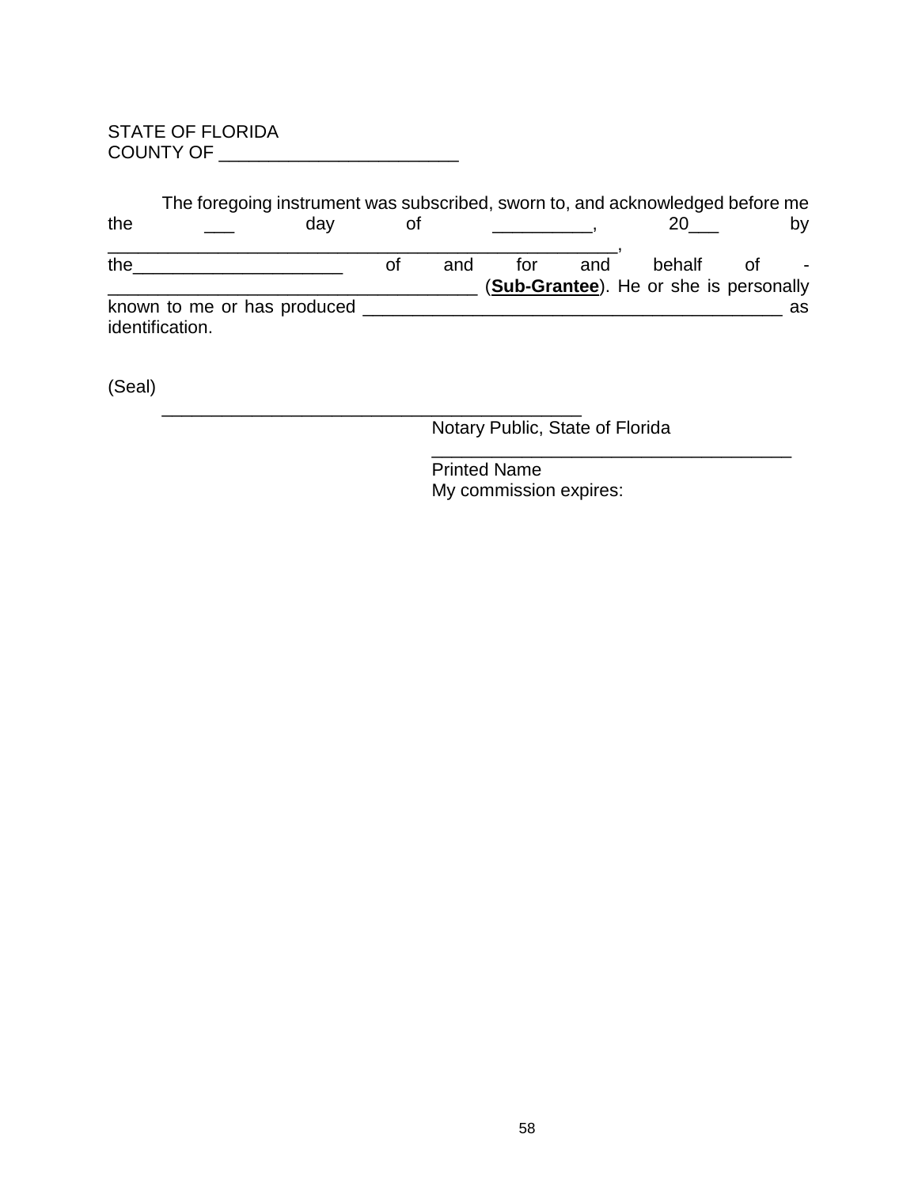STATE OF FLORIDA
COUNTY OF ________________________

The foregoing instrument was subscribed, sworn to, and acknowledged before me the ___ day of __________, 20___ by ___________________________________________________, the_____________________ of and for and behalf of -____________________________________ (**<u>Sub-Grantee</u>**). He or she is personally known to me or has produced __________________________________________ as identification.

(Seal)

__________________________________________
Notary Public, State of Florida

____________________________________
Printed Name
My commission expires: